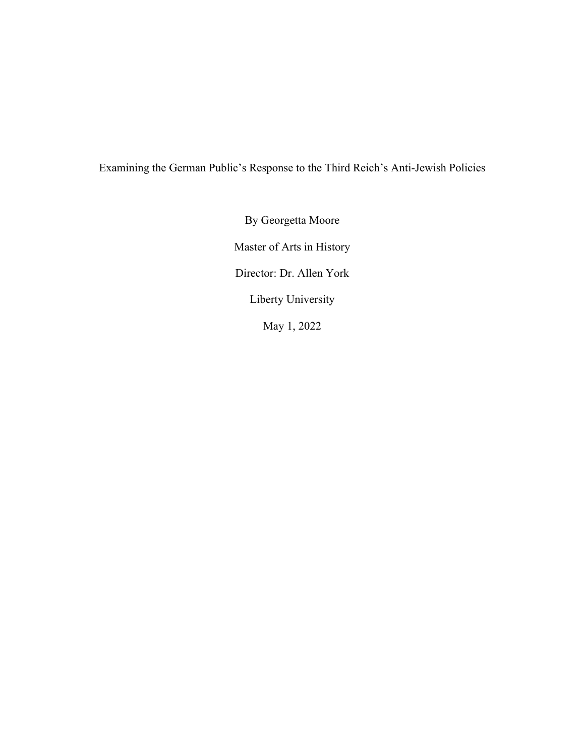# Examining the German Public's Response to the Third Reich's Anti-Jewish Policies

By Georgetta Moore

Master of Arts in History

Director: Dr. Allen York

Liberty University

May 1, 2022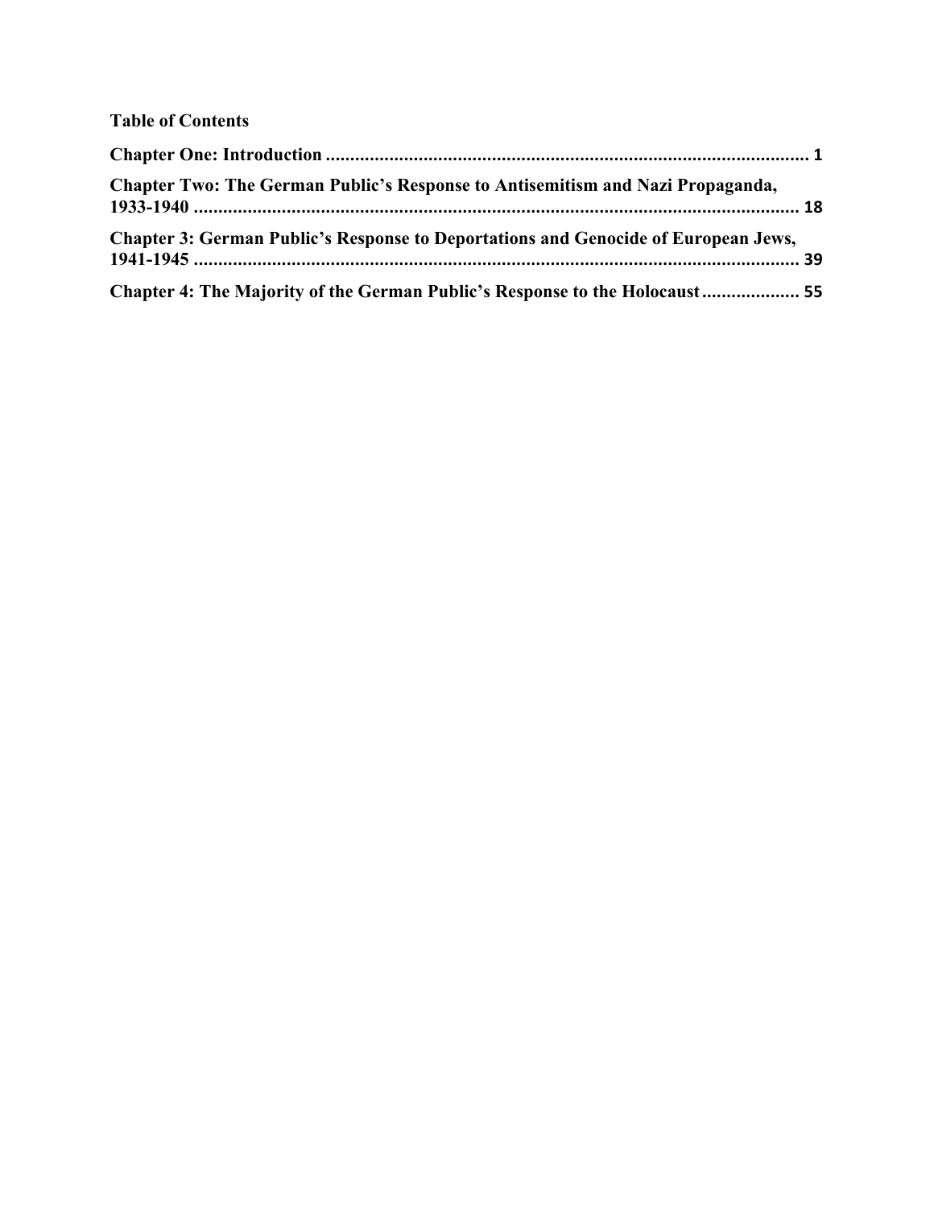**Table of Contents**

**Chapter One: Introduction** ........................................................................................................ **1**

**Chapter Two: The German Public's Response to Antisemitism and Nazi Propaganda, 1933-1940** .............................................................................................................................. **18**

**Chapter 3: German Public's Response to Deportations and Genocide of European Jews, 1941-1945** .............................................................................................................................. **39**

**Chapter 4: The Majority of the German Public's Response to the Holocaust** .................... **55**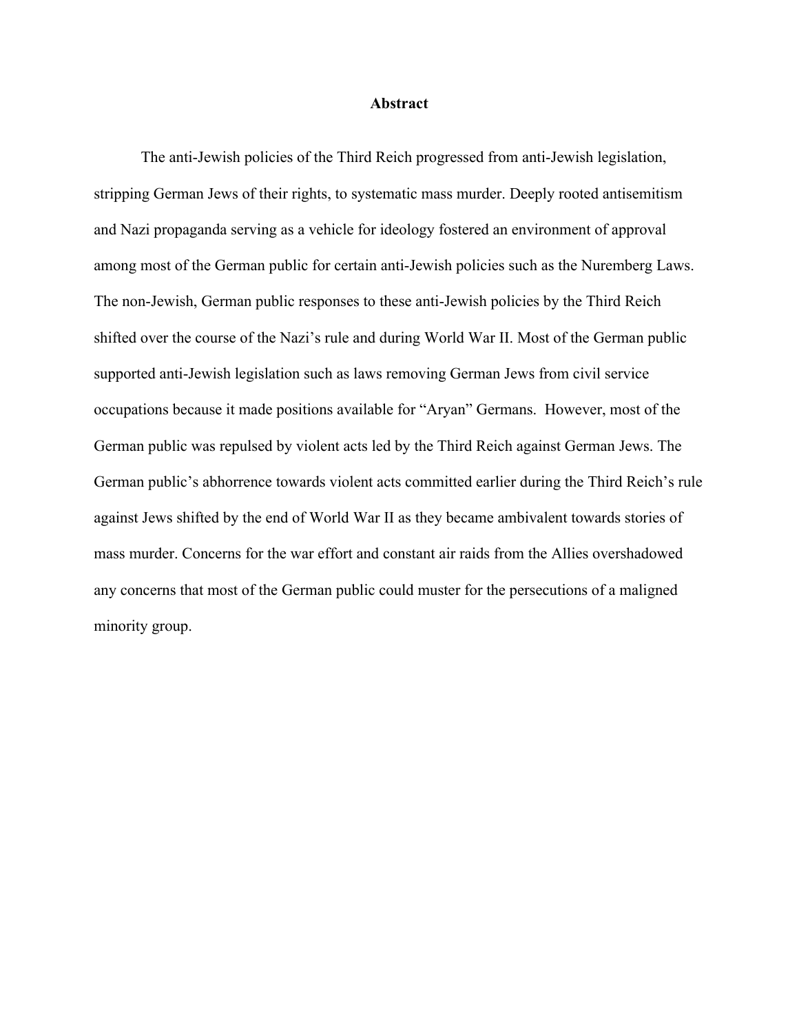# Abstract

The anti-Jewish policies of the Third Reich progressed from anti-Jewish legislation, stripping German Jews of their rights, to systematic mass murder. Deeply rooted antisemitism and Nazi propaganda serving as a vehicle for ideology fostered an environment of approval among most of the German public for certain anti-Jewish policies such as the Nuremberg Laws. The non-Jewish, German public responses to these anti-Jewish policies by the Third Reich shifted over the course of the Nazi's rule and during World War II. Most of the German public supported anti-Jewish legislation such as laws removing German Jews from civil service occupations because it made positions available for "Aryan" Germans. However, most of the German public was repulsed by violent acts led by the Third Reich against German Jews. The German public's abhorrence towards violent acts committed earlier during the Third Reich's rule against Jews shifted by the end of World War II as they became ambivalent towards stories of mass murder. Concerns for the war effort and constant air raids from the Allies overshadowed any concerns that most of the German public could muster for the persecutions of a maligned minority group.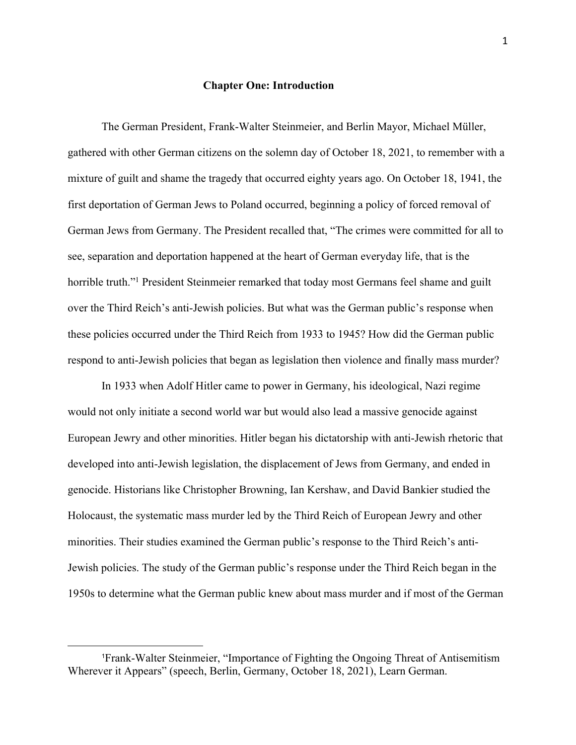# Chapter One: Introduction

The German President, Frank-Walter Steinmeier, and Berlin Mayor, Michael Müller, gathered with other German citizens on the solemn day of October 18, 2021, to remember with a mixture of guilt and shame the tragedy that occurred eighty years ago. On October 18, 1941, the first deportation of German Jews to Poland occurred, beginning a policy of forced removal of German Jews from Germany. The President recalled that, "The crimes were committed for all to see, separation and deportation happened at the heart of German everyday life, that is the horrible truth."[1] President Steinmeier remarked that today most Germans feel shame and guilt over the Third Reich's anti-Jewish policies. But what was the German public's response when these policies occurred under the Third Reich from 1933 to 1945? How did the German public respond to anti-Jewish policies that began as legislation then violence and finally mass murder?

In 1933 when Adolf Hitler came to power in Germany, his ideological, Nazi regime would not only initiate a second world war but would also lead a massive genocide against European Jewry and other minorities. Hitler began his dictatorship with anti-Jewish rhetoric that developed into anti-Jewish legislation, the displacement of Jews from Germany, and ended in genocide. Historians like Christopher Browning, Ian Kershaw, and David Bankier studied the Holocaust, the systematic mass murder led by the Third Reich of European Jewry and other minorities. Their studies examined the German public's response to the Third Reich's anti-Jewish policies. The study of the German public's response under the Third Reich began in the 1950s to determine what the German public knew about mass murder and if most of the German

[1] Frank-Walter Steinmeier, "Importance of Fighting the Ongoing Threat of Antisemitism Wherever it Appears" (speech, Berlin, Germany, October 18, 2021), Learn German.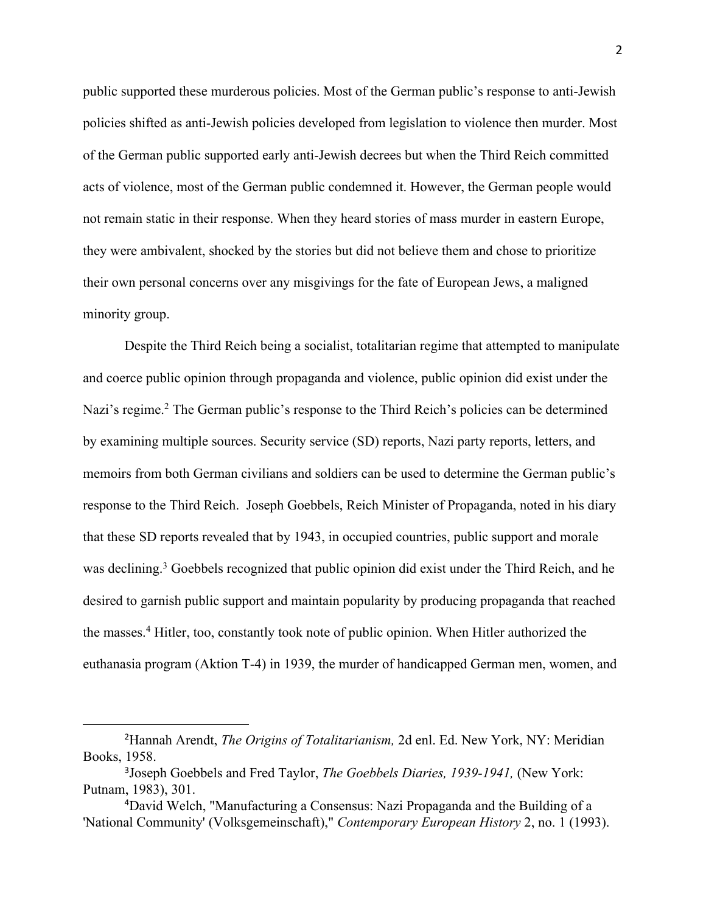public supported these murderous policies. Most of the German public's response to anti-Jewish policies shifted as anti-Jewish policies developed from legislation to violence then murder. Most of the German public supported early anti-Jewish decrees but when the Third Reich committed acts of violence, most of the German public condemned it. However, the German people would not remain static in their response. When they heard stories of mass murder in eastern Europe, they were ambivalent, shocked by the stories but did not believe them and chose to prioritize their own personal concerns over any misgivings for the fate of European Jews, a maligned minority group.

Despite the Third Reich being a socialist, totalitarian regime that attempted to manipulate and coerce public opinion through propaganda and violence, public opinion did exist under the Nazi's regime.[2] The German public's response to the Third Reich's policies can be determined by examining multiple sources. Security service (SD) reports, Nazi party reports, letters, and memoirs from both German civilians and soldiers can be used to determine the German public's response to the Third Reich. Joseph Goebbels, Reich Minister of Propaganda, noted in his diary that these SD reports revealed that by 1943, in occupied countries, public support and morale was declining.[3] Goebbels recognized that public opinion did exist under the Third Reich, and he desired to garnish public support and maintain popularity by producing propaganda that reached the masses.[4] Hitler, too, constantly took note of public opinion. When Hitler authorized the euthanasia program (Aktion T-4) in 1939, the murder of handicapped German men, women, and

---

[2] Hannah Arendt, *The Origins of Totalitarianism,* 2d enl. Ed. New York, NY: Meridian Books, 1958.

[3] Joseph Goebbels and Fred Taylor, *The Goebbels Diaries, 1939-1941,* (New York: Putnam, 1983), 301.

[4] David Welch, "Manufacturing a Consensus: Nazi Propaganda and the Building of a 'National Community' (Volksgemeinschaft)," *Contemporary European History* 2, no. 1 (1993).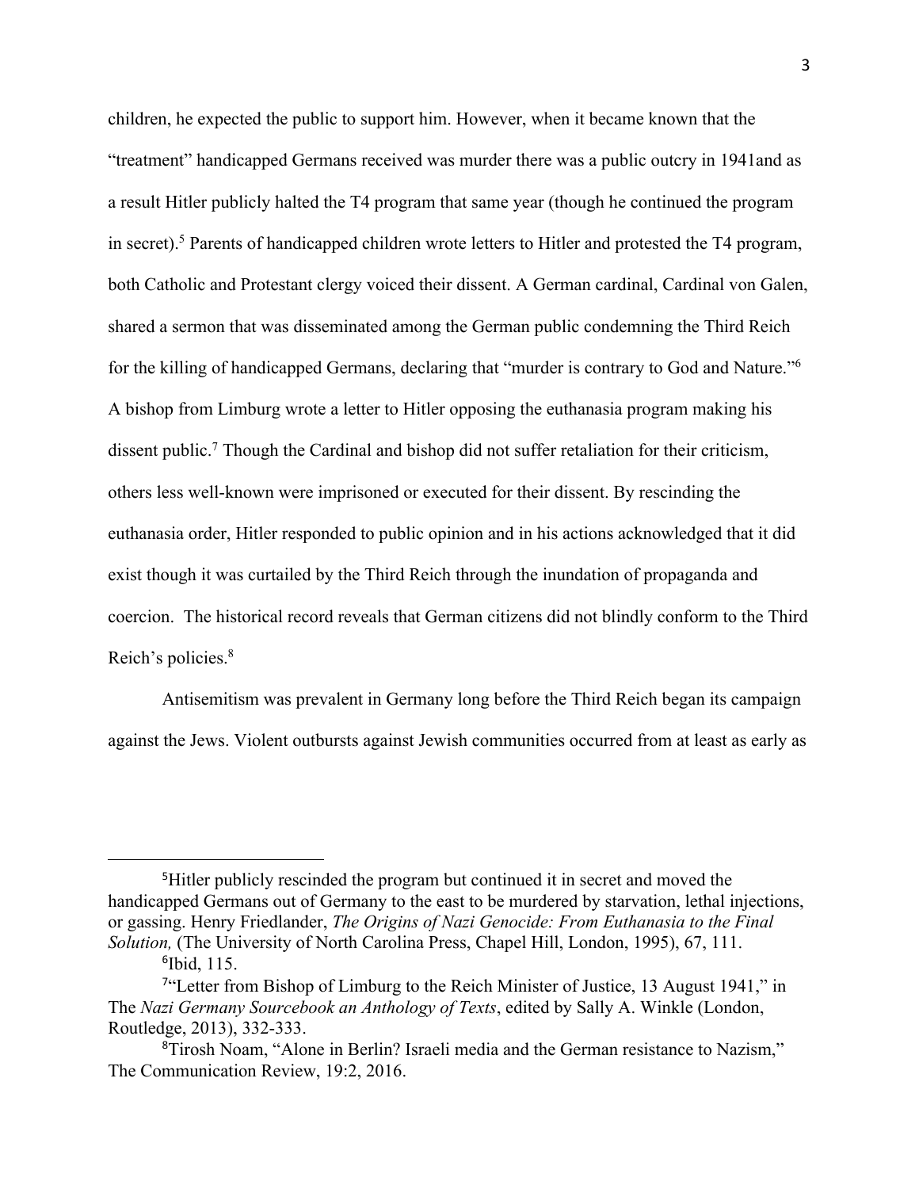children, he expected the public to support him. However, when it became known that the "treatment" handicapped Germans received was murder there was a public outcry in 1941and as a result Hitler publicly halted the T4 program that same year (though he continued the program in secret).[5] Parents of handicapped children wrote letters to Hitler and protested the T4 program, both Catholic and Protestant clergy voiced their dissent. A German cardinal, Cardinal von Galen, shared a sermon that was disseminated among the German public condemning the Third Reich for the killing of handicapped Germans, declaring that "murder is contrary to God and Nature."[6] A bishop from Limburg wrote a letter to Hitler opposing the euthanasia program making his dissent public.[7] Though the Cardinal and bishop did not suffer retaliation for their criticism, others less well-known were imprisoned or executed for their dissent. By rescinding the euthanasia order, Hitler responded to public opinion and in his actions acknowledged that it did exist though it was curtailed by the Third Reich through the inundation of propaganda and coercion. The historical record reveals that German citizens did not blindly conform to the Third Reich's policies.[8]

Antisemitism was prevalent in Germany long before the Third Reich began its campaign against the Jews. Violent outbursts against Jewish communities occurred from at least as early as

---

[5] Hitler publicly rescinded the program but continued it in secret and moved the handicapped Germans out of Germany to the east to be murdered by starvation, lethal injections, or gassing. Henry Friedlander, *The Origins of Nazi Genocide: From Euthanasia to the Final Solution,* (The University of North Carolina Press, Chapel Hill, London, 1995), 67, 111.

[6] Ibid, 115.

[7] "Letter from Bishop of Limburg to the Reich Minister of Justice, 13 August 1941," in The *Nazi Germany Sourcebook an Anthology of Texts*, edited by Sally A. Winkle (London, Routledge, 2013), 332-333.

[8] Tirosh Noam, "Alone in Berlin? Israeli media and the German resistance to Nazism," The Communication Review, 19:2, 2016.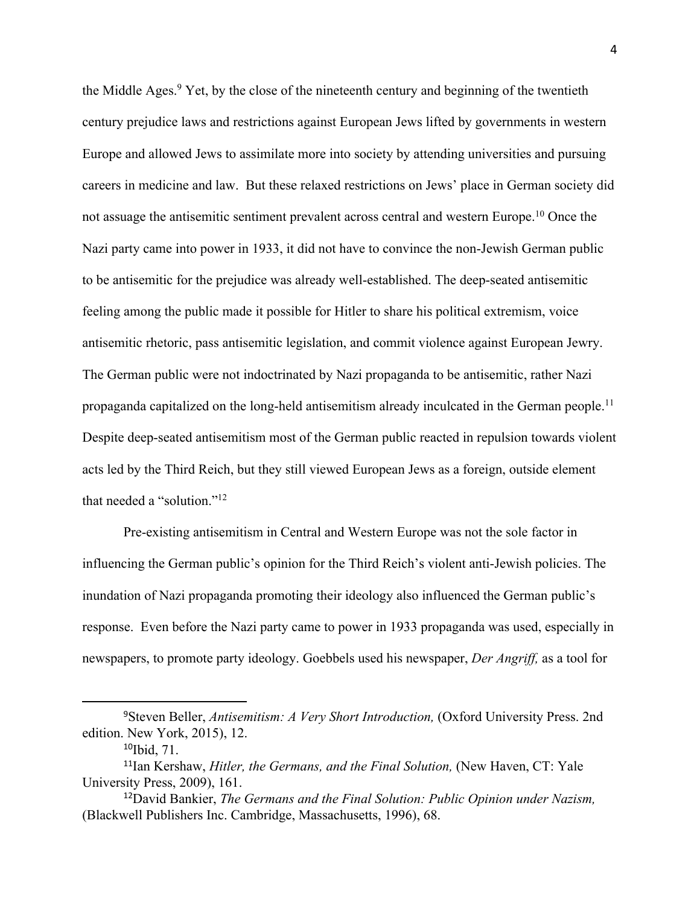the Middle Ages.[9] Yet, by the close of the nineteenth century and beginning of the twentieth century prejudice laws and restrictions against European Jews lifted by governments in western Europe and allowed Jews to assimilate more into society by attending universities and pursuing careers in medicine and law.  But these relaxed restrictions on Jews' place in German society did not assuage the antisemitic sentiment prevalent across central and western Europe.[10] Once the Nazi party came into power in 1933, it did not have to convince the non-Jewish German public to be antisemitic for the prejudice was already well-established. The deep-seated antisemitic feeling among the public made it possible for Hitler to share his political extremism, voice antisemitic rhetoric, pass antisemitic legislation, and commit violence against European Jewry. The German public were not indoctrinated by Nazi propaganda to be antisemitic, rather Nazi propaganda capitalized on the long-held antisemitism already inculcated in the German people.[11] Despite deep-seated antisemitism most of the German public reacted in repulsion towards violent acts led by the Third Reich, but they still viewed European Jews as a foreign, outside element that needed a "solution."[12]

Pre-existing antisemitism in Central and Western Europe was not the sole factor in influencing the German public's opinion for the Third Reich's violent anti-Jewish policies. The inundation of Nazi propaganda promoting their ideology also influenced the German public's response.  Even before the Nazi party came to power in 1933 propaganda was used, especially in newspapers, to promote party ideology. Goebbels used his newspaper, *Der Angriff,* as a tool for

---

[9]Steven Beller, *Antisemitism: A Very Short Introduction,* (Oxford University Press. 2nd edition. New York, 2015), 12.

[10]Ibid, 71.

[11]Ian Kershaw, *Hitler, the Germans, and the Final Solution,* (New Haven, CT: Yale University Press, 2009), 161.

[12]David Bankier, *The Germans and the Final Solution: Public Opinion under Nazism,* (Blackwell Publishers Inc. Cambridge, Massachusetts, 1996), 68.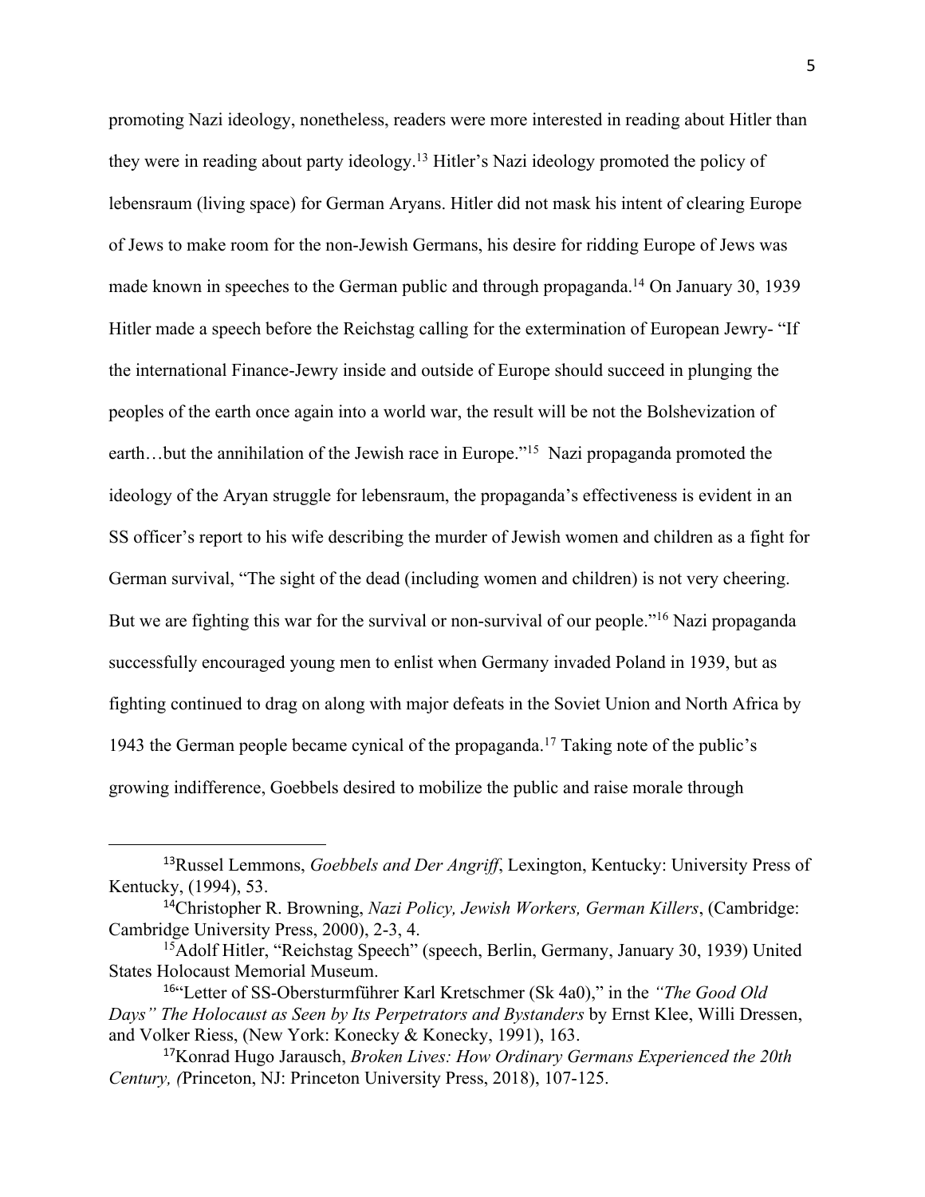promoting Nazi ideology, nonetheless, readers were more interested in reading about Hitler than they were in reading about party ideology.[13] Hitler's Nazi ideology promoted the policy of lebensraum (living space) for German Aryans. Hitler did not mask his intent of clearing Europe of Jews to make room for the non-Jewish Germans, his desire for ridding Europe of Jews was made known in speeches to the German public and through propaganda.[14] On January 30, 1939 Hitler made a speech before the Reichstag calling for the extermination of European Jewry- "If the international Finance-Jewry inside and outside of Europe should succeed in plunging the peoples of the earth once again into a world war, the result will be not the Bolshevization of earth…but the annihilation of the Jewish race in Europe."[15] Nazi propaganda promoted the ideology of the Aryan struggle for lebensraum, the propaganda's effectiveness is evident in an SS officer's report to his wife describing the murder of Jewish women and children as a fight for German survival, "The sight of the dead (including women and children) is not very cheering. But we are fighting this war for the survival or non-survival of our people."[16] Nazi propaganda successfully encouraged young men to enlist when Germany invaded Poland in 1939, but as fighting continued to drag on along with major defeats in the Soviet Union and North Africa by 1943 the German people became cynical of the propaganda.[17] Taking note of the public's growing indifference, Goebbels desired to mobilize the public and raise morale through

---

[13] Russel Lemmons, *Goebbels and Der Angriff*, Lexington, Kentucky: University Press of Kentucky, (1994), 53.

[14] Christopher R. Browning, *Nazi Policy, Jewish Workers, German Killers*, (Cambridge: Cambridge University Press, 2000), 2-3, 4.

[15] Adolf Hitler, "Reichstag Speech" (speech, Berlin, Germany, January 30, 1939) United States Holocaust Memorial Museum.

[16] "Letter of SS-Obersturmführer Karl Kretschmer (Sk 4a0)," in the *"The Good Old Days" The Holocaust as Seen by Its Perpetrators and Bystanders* by Ernst Klee, Willi Dressen, and Volker Riess, (New York: Konecky & Konecky, 1991), 163.

[17] Konrad Hugo Jarausch, *Broken Lives: How Ordinary Germans Experienced the 20th Century, (*Princeton, NJ: Princeton University Press, 2018), 107-125.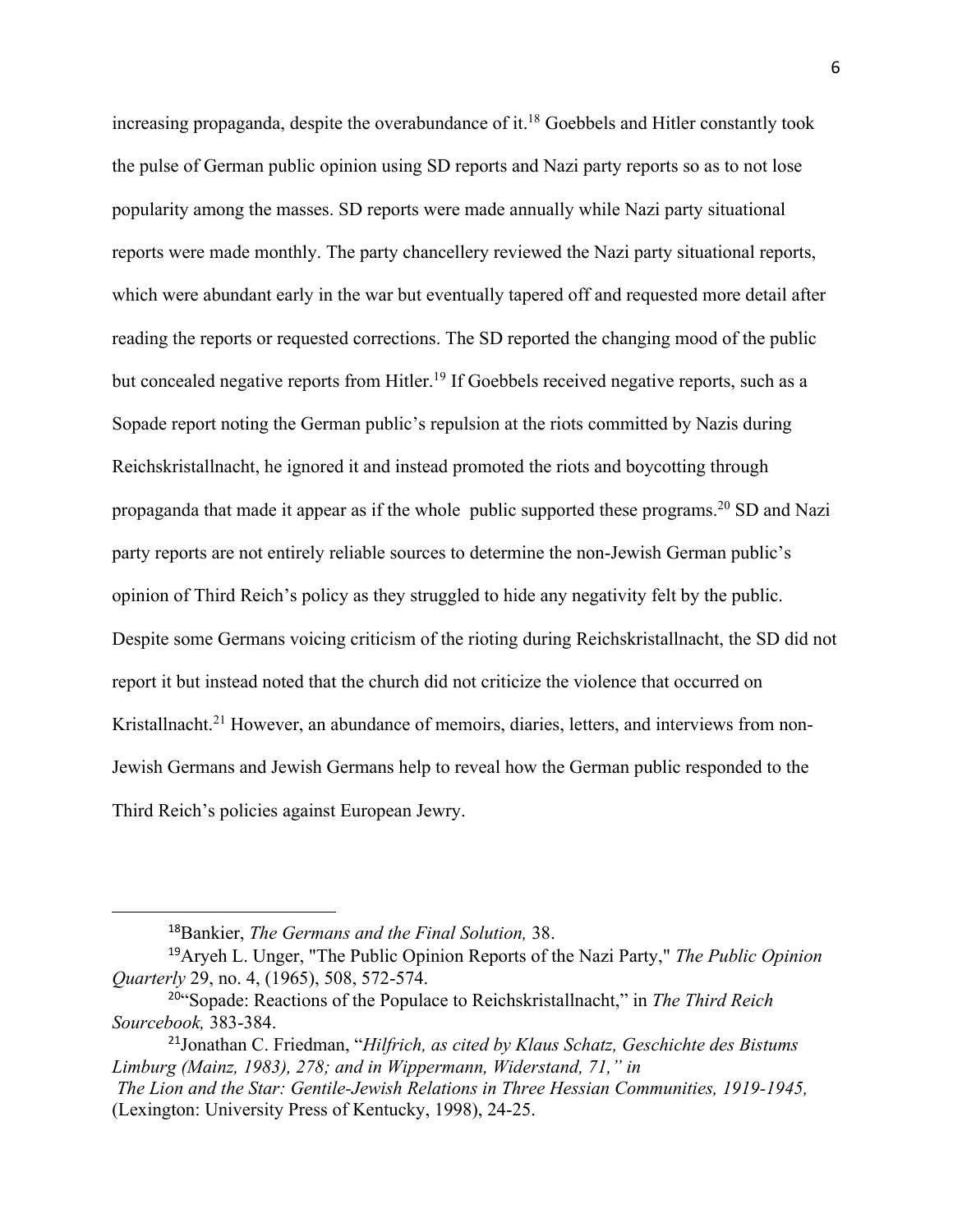increasing propaganda, despite the overabundance of it.[18] Goebbels and Hitler constantly took the pulse of German public opinion using SD reports and Nazi party reports so as to not lose popularity among the masses. SD reports were made annually while Nazi party situational reports were made monthly. The party chancellery reviewed the Nazi party situational reports, which were abundant early in the war but eventually tapered off and requested more detail after reading the reports or requested corrections. The SD reported the changing mood of the public but concealed negative reports from Hitler.[19] If Goebbels received negative reports, such as a Sopade report noting the German public's repulsion at the riots committed by Nazis during Reichskristallnacht, he ignored it and instead promoted the riots and boycotting through propaganda that made it appear as if the whole public supported these programs.[20] SD and Nazi party reports are not entirely reliable sources to determine the non-Jewish German public's opinion of Third Reich's policy as they struggled to hide any negativity felt by the public. Despite some Germans voicing criticism of the rioting during Reichskristallnacht, the SD did not report it but instead noted that the church did not criticize the violence that occurred on Kristallnacht.[21] However, an abundance of memoirs, diaries, letters, and interviews from non-Jewish Germans and Jewish Germans help to reveal how the German public responded to the Third Reich's policies against European Jewry.

[18]Bankier, *The Germans and the Final Solution,* 38.

[19]Aryeh L. Unger, "The Public Opinion Reports of the Nazi Party," *The Public Opinion Quarterly* 29, no. 4, (1965), 508, 572-574.

[20]"Sopade: Reactions of the Populace to Reichskristallnacht," in *The Third Reich Sourcebook,* 383-384.

[21]Jonathan C. Friedman, "*Hilfrich, as cited by Klaus Schatz, Geschichte des Bistums Limburg (Mainz, 1983), 278; and in Wippermann, Widerstand, 71," in The Lion and the Star: Gentile-Jewish Relations in Three Hessian Communities, 1919-1945,* (Lexington: University Press of Kentucky, 1998), 24-25.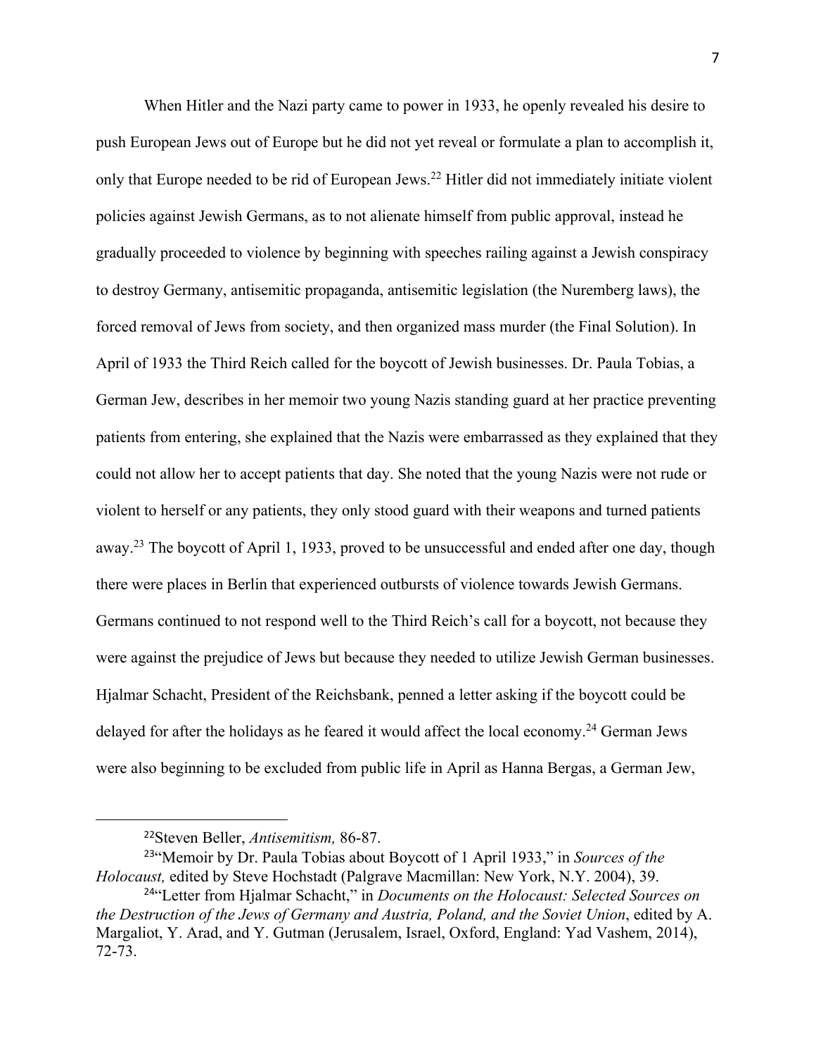When Hitler and the Nazi party came to power in 1933, he openly revealed his desire to push European Jews out of Europe but he did not yet reveal or formulate a plan to accomplish it, only that Europe needed to be rid of European Jews.[22] Hitler did not immediately initiate violent policies against Jewish Germans, as to not alienate himself from public approval, instead he gradually proceeded to violence by beginning with speeches railing against a Jewish conspiracy to destroy Germany, antisemitic propaganda, antisemitic legislation (the Nuremberg laws), the forced removal of Jews from society, and then organized mass murder (the Final Solution). In April of 1933 the Third Reich called for the boycott of Jewish businesses. Dr. Paula Tobias, a German Jew, describes in her memoir two young Nazis standing guard at her practice preventing patients from entering, she explained that the Nazis were embarrassed as they explained that they could not allow her to accept patients that day. She noted that the young Nazis were not rude or violent to herself or any patients, they only stood guard with their weapons and turned patients away.[23] The boycott of April 1, 1933, proved to be unsuccessful and ended after one day, though there were places in Berlin that experienced outbursts of violence towards Jewish Germans. Germans continued to not respond well to the Third Reich's call for a boycott, not because they were against the prejudice of Jews but because they needed to utilize Jewish German businesses. Hjalmar Schacht, President of the Reichsbank, penned a letter asking if the boycott could be delayed for after the holidays as he feared it would affect the local economy.[24] German Jews were also beginning to be excluded from public life in April as Hanna Bergas, a German Jew,

---

[22]Steven Beller, *Antisemitism,* 86-87.

[23]"Memoir by Dr. Paula Tobias about Boycott of 1 April 1933," in *Sources of the Holocaust,* edited by Steve Hochstadt (Palgrave Macmillan: New York, N.Y. 2004), 39.

[24]"Letter from Hjalmar Schacht," in *Documents on the Holocaust: Selected Sources on the Destruction of the Jews of Germany and Austria, Poland, and the Soviet Union*, edited by A. Margaliot, Y. Arad, and Y. Gutman (Jerusalem, Israel, Oxford, England: Yad Vashem, 2014), 72-73.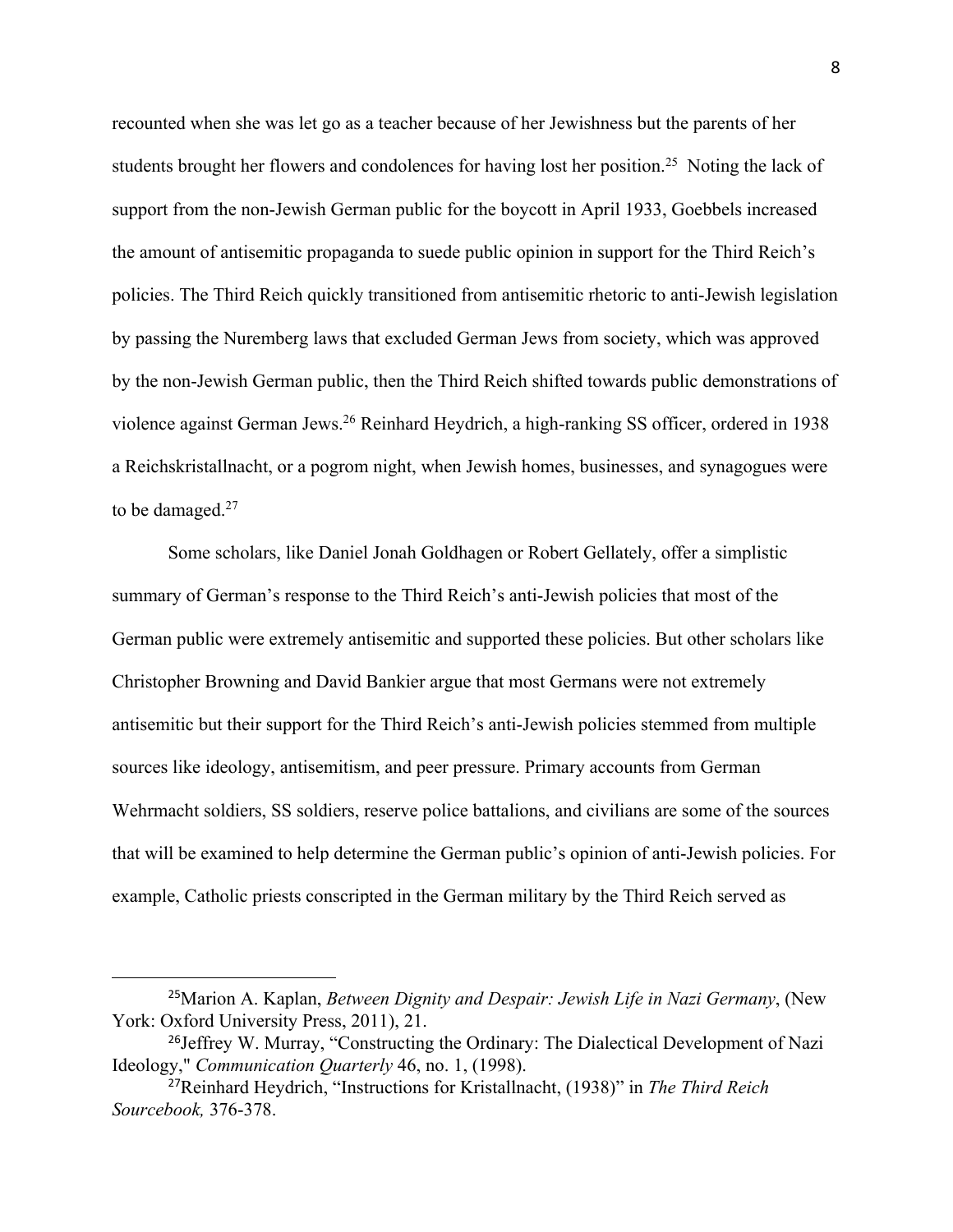recounted when she was let go as a teacher because of her Jewishness but the parents of her students brought her flowers and condolences for having lost her position.[25] Noting the lack of support from the non-Jewish German public for the boycott in April 1933, Goebbels increased the amount of antisemitic propaganda to suede public opinion in support for the Third Reich's policies. The Third Reich quickly transitioned from antisemitic rhetoric to anti-Jewish legislation by passing the Nuremberg laws that excluded German Jews from society, which was approved by the non-Jewish German public, then the Third Reich shifted towards public demonstrations of violence against German Jews.[26] Reinhard Heydrich, a high-ranking SS officer, ordered in 1938 a Reichskristallnacht, or a pogrom night, when Jewish homes, businesses, and synagogues were to be damaged.[27]

Some scholars, like Daniel Jonah Goldhagen or Robert Gellately, offer a simplistic summary of German's response to the Third Reich's anti-Jewish policies that most of the German public were extremely antisemitic and supported these policies. But other scholars like Christopher Browning and David Bankier argue that most Germans were not extremely antisemitic but their support for the Third Reich's anti-Jewish policies stemmed from multiple sources like ideology, antisemitism, and peer pressure. Primary accounts from German Wehrmacht soldiers, SS soldiers, reserve police battalions, and civilians are some of the sources that will be examined to help determine the German public's opinion of anti-Jewish policies. For example, Catholic priests conscripted in the German military by the Third Reich served as

---

[25] Marion A. Kaplan, *Between Dignity and Despair: Jewish Life in Nazi Germany*, (New York: Oxford University Press, 2011), 21.

[26] Jeffrey W. Murray, "Constructing the Ordinary: The Dialectical Development of Nazi Ideology," *Communication Quarterly* 46, no. 1, (1998).

[27] Reinhard Heydrich, "Instructions for Kristallnacht, (1938)" in *The Third Reich Sourcebook,* 376-378.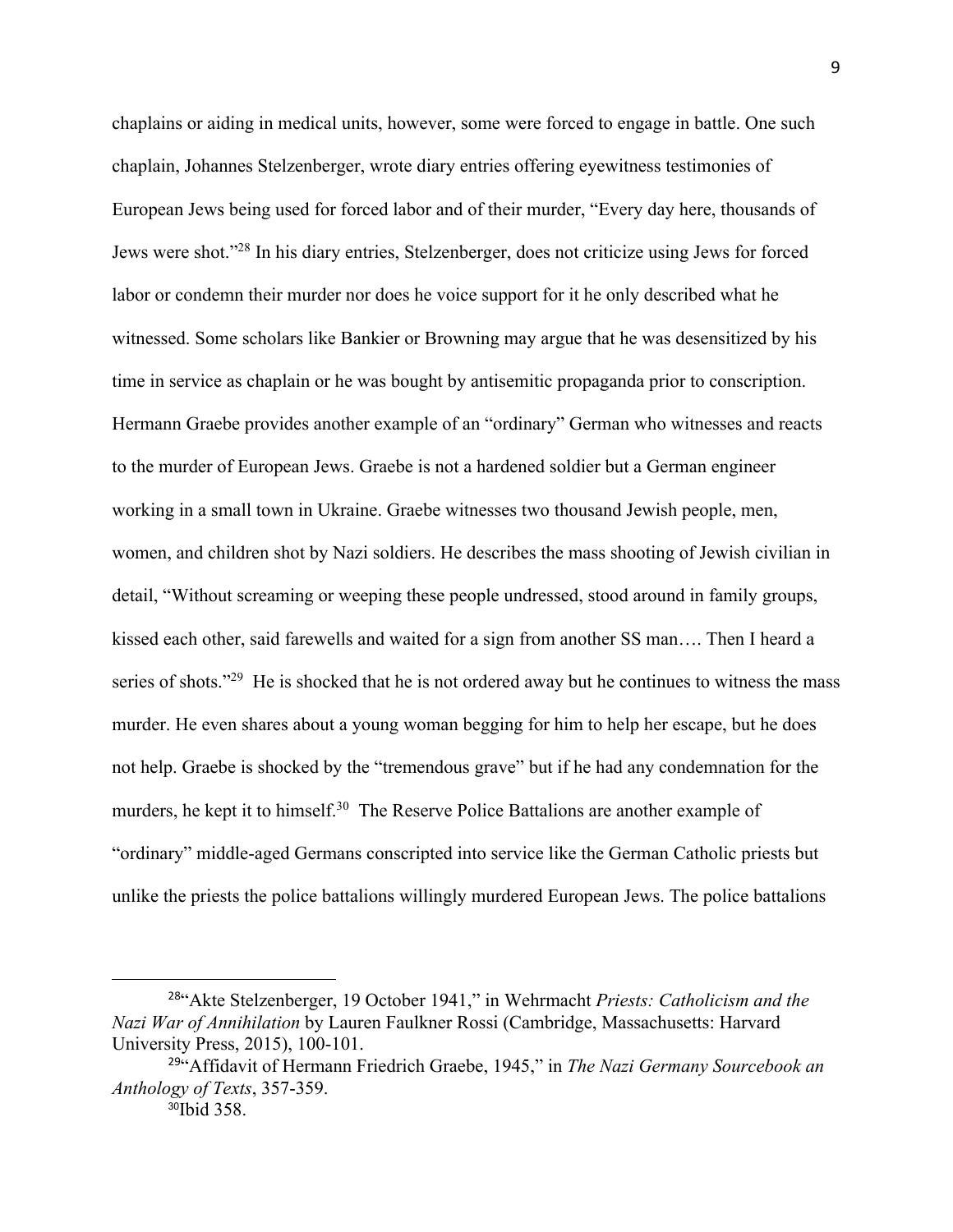chaplains or aiding in medical units, however, some were forced to engage in battle. One such chaplain, Johannes Stelzenberger, wrote diary entries offering eyewitness testimonies of European Jews being used for forced labor and of their murder, "Every day here, thousands of Jews were shot."[28] In his diary entries, Stelzenberger, does not criticize using Jews for forced labor or condemn their murder nor does he voice support for it he only described what he witnessed. Some scholars like Bankier or Browning may argue that he was desensitized by his time in service as chaplain or he was bought by antisemitic propaganda prior to conscription. Hermann Graebe provides another example of an "ordinary" German who witnesses and reacts to the murder of European Jews. Graebe is not a hardened soldier but a German engineer working in a small town in Ukraine. Graebe witnesses two thousand Jewish people, men, women, and children shot by Nazi soldiers. He describes the mass shooting of Jewish civilian in detail, "Without screaming or weeping these people undressed, stood around in family groups, kissed each other, said farewells and waited for a sign from another SS man…. Then I heard a series of shots."[29] He is shocked that he is not ordered away but he continues to witness the mass murder. He even shares about a young woman begging for him to help her escape, but he does not help. Graebe is shocked by the "tremendous grave" but if he had any condemnation for the murders, he kept it to himself.[30] The Reserve Police Battalions are another example of "ordinary" middle-aged Germans conscripted into service like the German Catholic priests but unlike the priests the police battalions willingly murdered European Jews. The police battalions

---

[28] "Akte Stelzenberger, 19 October 1941," in Wehrmacht *Priests: Catholicism and the Nazi War of Annihilation* by Lauren Faulkner Rossi (Cambridge, Massachusetts: Harvard University Press, 2015), 100-101.

[29] "Affidavit of Hermann Friedrich Graebe, 1945," in *The Nazi Germany Sourcebook an Anthology of Texts*, 357-359.

[30] Ibid 358.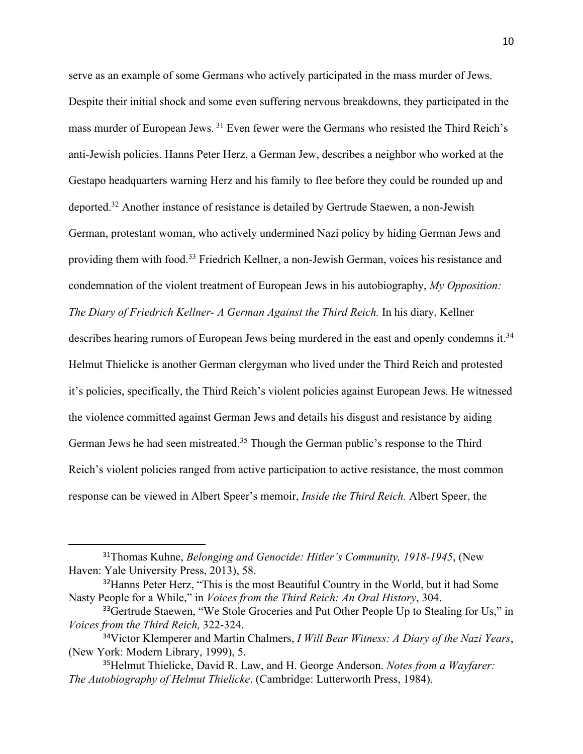serve as an example of some Germans who actively participated in the mass murder of Jews. Despite their initial shock and some even suffering nervous breakdowns, they participated in the mass murder of European Jews. [31] Even fewer were the Germans who resisted the Third Reich's anti-Jewish policies. Hanns Peter Herz, a German Jew, describes a neighbor who worked at the Gestapo headquarters warning Herz and his family to flee before they could be rounded up and deported.[32] Another instance of resistance is detailed by Gertrude Staewen, a non-Jewish German, protestant woman, who actively undermined Nazi policy by hiding German Jews and providing them with food.[33] Friedrich Kellner, a non-Jewish German, voices his resistance and condemnation of the violent treatment of European Jews in his autobiography, *My Opposition: The Diary of Friedrich Kellner- A German Against the Third Reich.* In his diary, Kellner describes hearing rumors of European Jews being murdered in the east and openly condemns it.[34] Helmut Thielicke is another German clergyman who lived under the Third Reich and protested it's policies, specifically, the Third Reich's violent policies against European Jews. He witnessed the violence committed against German Jews and details his disgust and resistance by aiding German Jews he had seen mistreated.[35] Though the German public's response to the Third Reich's violent policies ranged from active participation to active resistance, the most common response can be viewed in Albert Speer's memoir, *Inside the Third Reich.* Albert Speer, the

---

[31] Thomas Kuhne, *Belonging and Genocide: Hitler's Community, 1918-1945*, (New Haven: Yale University Press, 2013), 58.

[32] Hanns Peter Herz, "This is the most Beautiful Country in the World, but it had Some Nasty People for a While," in *Voices from the Third Reich: An Oral History*, 304.

[33] Gertrude Staewen, "We Stole Groceries and Put Other People Up to Stealing for Us," in *Voices from the Third Reich,* 322-324.

[34] Victor Klemperer and Martin Chalmers, *I Will Bear Witness: A Diary of the Nazi Years*, (New York: Modern Library, 1999), 5.

[35] Helmut Thielicke, David R. Law, and H. George Anderson. *Notes from a Wayfarer: The Autobiography of Helmut Thielicke*. (Cambridge: Lutterworth Press, 1984).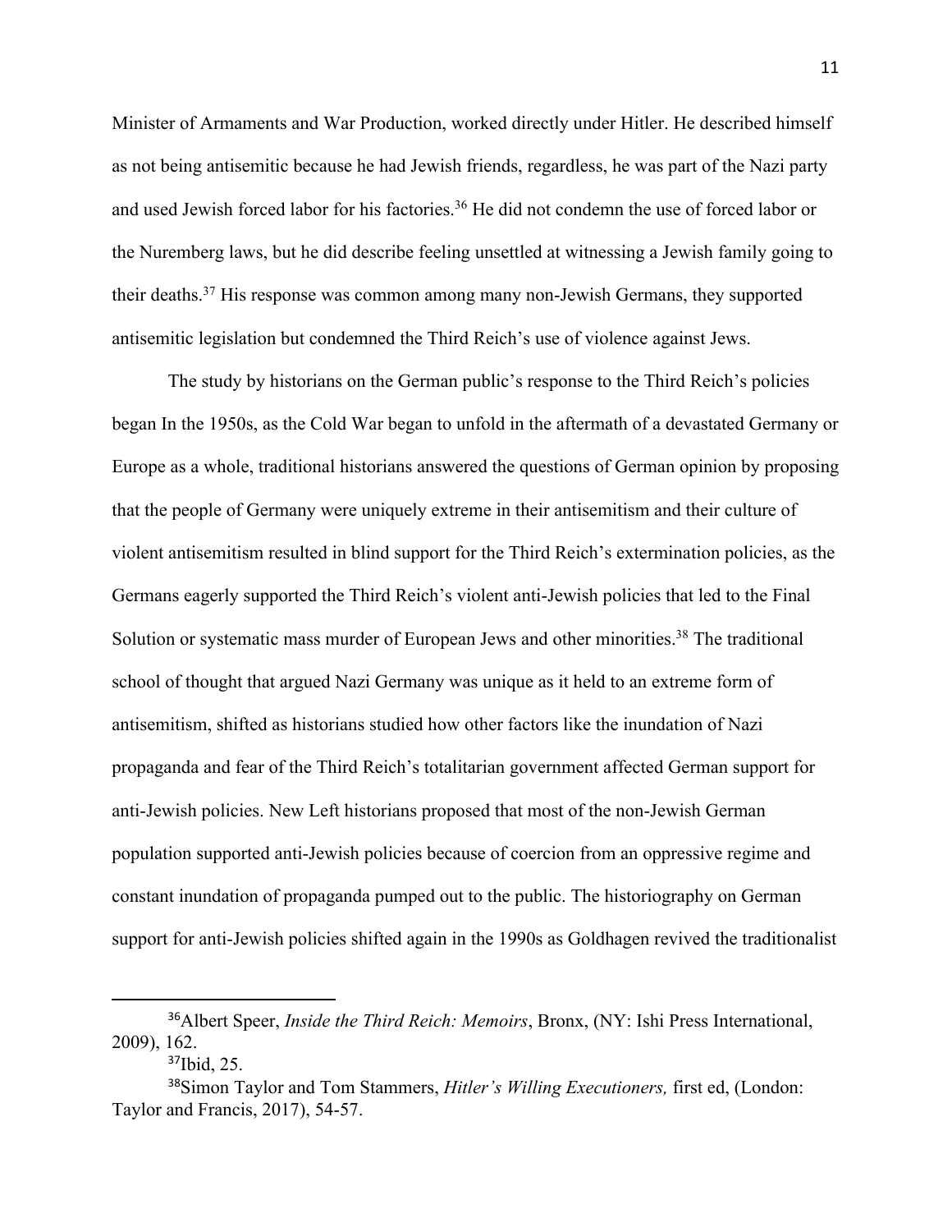Minister of Armaments and War Production, worked directly under Hitler. He described himself as not being antisemitic because he had Jewish friends, regardless, he was part of the Nazi party and used Jewish forced labor for his factories.[36] He did not condemn the use of forced labor or the Nuremberg laws, but he did describe feeling unsettled at witnessing a Jewish family going to their deaths.[37] His response was common among many non-Jewish Germans, they supported antisemitic legislation but condemned the Third Reich's use of violence against Jews.

The study by historians on the German public's response to the Third Reich's policies began In the 1950s, as the Cold War began to unfold in the aftermath of a devastated Germany or Europe as a whole, traditional historians answered the questions of German opinion by proposing that the people of Germany were uniquely extreme in their antisemitism and their culture of violent antisemitism resulted in blind support for the Third Reich's extermination policies, as the Germans eagerly supported the Third Reich's violent anti-Jewish policies that led to the Final Solution or systematic mass murder of European Jews and other minorities.[38] The traditional school of thought that argued Nazi Germany was unique as it held to an extreme form of antisemitism, shifted as historians studied how other factors like the inundation of Nazi propaganda and fear of the Third Reich's totalitarian government affected German support for anti-Jewish policies. New Left historians proposed that most of the non-Jewish German population supported anti-Jewish policies because of coercion from an oppressive regime and constant inundation of propaganda pumped out to the public. The historiography on German support for anti-Jewish policies shifted again in the 1990s as Goldhagen revived the traditionalist

---

[36] Albert Speer, *Inside the Third Reich: Memoirs*, Bronx, (NY: Ishi Press International, 2009), 162.

[37] Ibid, 25.

[38] Simon Taylor and Tom Stammers, *Hitler's Willing Executioners,* first ed, (London: Taylor and Francis, 2017), 54-57.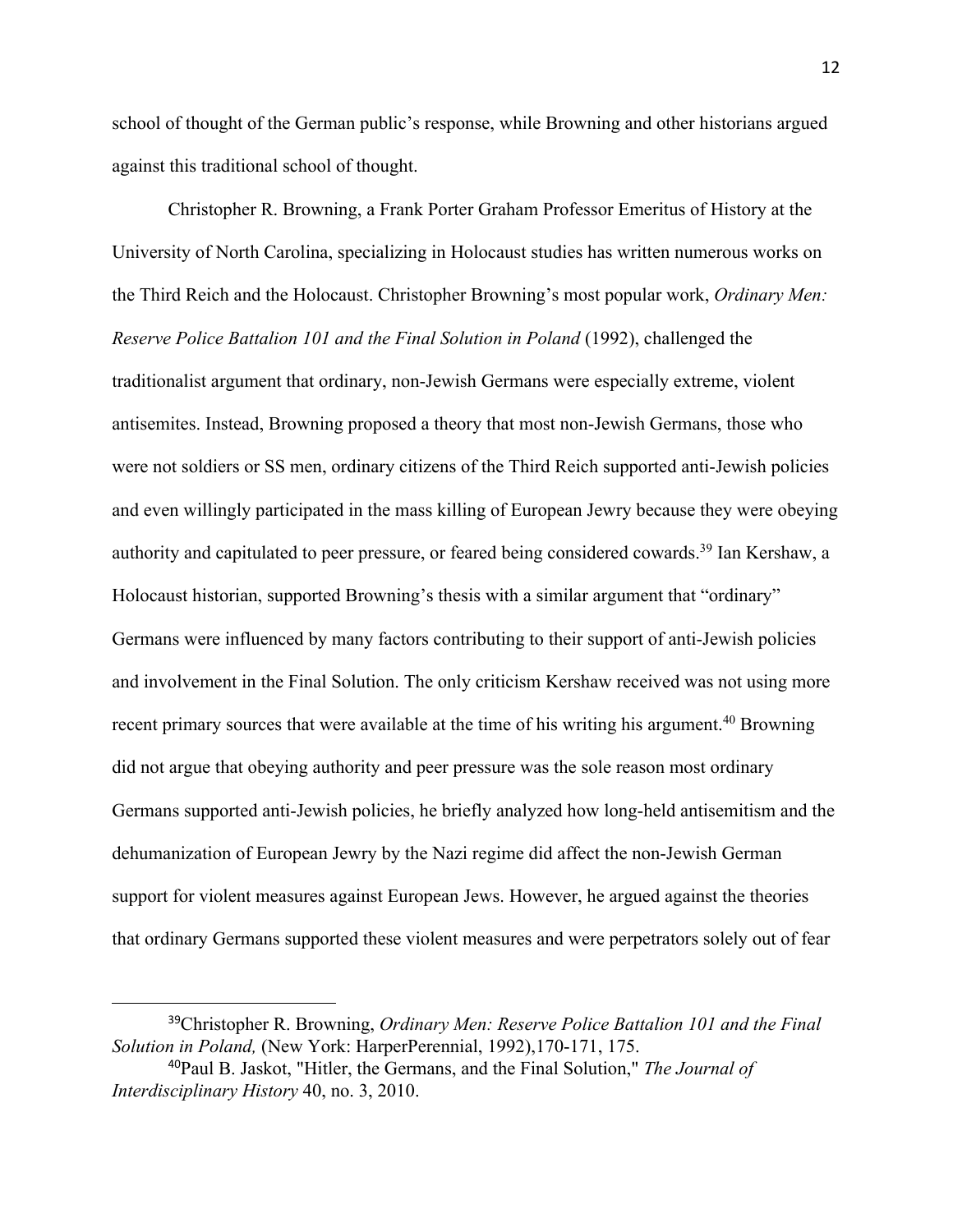school of thought of the German public's response, while Browning and other historians argued against this traditional school of thought.

Christopher R. Browning, a Frank Porter Graham Professor Emeritus of History at the University of North Carolina, specializing in Holocaust studies has written numerous works on the Third Reich and the Holocaust. Christopher Browning's most popular work, *Ordinary Men: Reserve Police Battalion 101 and the Final Solution in Poland* (1992), challenged the traditionalist argument that ordinary, non-Jewish Germans were especially extreme, violent antisemites. Instead, Browning proposed a theory that most non-Jewish Germans, those who were not soldiers or SS men, ordinary citizens of the Third Reich supported anti-Jewish policies and even willingly participated in the mass killing of European Jewry because they were obeying authority and capitulated to peer pressure, or feared being considered cowards.[39] Ian Kershaw, a Holocaust historian, supported Browning's thesis with a similar argument that "ordinary" Germans were influenced by many factors contributing to their support of anti-Jewish policies and involvement in the Final Solution. The only criticism Kershaw received was not using more recent primary sources that were available at the time of his writing his argument.[40] Browning did not argue that obeying authority and peer pressure was the sole reason most ordinary Germans supported anti-Jewish policies, he briefly analyzed how long-held antisemitism and the dehumanization of European Jewry by the Nazi regime did affect the non-Jewish German support for violent measures against European Jews. However, he argued against the theories that ordinary Germans supported these violent measures and were perpetrators solely out of fear

---

[39]Christopher R. Browning, *Ordinary Men: Reserve Police Battalion 101 and the Final Solution in Poland,* (New York: HarperPerennial, 1992),170-171, 175.

[40]Paul B. Jaskot, "Hitler, the Germans, and the Final Solution," *The Journal of Interdisciplinary History* 40, no. 3, 2010.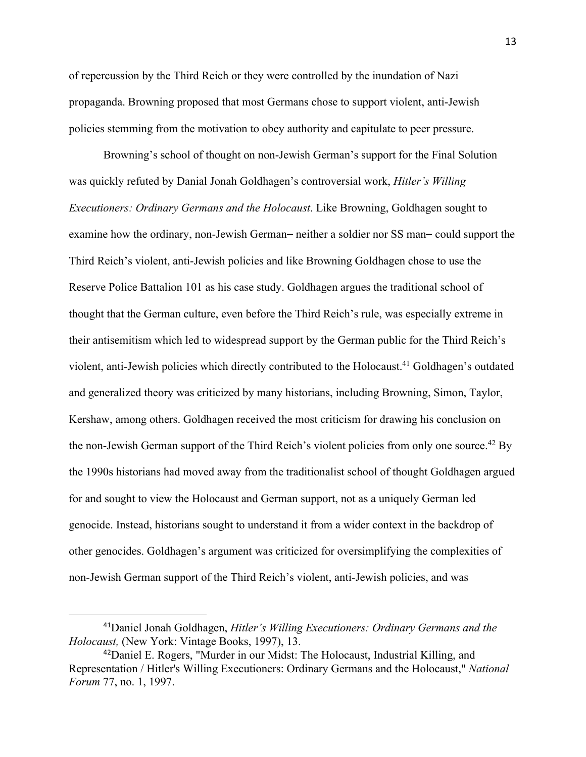of repercussion by the Third Reich or they were controlled by the inundation of Nazi propaganda. Browning proposed that most Germans chose to support violent, anti-Jewish policies stemming from the motivation to obey authority and capitulate to peer pressure.

Browning's school of thought on non-Jewish German's support for the Final Solution was quickly refuted by Danial Jonah Goldhagen's controversial work, *Hitler's Willing Executioners: Ordinary Germans and the Holocaust*. Like Browning, Goldhagen sought to examine how the ordinary, non-Jewish German– neither a soldier nor SS man– could support the Third Reich's violent, anti-Jewish policies and like Browning Goldhagen chose to use the Reserve Police Battalion 101 as his case study. Goldhagen argues the traditional school of thought that the German culture, even before the Third Reich's rule, was especially extreme in their antisemitism which led to widespread support by the German public for the Third Reich's violent, anti-Jewish policies which directly contributed to the Holocaust.[41] Goldhagen's outdated and generalized theory was criticized by many historians, including Browning, Simon, Taylor, Kershaw, among others. Goldhagen received the most criticism for drawing his conclusion on the non-Jewish German support of the Third Reich's violent policies from only one source.[42] By the 1990s historians had moved away from the traditionalist school of thought Goldhagen argued for and sought to view the Holocaust and German support, not as a uniquely German led genocide. Instead, historians sought to understand it from a wider context in the backdrop of other genocides. Goldhagen's argument was criticized for oversimplifying the complexities of non-Jewish German support of the Third Reich's violent, anti-Jewish policies, and was

---

[41]Daniel Jonah Goldhagen, *Hitler's Willing Executioners: Ordinary Germans and the Holocaust,* (New York: Vintage Books, 1997), 13.

[42]Daniel E. Rogers, "Murder in our Midst: The Holocaust, Industrial Killing, and Representation / Hitler's Willing Executioners: Ordinary Germans and the Holocaust," *National Forum* 77, no. 1, 1997.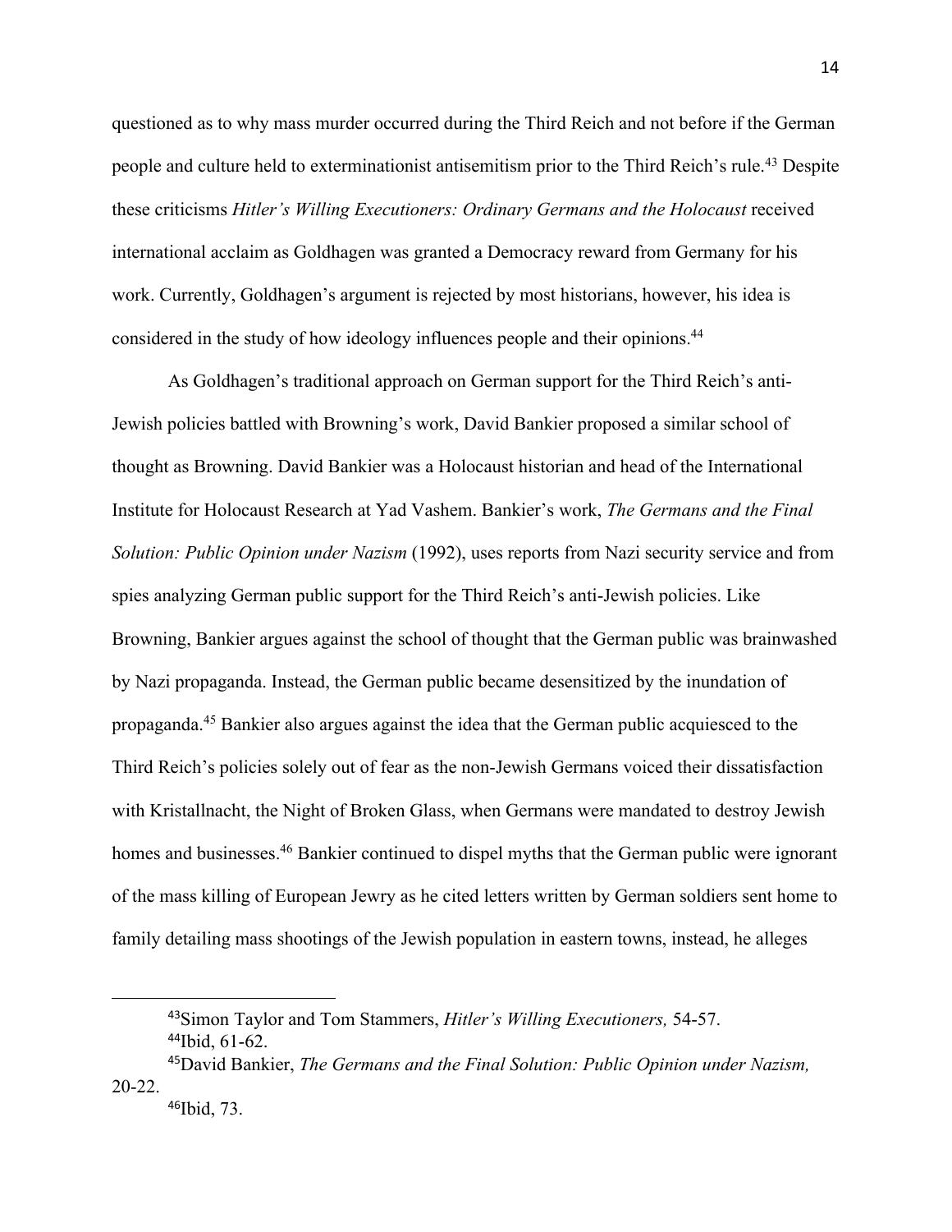questioned as to why mass murder occurred during the Third Reich and not before if the German people and culture held to exterminationist antisemitism prior to the Third Reich's rule.[43] Despite these criticisms *Hitler's Willing Executioners: Ordinary Germans and the Holocaust* received international acclaim as Goldhagen was granted a Democracy reward from Germany for his work. Currently, Goldhagen's argument is rejected by most historians, however, his idea is considered in the study of how ideology influences people and their opinions.[44]

As Goldhagen's traditional approach on German support for the Third Reich's anti-Jewish policies battled with Browning's work, David Bankier proposed a similar school of thought as Browning. David Bankier was a Holocaust historian and head of the International Institute for Holocaust Research at Yad Vashem. Bankier's work, *The Germans and the Final Solution: Public Opinion under Nazism* (1992), uses reports from Nazi security service and from spies analyzing German public support for the Third Reich's anti-Jewish policies. Like Browning, Bankier argues against the school of thought that the German public was brainwashed by Nazi propaganda. Instead, the German public became desensitized by the inundation of propaganda.[45] Bankier also argues against the idea that the German public acquiesced to the Third Reich's policies solely out of fear as the non-Jewish Germans voiced their dissatisfaction with Kristallnacht, the Night of Broken Glass, when Germans were mandated to destroy Jewish homes and businesses.[46] Bankier continued to dispel myths that the German public were ignorant of the mass killing of European Jewry as he cited letters written by German soldiers sent home to family detailing mass shootings of the Jewish population in eastern towns, instead, he alleges

---

[43] Simon Taylor and Tom Stammers, *Hitler's Willing Executioners,* 54-57.

[44] Ibid, 61-62.

[45] David Bankier, *The Germans and the Final Solution: Public Opinion under Nazism,* 20-22.

[46] Ibid, 73.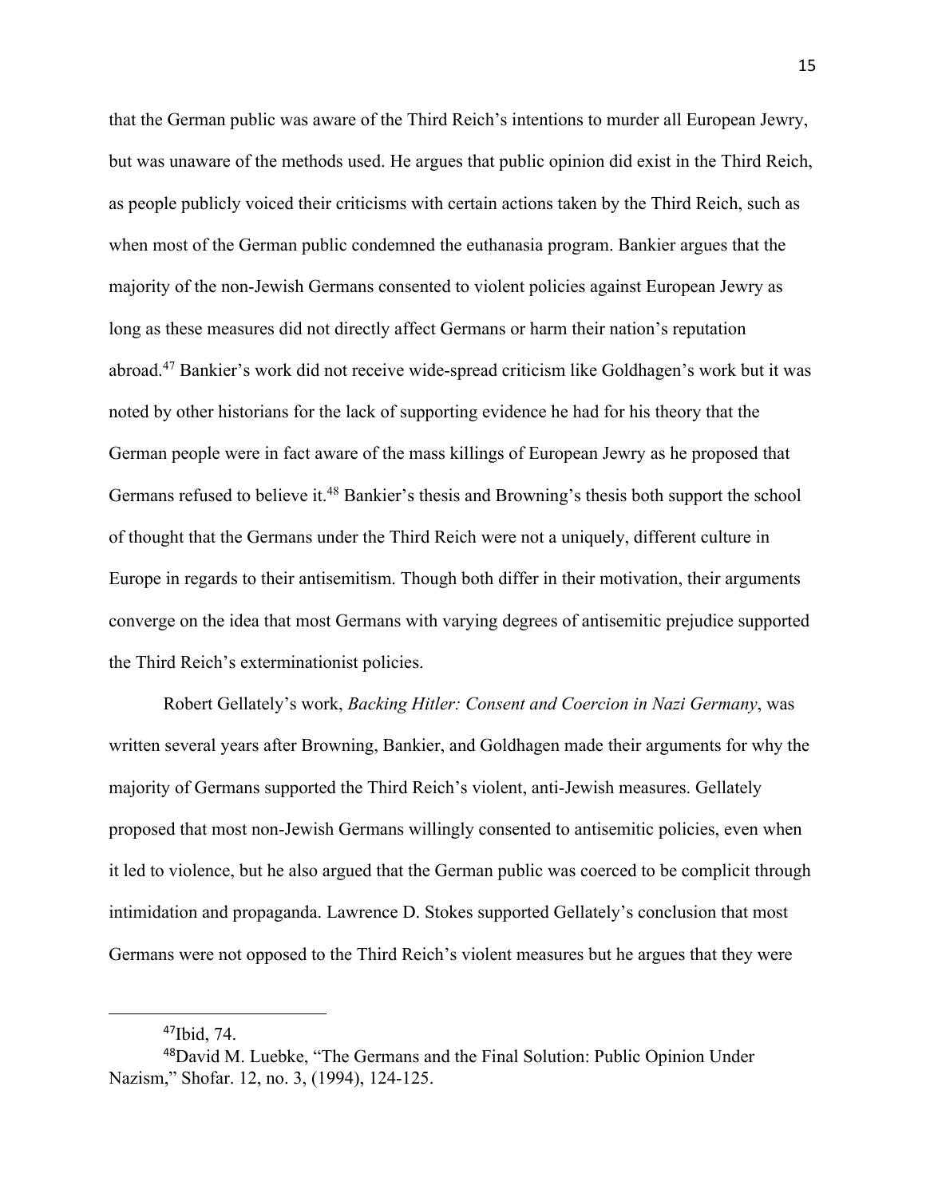that the German public was aware of the Third Reich's intentions to murder all European Jewry, but was unaware of the methods used. He argues that public opinion did exist in the Third Reich, as people publicly voiced their criticisms with certain actions taken by the Third Reich, such as when most of the German public condemned the euthanasia program. Bankier argues that the majority of the non-Jewish Germans consented to violent policies against European Jewry as long as these measures did not directly affect Germans or harm their nation's reputation abroad.[47] Bankier's work did not receive wide-spread criticism like Goldhagen's work but it was noted by other historians for the lack of supporting evidence he had for his theory that the German people were in fact aware of the mass killings of European Jewry as he proposed that Germans refused to believe it.[48] Bankier's thesis and Browning's thesis both support the school of thought that the Germans under the Third Reich were not a uniquely, different culture in Europe in regards to their antisemitism. Though both differ in their motivation, their arguments converge on the idea that most Germans with varying degrees of antisemitic prejudice supported the Third Reich's exterminationist policies.

Robert Gellately's work, *Backing Hitler: Consent and Coercion in Nazi Germany*, was written several years after Browning, Bankier, and Goldhagen made their arguments for why the majority of Germans supported the Third Reich's violent, anti-Jewish measures. Gellately proposed that most non-Jewish Germans willingly consented to antisemitic policies, even when it led to violence, but he also argued that the German public was coerced to be complicit through intimidation and propaganda. Lawrence D. Stokes supported Gellately's conclusion that most Germans were not opposed to the Third Reich's violent measures but he argues that they were

---

[47] Ibid, 74.

[48] David M. Luebke, "The Germans and the Final Solution: Public Opinion Under Nazism," Shofar. 12, no. 3, (1994), 124-125.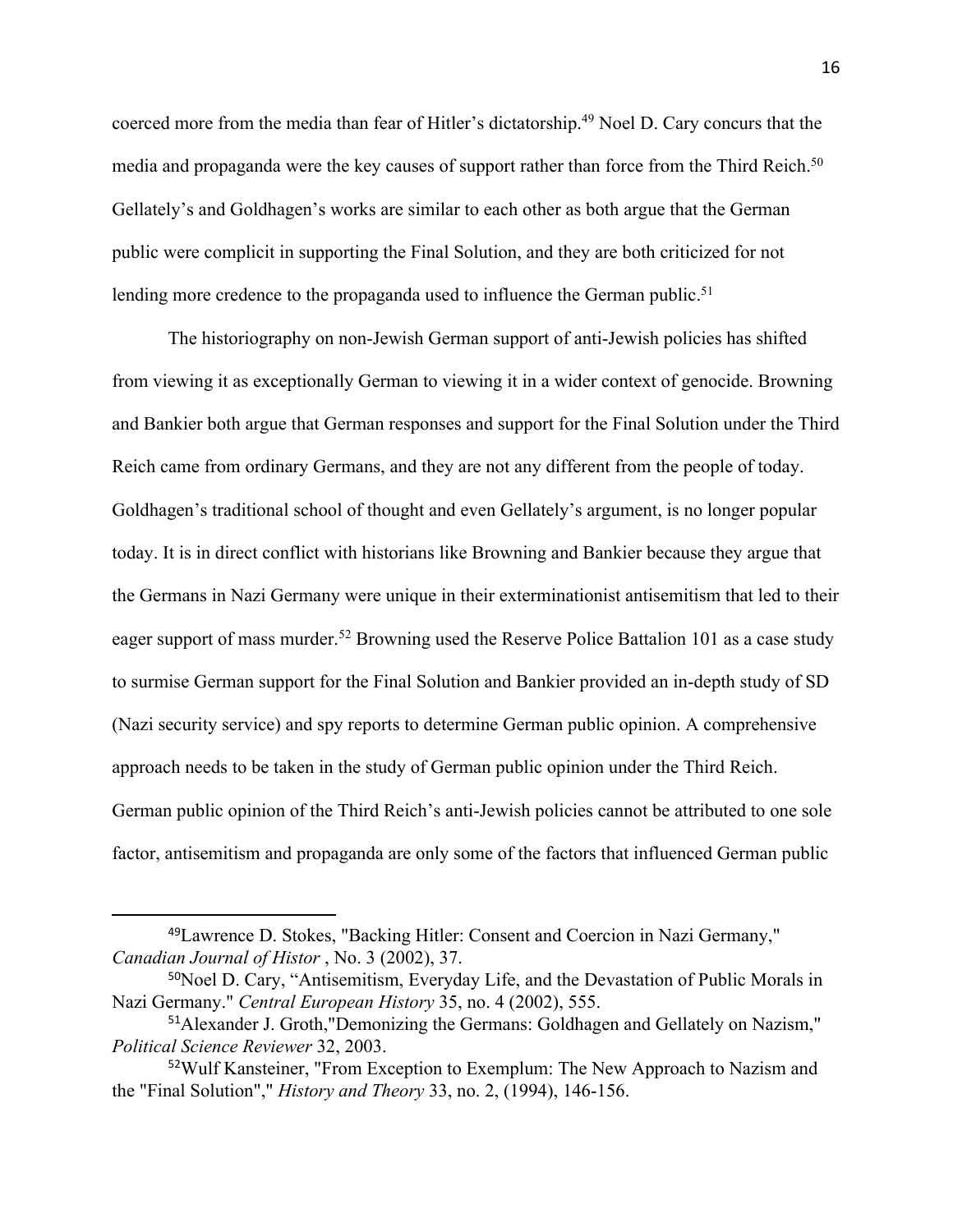coerced more from the media than fear of Hitler's dictatorship.[49] Noel D. Cary concurs that the media and propaganda were the key causes of support rather than force from the Third Reich.[50] Gellately's and Goldhagen's works are similar to each other as both argue that the German public were complicit in supporting the Final Solution, and they are both criticized for not lending more credence to the propaganda used to influence the German public.[51]

The historiography on non-Jewish German support of anti-Jewish policies has shifted from viewing it as exceptionally German to viewing it in a wider context of genocide. Browning and Bankier both argue that German responses and support for the Final Solution under the Third Reich came from ordinary Germans, and they are not any different from the people of today. Goldhagen's traditional school of thought and even Gellately's argument, is no longer popular today. It is in direct conflict with historians like Browning and Bankier because they argue that the Germans in Nazi Germany were unique in their exterminationist antisemitism that led to their eager support of mass murder.[52] Browning used the Reserve Police Battalion 101 as a case study to surmise German support for the Final Solution and Bankier provided an in-depth study of SD (Nazi security service) and spy reports to determine German public opinion. A comprehensive approach needs to be taken in the study of German public opinion under the Third Reich. German public opinion of the Third Reich's anti-Jewish policies cannot be attributed to one sole factor, antisemitism and propaganda are only some of the factors that influenced German public

---

[49] Lawrence D. Stokes, "Backing Hitler: Consent and Coercion in Nazi Germany," *Canadian Journal of Histor* , No. 3 (2002), 37.

[50] Noel D. Cary, "Antisemitism, Everyday Life, and the Devastation of Public Morals in Nazi Germany." *Central European History* 35, no. 4 (2002), 555.

[51] Alexander J. Groth,"Demonizing the Germans: Goldhagen and Gellately on Nazism," *Political Science Reviewer* 32, 2003.

[52] Wulf Kansteiner, "From Exception to Exemplum: The New Approach to Nazism and the "Final Solution"," *History and Theory* 33, no. 2, (1994), 146-156.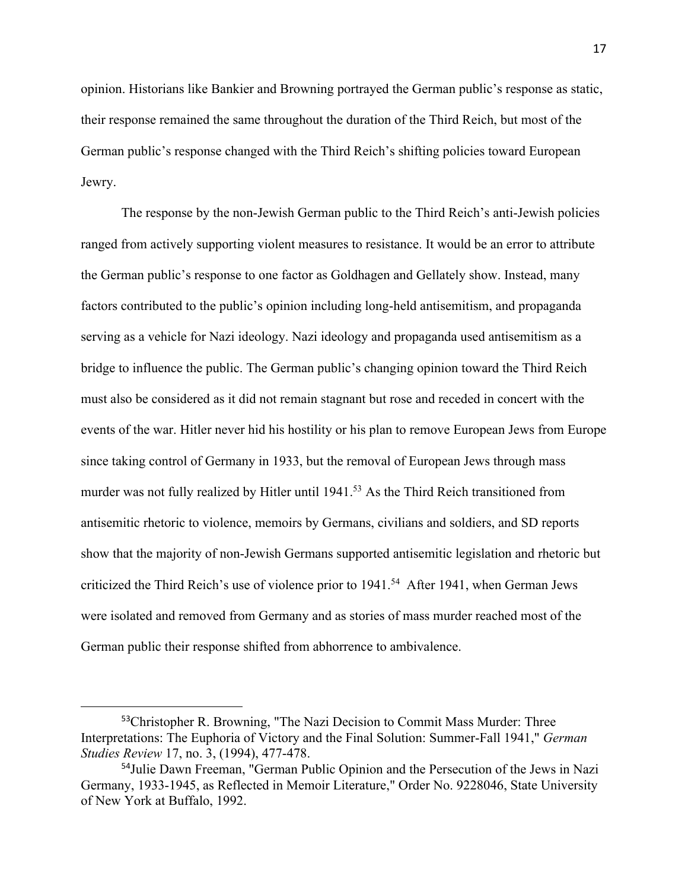opinion. Historians like Bankier and Browning portrayed the German public's response as static, their response remained the same throughout the duration of the Third Reich, but most of the German public's response changed with the Third Reich's shifting policies toward European Jewry.

The response by the non-Jewish German public to the Third Reich's anti-Jewish policies ranged from actively supporting violent measures to resistance. It would be an error to attribute the German public's response to one factor as Goldhagen and Gellately show. Instead, many factors contributed to the public's opinion including long-held antisemitism, and propaganda serving as a vehicle for Nazi ideology. Nazi ideology and propaganda used antisemitism as a bridge to influence the public. The German public's changing opinion toward the Third Reich must also be considered as it did not remain stagnant but rose and receded in concert with the events of the war. Hitler never hid his hostility or his plan to remove European Jews from Europe since taking control of Germany in 1933, but the removal of European Jews through mass murder was not fully realized by Hitler until 1941.[53] As the Third Reich transitioned from antisemitic rhetoric to violence, memoirs by Germans, civilians and soldiers, and SD reports show that the majority of non-Jewish Germans supported antisemitic legislation and rhetoric but criticized the Third Reich's use of violence prior to 1941.[54] After 1941, when German Jews were isolated and removed from Germany and as stories of mass murder reached most of the German public their response shifted from abhorrence to ambivalence.

---

[53]Christopher R. Browning, "The Nazi Decision to Commit Mass Murder: Three Interpretations: The Euphoria of Victory and the Final Solution: Summer-Fall 1941," *German Studies Review* 17, no. 3, (1994), 477-478.

[54]Julie Dawn Freeman, "German Public Opinion and the Persecution of the Jews in Nazi Germany, 1933-1945, as Reflected in Memoir Literature," Order No. 9228046, State University of New York at Buffalo, 1992.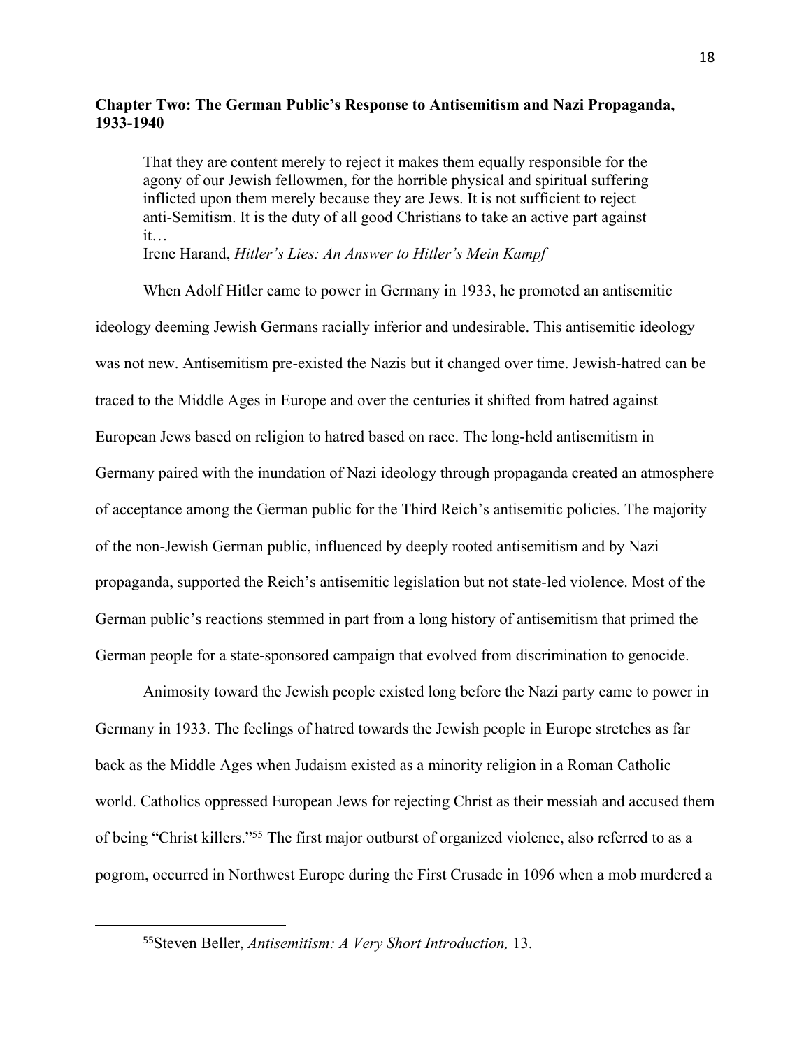## Chapter Two: The German Public's Response to Antisemitism and Nazi Propaganda, 1933-1940

> That they are content merely to reject it makes them equally responsible for the agony of our Jewish fellowmen, for the horrible physical and spiritual suffering inflicted upon them merely because they are Jews. It is not sufficient to reject anti-Semitism. It is the duty of all good Christians to take an active part against it…
> Irene Harand, *Hitler's Lies: An Answer to Hitler's Mein Kampf*

When Adolf Hitler came to power in Germany in 1933, he promoted an antisemitic ideology deeming Jewish Germans racially inferior and undesirable. This antisemitic ideology was not new. Antisemitism pre-existed the Nazis but it changed over time. Jewish-hatred can be traced to the Middle Ages in Europe and over the centuries it shifted from hatred against European Jews based on religion to hatred based on race. The long-held antisemitism in Germany paired with the inundation of Nazi ideology through propaganda created an atmosphere of acceptance among the German public for the Third Reich's antisemitic policies. The majority of the non-Jewish German public, influenced by deeply rooted antisemitism and by Nazi propaganda, supported the Reich's antisemitic legislation but not state-led violence. Most of the German public's reactions stemmed in part from a long history of antisemitism that primed the German people for a state-sponsored campaign that evolved from discrimination to genocide.

Animosity toward the Jewish people existed long before the Nazi party came to power in Germany in 1933. The feelings of hatred towards the Jewish people in Europe stretches as far back as the Middle Ages when Judaism existed as a minority religion in a Roman Catholic world. Catholics oppressed European Jews for rejecting Christ as their messiah and accused them of being "Christ killers."[55] The first major outburst of organized violence, also referred to as a pogrom, occurred in Northwest Europe during the First Crusade in 1096 when a mob murdered a

[55] Steven Beller, *Antisemitism: A Very Short Introduction,* 13.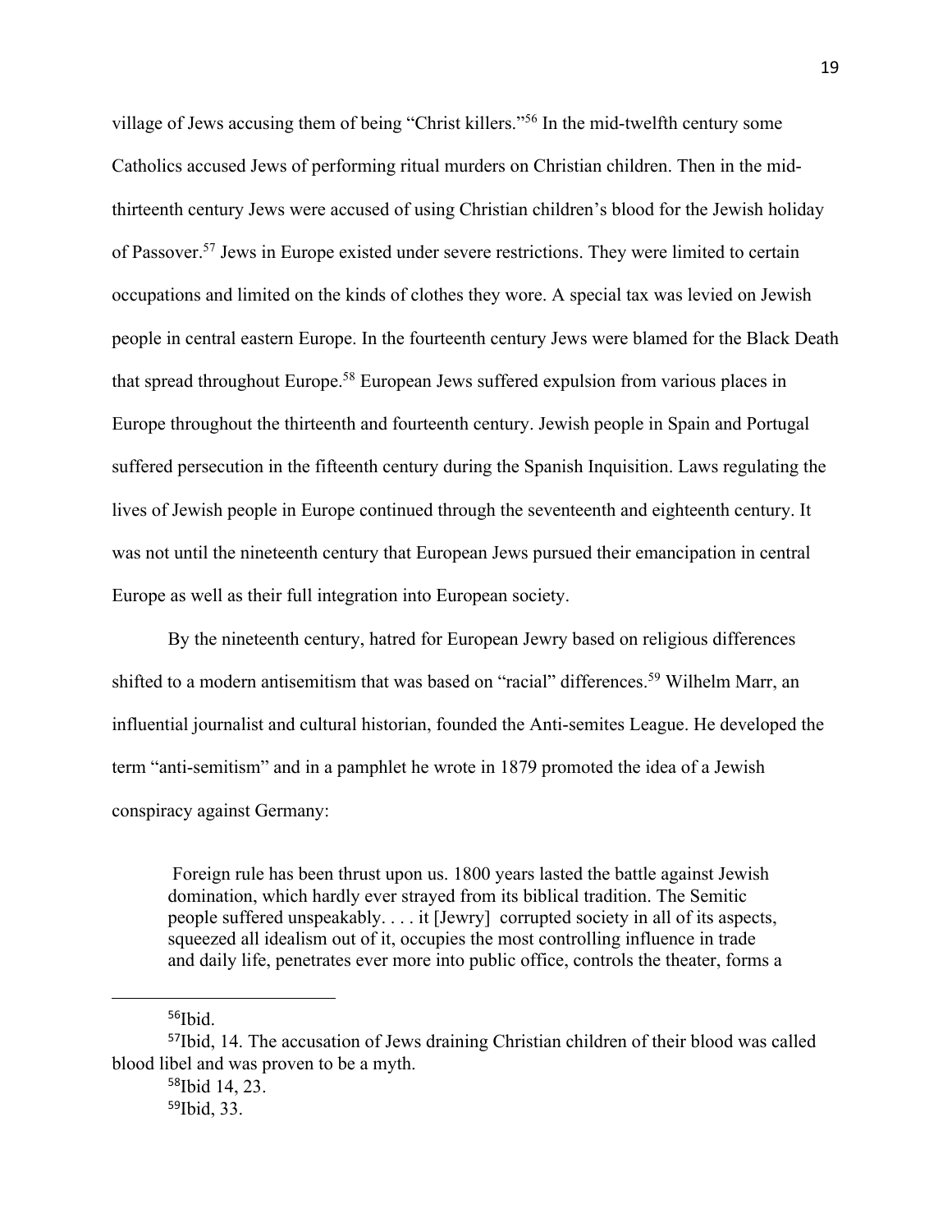village of Jews accusing them of being "Christ killers."[56] In the mid-twelfth century some Catholics accused Jews of performing ritual murders on Christian children. Then in the mid-thirteenth century Jews were accused of using Christian children's blood for the Jewish holiday of Passover.[57] Jews in Europe existed under severe restrictions. They were limited to certain occupations and limited on the kinds of clothes they wore. A special tax was levied on Jewish people in central eastern Europe. In the fourteenth century Jews were blamed for the Black Death that spread throughout Europe.[58] European Jews suffered expulsion from various places in Europe throughout the thirteenth and fourteenth century. Jewish people in Spain and Portugal suffered persecution in the fifteenth century during the Spanish Inquisition. Laws regulating the lives of Jewish people in Europe continued through the seventeenth and eighteenth century. It was not until the nineteenth century that European Jews pursued their emancipation in central Europe as well as their full integration into European society.

By the nineteenth century, hatred for European Jewry based on religious differences shifted to a modern antisemitism that was based on "racial" differences.[59] Wilhelm Marr, an influential journalist and cultural historian, founded the Anti-semites League. He developed the term "anti-semitism" and in a pamphlet he wrote in 1879 promoted the idea of a Jewish conspiracy against Germany:

> Foreign rule has been thrust upon us. 1800 years lasted the battle against Jewish domination, which hardly ever strayed from its biblical tradition. The Semitic people suffered unspeakably. . . . it [Jewry] corrupted society in all of its aspects, squeezed all idealism out of it, occupies the most controlling influence in trade and daily life, penetrates ever more into public office, controls the theater, forms a

---

[56] Ibid.

[57] Ibid, 14. The accusation of Jews draining Christian children of their blood was called blood libel and was proven to be a myth.

[58] Ibid 14, 23.

[59] Ibid, 33.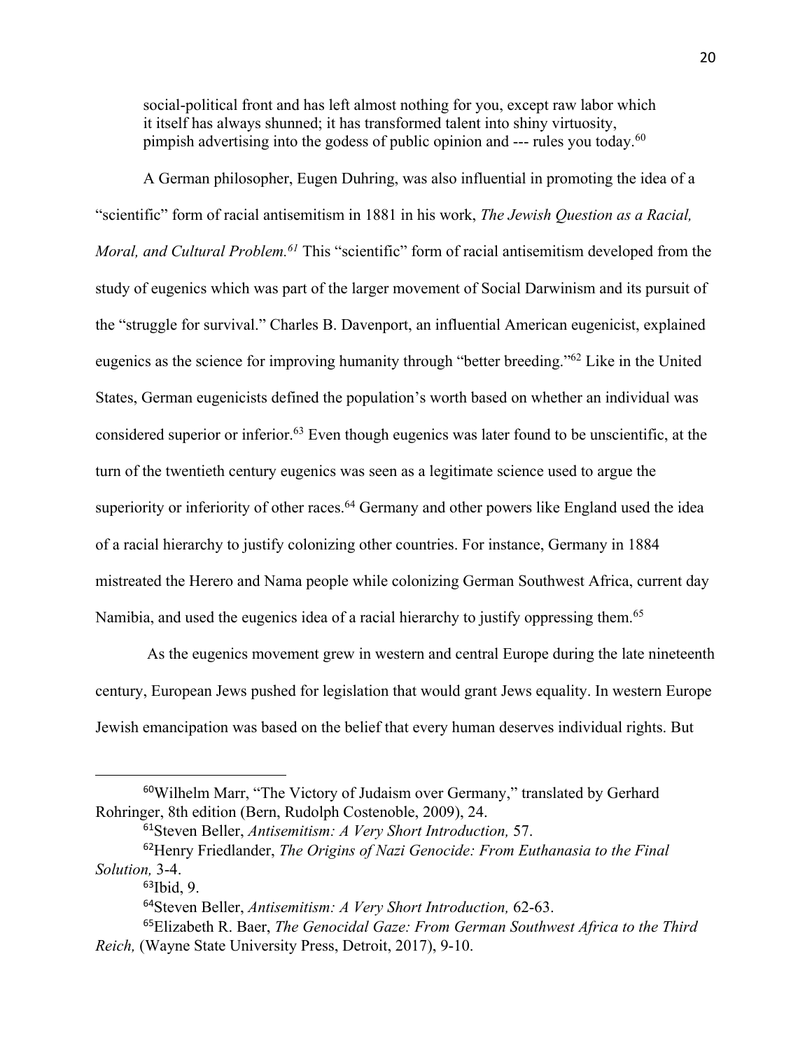> social-political front and has left almost nothing for you, except raw labor which it itself has always shunned; it has transformed talent into shiny virtuosity, pimpish advertising into the godess of public opinion and --- rules you today.[60]

A German philosopher, Eugen Duhring, was also influential in promoting the idea of a "scientific" form of racial antisemitism in 1881 in his work, *The Jewish Question as a Racial, Moral, and Cultural Problem.*[61] This "scientific" form of racial antisemitism developed from the study of eugenics which was part of the larger movement of Social Darwinism and its pursuit of the "struggle for survival." Charles B. Davenport, an influential American eugenicist, explained eugenics as the science for improving humanity through "better breeding."[62] Like in the United States, German eugenicists defined the population's worth based on whether an individual was considered superior or inferior.[63] Even though eugenics was later found to be unscientific, at the turn of the twentieth century eugenics was seen as a legitimate science used to argue the superiority or inferiority of other races.[64] Germany and other powers like England used the idea of a racial hierarchy to justify colonizing other countries. For instance, Germany in 1884 mistreated the Herero and Nama people while colonizing German Southwest Africa, current day Namibia, and used the eugenics idea of a racial hierarchy to justify oppressing them.[65]

As the eugenics movement grew in western and central Europe during the late nineteenth century, European Jews pushed for legislation that would grant Jews equality. In western Europe Jewish emancipation was based on the belief that every human deserves individual rights. But

---

[60] Wilhelm Marr, "The Victory of Judaism over Germany," translated by Gerhard Rohringer, 8th edition (Bern, Rudolph Costenoble, 2009), 24.

[61] Steven Beller, *Antisemitism: A Very Short Introduction,* 57.

[62] Henry Friedlander, *The Origins of Nazi Genocide: From Euthanasia to the Final Solution,* 3-4.

[63] Ibid, 9.

[64] Steven Beller, *Antisemitism: A Very Short Introduction,* 62-63.

[65] Elizabeth R. Baer, *The Genocidal Gaze: From German Southwest Africa to the Third Reich,* (Wayne State University Press, Detroit, 2017), 9-10.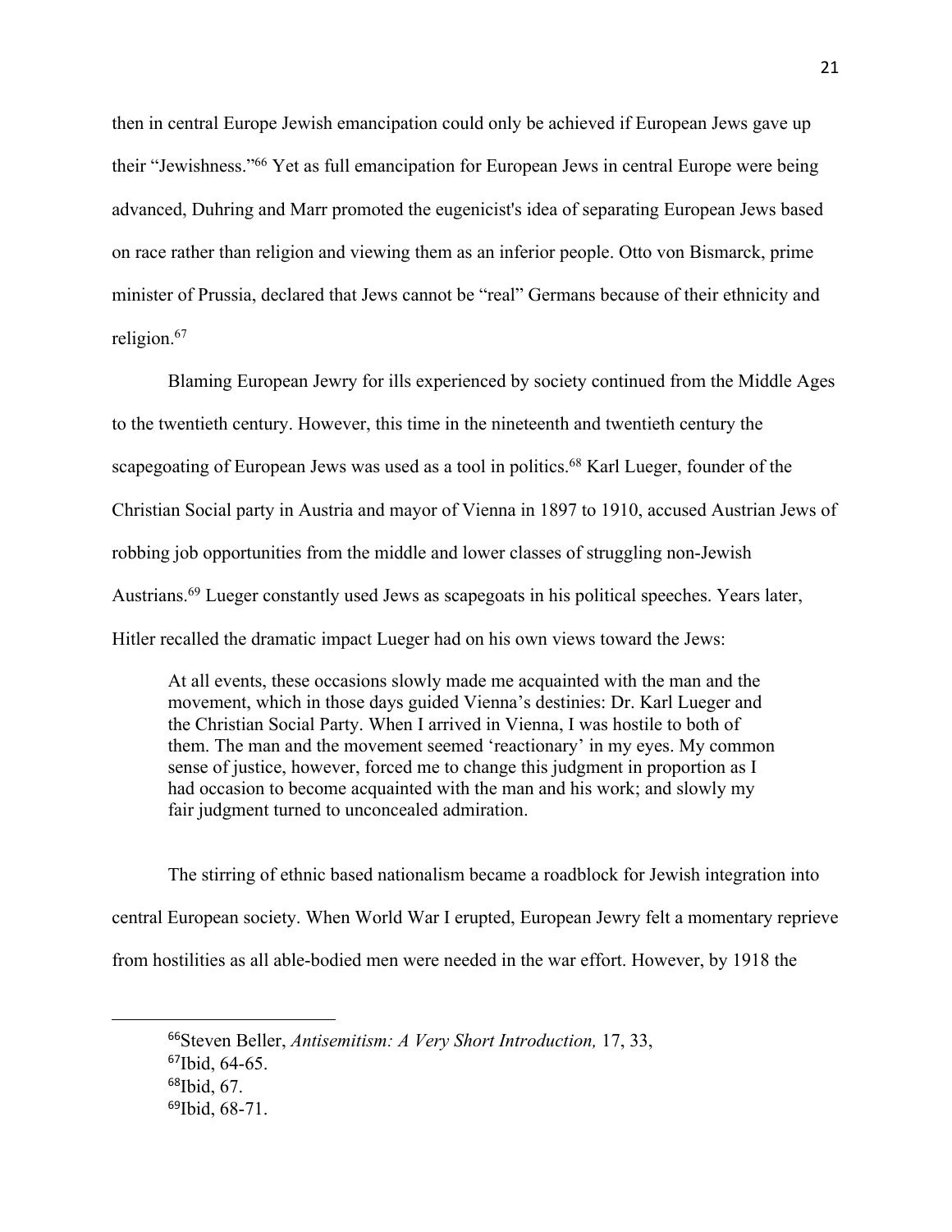then in central Europe Jewish emancipation could only be achieved if European Jews gave up their "Jewishness."[66] Yet as full emancipation for European Jews in central Europe were being advanced, Duhring and Marr promoted the eugenicist's idea of separating European Jews based on race rather than religion and viewing them as an inferior people. Otto von Bismarck, prime minister of Prussia, declared that Jews cannot be "real" Germans because of their ethnicity and religion.[67]

Blaming European Jewry for ills experienced by society continued from the Middle Ages to the twentieth century. However, this time in the nineteenth and twentieth century the scapegoating of European Jews was used as a tool in politics.[68] Karl Lueger, founder of the Christian Social party in Austria and mayor of Vienna in 1897 to 1910, accused Austrian Jews of robbing job opportunities from the middle and lower classes of struggling non-Jewish Austrians.[69] Lueger constantly used Jews as scapegoats in his political speeches. Years later, Hitler recalled the dramatic impact Lueger had on his own views toward the Jews:

> At all events, these occasions slowly made me acquainted with the man and the movement, which in those days guided Vienna's destinies: Dr. Karl Lueger and the Christian Social Party. When I arrived in Vienna, I was hostile to both of them. The man and the movement seemed 'reactionary' in my eyes. My common sense of justice, however, forced me to change this judgment in proportion as I had occasion to become acquainted with the man and his work; and slowly my fair judgment turned to unconcealed admiration.

The stirring of ethnic based nationalism became a roadblock for Jewish integration into central European society. When World War I erupted, European Jewry felt a momentary reprieve from hostilities as all able-bodied men were needed in the war effort. However, by 1918 the

---

[66]Steven Beller, *Antisemitism: A Very Short Introduction,* 17, 33,

[67]Ibid, 64-65.

[68]Ibid, 67.

[69]Ibid, 68-71.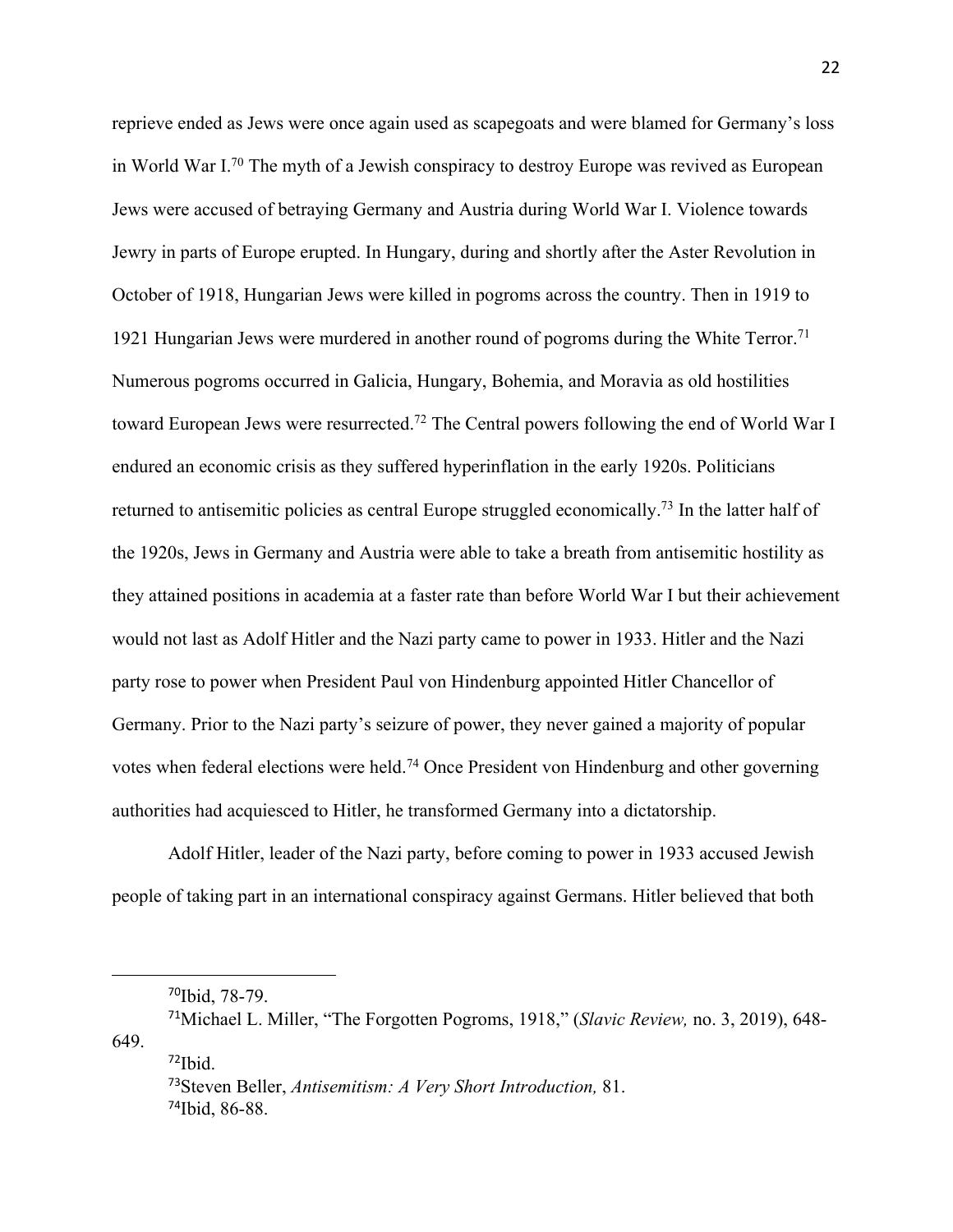reprieve ended as Jews were once again used as scapegoats and were blamed for Germany's loss in World War I.[70] The myth of a Jewish conspiracy to destroy Europe was revived as European Jews were accused of betraying Germany and Austria during World War I. Violence towards Jewry in parts of Europe erupted. In Hungary, during and shortly after the Aster Revolution in October of 1918, Hungarian Jews were killed in pogroms across the country. Then in 1919 to 1921 Hungarian Jews were murdered in another round of pogroms during the White Terror.[71] Numerous pogroms occurred in Galicia, Hungary, Bohemia, and Moravia as old hostilities toward European Jews were resurrected.[72] The Central powers following the end of World War I endured an economic crisis as they suffered hyperinflation in the early 1920s. Politicians returned to antisemitic policies as central Europe struggled economically.[73] In the latter half of the 1920s, Jews in Germany and Austria were able to take a breath from antisemitic hostility as they attained positions in academia at a faster rate than before World War I but their achievement would not last as Adolf Hitler and the Nazi party came to power in 1933. Hitler and the Nazi party rose to power when President Paul von Hindenburg appointed Hitler Chancellor of Germany. Prior to the Nazi party's seizure of power, they never gained a majority of popular votes when federal elections were held.[74] Once President von Hindenburg and other governing authorities had acquiesced to Hitler, he transformed Germany into a dictatorship.

Adolf Hitler, leader of the Nazi party, before coming to power in 1933 accused Jewish people of taking part in an international conspiracy against Germans. Hitler believed that both

---

[70] Ibid, 78-79.

[71] Michael L. Miller, "The Forgotten Pogroms, 1918," (*Slavic Review,* no. 3, 2019), 648-649.

[72] Ibid.

[73] Steven Beller, *Antisemitism: A Very Short Introduction,* 81.

[74] Ibid, 86-88.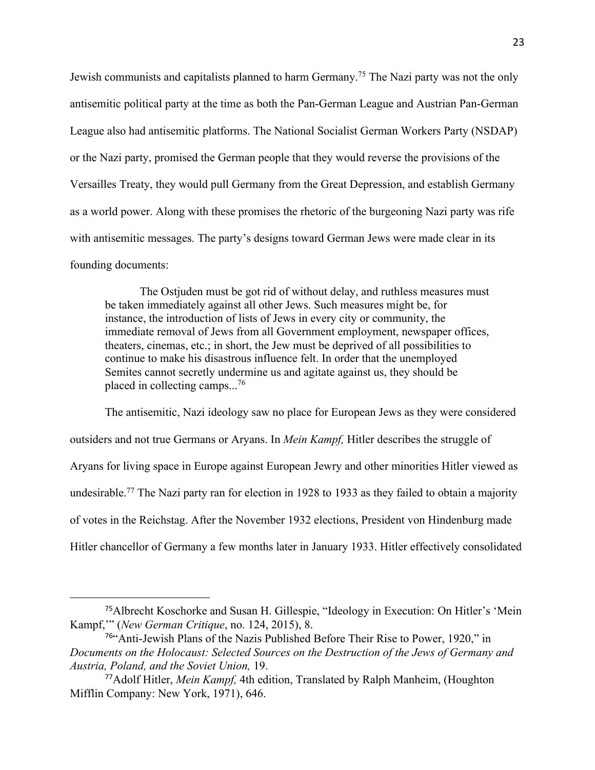Jewish communists and capitalists planned to harm Germany.[75] The Nazi party was not the only antisemitic political party at the time as both the Pan-German League and Austrian Pan-German League also had antisemitic platforms. The National Socialist German Workers Party (NSDAP) or the Nazi party, promised the German people that they would reverse the provisions of the Versailles Treaty, they would pull Germany from the Great Depression, and establish Germany as a world power. Along with these promises the rhetoric of the burgeoning Nazi party was rife with antisemitic messages. The party's designs toward German Jews were made clear in its founding documents:

> The Ostjuden must be got rid of without delay, and ruthless measures must be taken immediately against all other Jews. Such measures might be, for instance, the introduction of lists of Jews in every city or community, the immediate removal of Jews from all Government employment, newspaper offices, theaters, cinemas, etc.; in short, the Jew must be deprived of all possibilities to continue to make his disastrous influence felt. In order that the unemployed Semites cannot secretly undermine us and agitate against us, they should be placed in collecting camps...[76]

The antisemitic, Nazi ideology saw no place for European Jews as they were considered outsiders and not true Germans or Aryans. In *Mein Kampf,* Hitler describes the struggle of Aryans for living space in Europe against European Jewry and other minorities Hitler viewed as undesirable.[77] The Nazi party ran for election in 1928 to 1933 as they failed to obtain a majority of votes in the Reichstag. After the November 1932 elections, President von Hindenburg made Hitler chancellor of Germany a few months later in January 1933. Hitler effectively consolidated

---

[75] Albrecht Koschorke and Susan H. Gillespie, "Ideology in Execution: On Hitler's 'Mein Kampf,'" (*New German Critique*, no. 124, 2015), 8.

[76] "Anti-Jewish Plans of the Nazis Published Before Their Rise to Power, 1920," in *Documents on the Holocaust: Selected Sources on the Destruction of the Jews of Germany and Austria, Poland, and the Soviet Union,* 19.

[77] Adolf Hitler, *Mein Kampf,* 4th edition, Translated by Ralph Manheim, (Houghton Mifflin Company: New York, 1971), 646.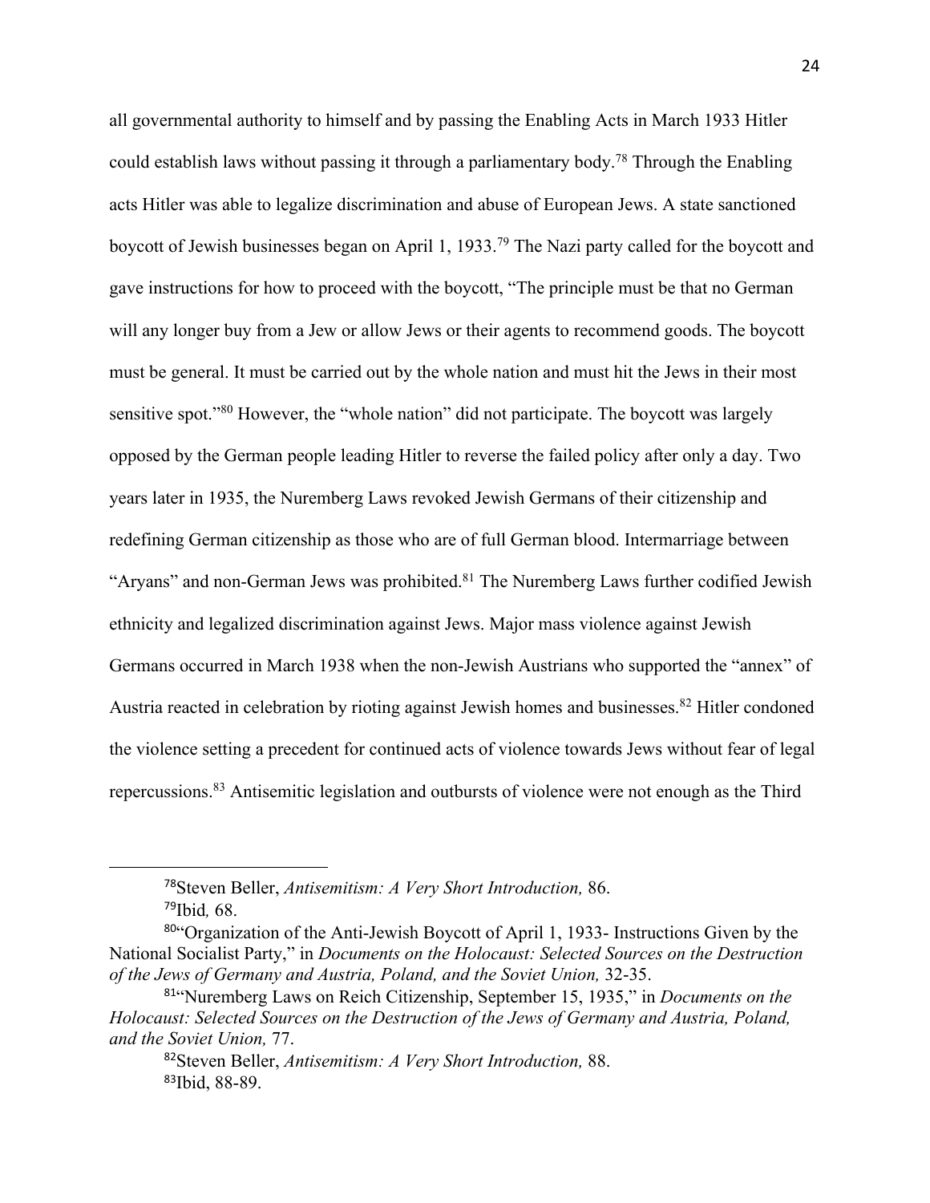all governmental authority to himself and by passing the Enabling Acts in March 1933 Hitler could establish laws without passing it through a parliamentary body.[78] Through the Enabling acts Hitler was able to legalize discrimination and abuse of European Jews. A state sanctioned boycott of Jewish businesses began on April 1, 1933.[79] The Nazi party called for the boycott and gave instructions for how to proceed with the boycott, "The principle must be that no German will any longer buy from a Jew or allow Jews or their agents to recommend goods. The boycott must be general. It must be carried out by the whole nation and must hit the Jews in their most sensitive spot."[80] However, the "whole nation" did not participate. The boycott was largely opposed by the German people leading Hitler to reverse the failed policy after only a day. Two years later in 1935, the Nuremberg Laws revoked Jewish Germans of their citizenship and redefining German citizenship as those who are of full German blood. Intermarriage between "Aryans" and non-German Jews was prohibited.[81] The Nuremberg Laws further codified Jewish ethnicity and legalized discrimination against Jews. Major mass violence against Jewish Germans occurred in March 1938 when the non-Jewish Austrians who supported the "annex" of Austria reacted in celebration by rioting against Jewish homes and businesses.[82] Hitler condoned the violence setting a precedent for continued acts of violence towards Jews without fear of legal repercussions.[83] Antisemitic legislation and outbursts of violence were not enough as the Third

---

[78]Steven Beller, *Antisemitism: A Very Short Introduction,* 86.

[79]Ibid*,* 68.

[80]"Organization of the Anti-Jewish Boycott of April 1, 1933- Instructions Given by the National Socialist Party," in *Documents on the Holocaust: Selected Sources on the Destruction of the Jews of Germany and Austria, Poland, and the Soviet Union,* 32-35.

[81]"Nuremberg Laws on Reich Citizenship, September 15, 1935," in *Documents on the Holocaust: Selected Sources on the Destruction of the Jews of Germany and Austria, Poland, and the Soviet Union,* 77.

[82]Steven Beller, *Antisemitism: A Very Short Introduction,* 88.

[83]Ibid, 88-89.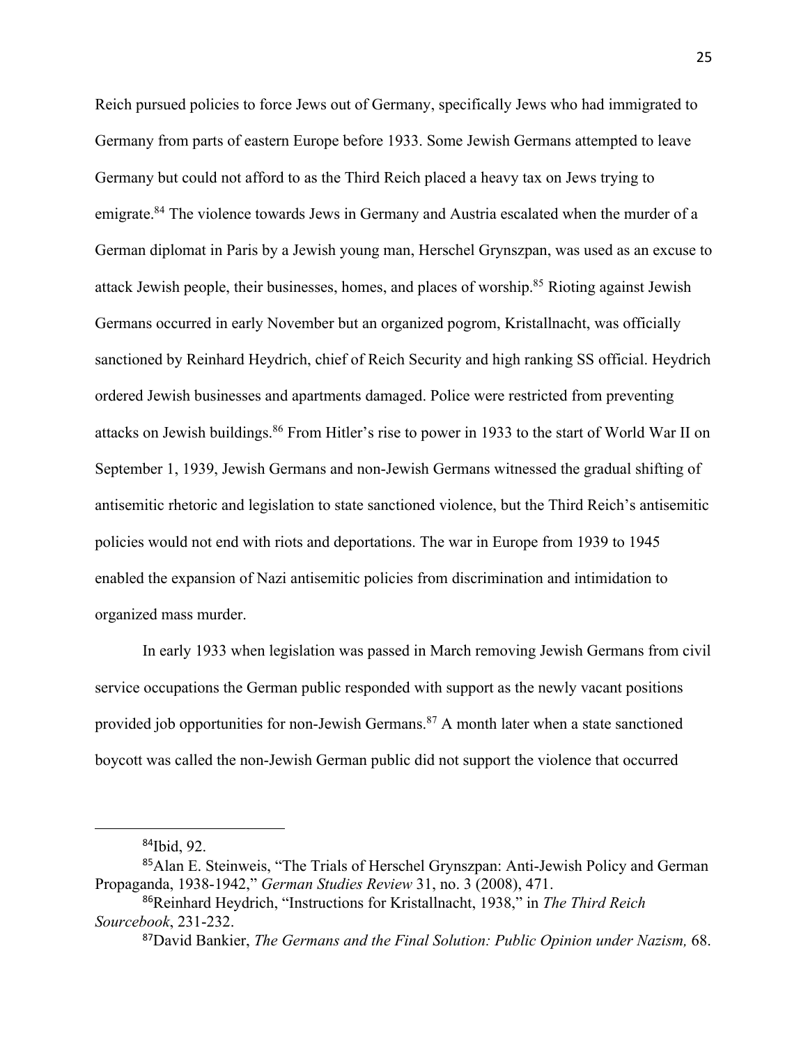Reich pursued policies to force Jews out of Germany, specifically Jews who had immigrated to Germany from parts of eastern Europe before 1933. Some Jewish Germans attempted to leave Germany but could not afford to as the Third Reich placed a heavy tax on Jews trying to emigrate.[84] The violence towards Jews in Germany and Austria escalated when the murder of a German diplomat in Paris by a Jewish young man, Herschel Grynszpan, was used as an excuse to attack Jewish people, their businesses, homes, and places of worship.[85] Rioting against Jewish Germans occurred in early November but an organized pogrom, Kristallnacht, was officially sanctioned by Reinhard Heydrich, chief of Reich Security and high ranking SS official. Heydrich ordered Jewish businesses and apartments damaged. Police were restricted from preventing attacks on Jewish buildings.[86] From Hitler's rise to power in 1933 to the start of World War II on September 1, 1939, Jewish Germans and non-Jewish Germans witnessed the gradual shifting of antisemitic rhetoric and legislation to state sanctioned violence, but the Third Reich's antisemitic policies would not end with riots and deportations. The war in Europe from 1939 to 1945 enabled the expansion of Nazi antisemitic policies from discrimination and intimidation to organized mass murder.

In early 1933 when legislation was passed in March removing Jewish Germans from civil service occupations the German public responded with support as the newly vacant positions provided job opportunities for non-Jewish Germans.[87] A month later when a state sanctioned boycott was called the non-Jewish German public did not support the violence that occurred

---

[84] Ibid, 92.

[85] Alan E. Steinweis, "The Trials of Herschel Grynszpan: Anti-Jewish Policy and German Propaganda, 1938-1942," *German Studies Review* 31, no. 3 (2008), 471.

[86] Reinhard Heydrich, "Instructions for Kristallnacht, 1938," in *The Third Reich Sourcebook*, 231-232.

[87] David Bankier, *The Germans and the Final Solution: Public Opinion under Nazism,* 68.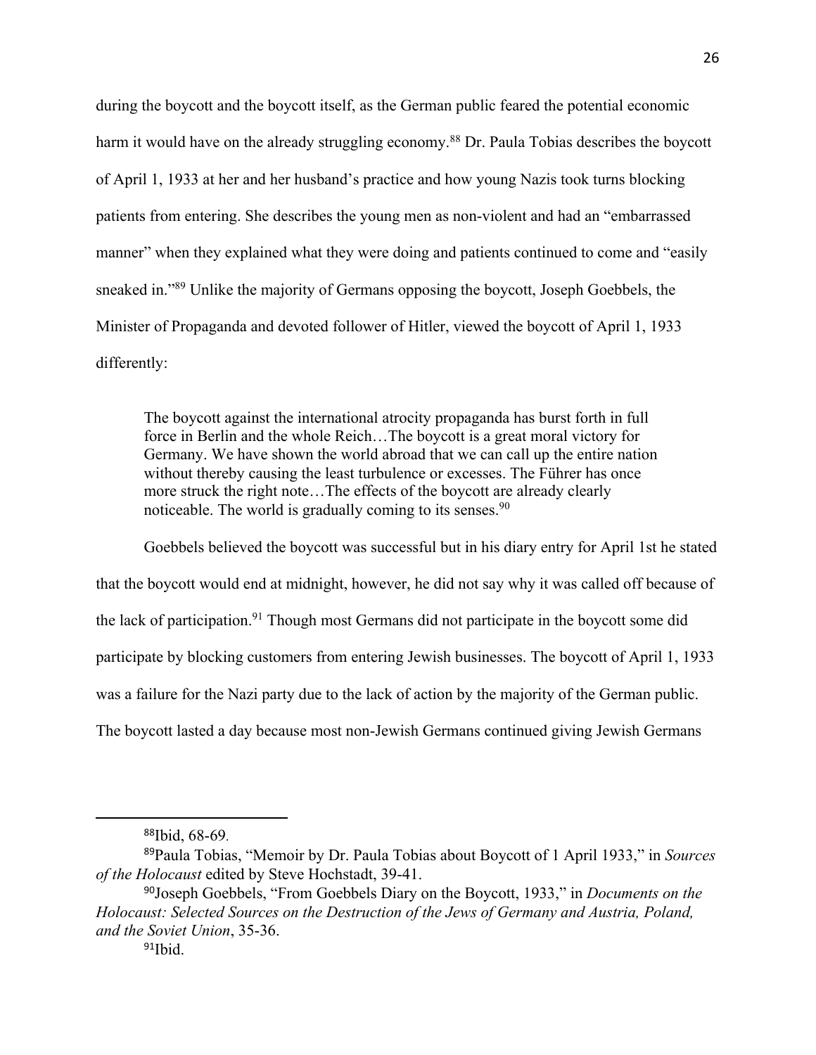during the boycott and the boycott itself, as the German public feared the potential economic harm it would have on the already struggling economy.[88] Dr. Paula Tobias describes the boycott of April 1, 1933 at her and her husband's practice and how young Nazis took turns blocking patients from entering. She describes the young men as non-violent and had an "embarrassed manner" when they explained what they were doing and patients continued to come and "easily sneaked in."[89] Unlike the majority of Germans opposing the boycott, Joseph Goebbels, the Minister of Propaganda and devoted follower of Hitler, viewed the boycott of April 1, 1933 differently:

> The boycott against the international atrocity propaganda has burst forth in full force in Berlin and the whole Reich…The boycott is a great moral victory for Germany. We have shown the world abroad that we can call up the entire nation without thereby causing the least turbulence or excesses. The Führer has once more struck the right note…The effects of the boycott are already clearly noticeable. The world is gradually coming to its senses.[90]

Goebbels believed the boycott was successful but in his diary entry for April 1st he stated that the boycott would end at midnight, however, he did not say why it was called off because of the lack of participation.[91] Though most Germans did not participate in the boycott some did participate by blocking customers from entering Jewish businesses. The boycott of April 1, 1933 was a failure for the Nazi party due to the lack of action by the majority of the German public. The boycott lasted a day because most non-Jewish Germans continued giving Jewish Germans

---

[88] Ibid, 68-69.

[89] Paula Tobias, "Memoir by Dr. Paula Tobias about Boycott of 1 April 1933," in *Sources of the Holocaust* edited by Steve Hochstadt, 39-41.

[90] Joseph Goebbels, "From Goebbels Diary on the Boycott, 1933," in *Documents on the Holocaust: Selected Sources on the Destruction of the Jews of Germany and Austria, Poland, and the Soviet Union*, 35-36.

[91] Ibid.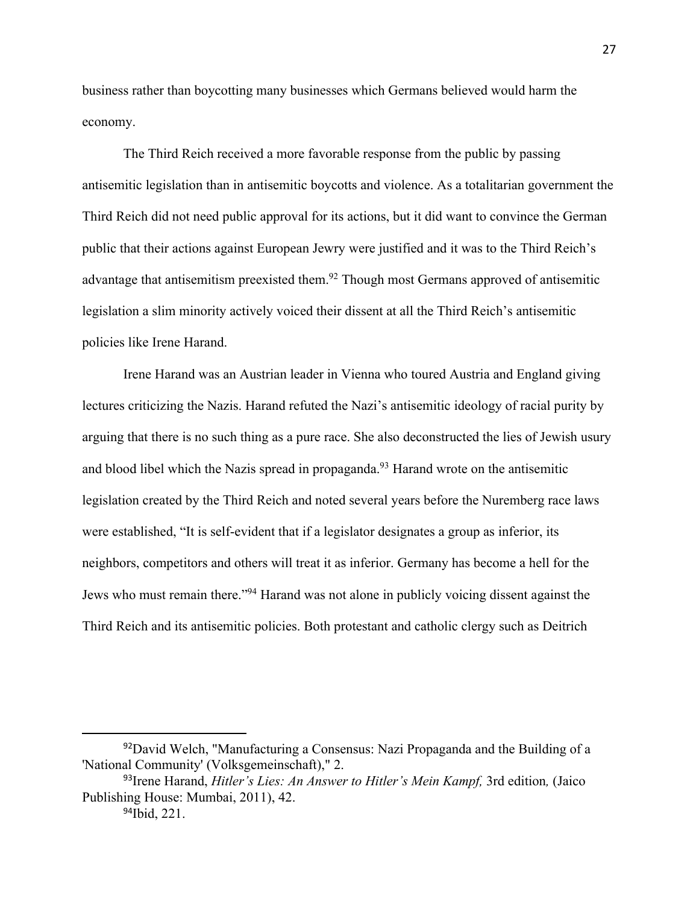business rather than boycotting many businesses which Germans believed would harm the economy.

The Third Reich received a more favorable response from the public by passing antisemitic legislation than in antisemitic boycotts and violence. As a totalitarian government the Third Reich did not need public approval for its actions, but it did want to convince the German public that their actions against European Jewry were justified and it was to the Third Reich's advantage that antisemitism preexisted them.[92] Though most Germans approved of antisemitic legislation a slim minority actively voiced their dissent at all the Third Reich's antisemitic policies like Irene Harand.

Irene Harand was an Austrian leader in Vienna who toured Austria and England giving lectures criticizing the Nazis. Harand refuted the Nazi's antisemitic ideology of racial purity by arguing that there is no such thing as a pure race. She also deconstructed the lies of Jewish usury and blood libel which the Nazis spread in propaganda.[93] Harand wrote on the antisemitic legislation created by the Third Reich and noted several years before the Nuremberg race laws were established, "It is self-evident that if a legislator designates a group as inferior, its neighbors, competitors and others will treat it as inferior. Germany has become a hell for the Jews who must remain there."[94] Harand was not alone in publicly voicing dissent against the Third Reich and its antisemitic policies. Both protestant and catholic clergy such as Deitrich

---

[92] David Welch, "Manufacturing a Consensus: Nazi Propaganda and the Building of a 'National Community' (Volksgemeinschaft)," 2.

[93] Irene Harand, *Hitler's Lies: An Answer to Hitler's Mein Kampf,* 3rd edition*,* (Jaico Publishing House: Mumbai, 2011), 42.

[94] Ibid, 221.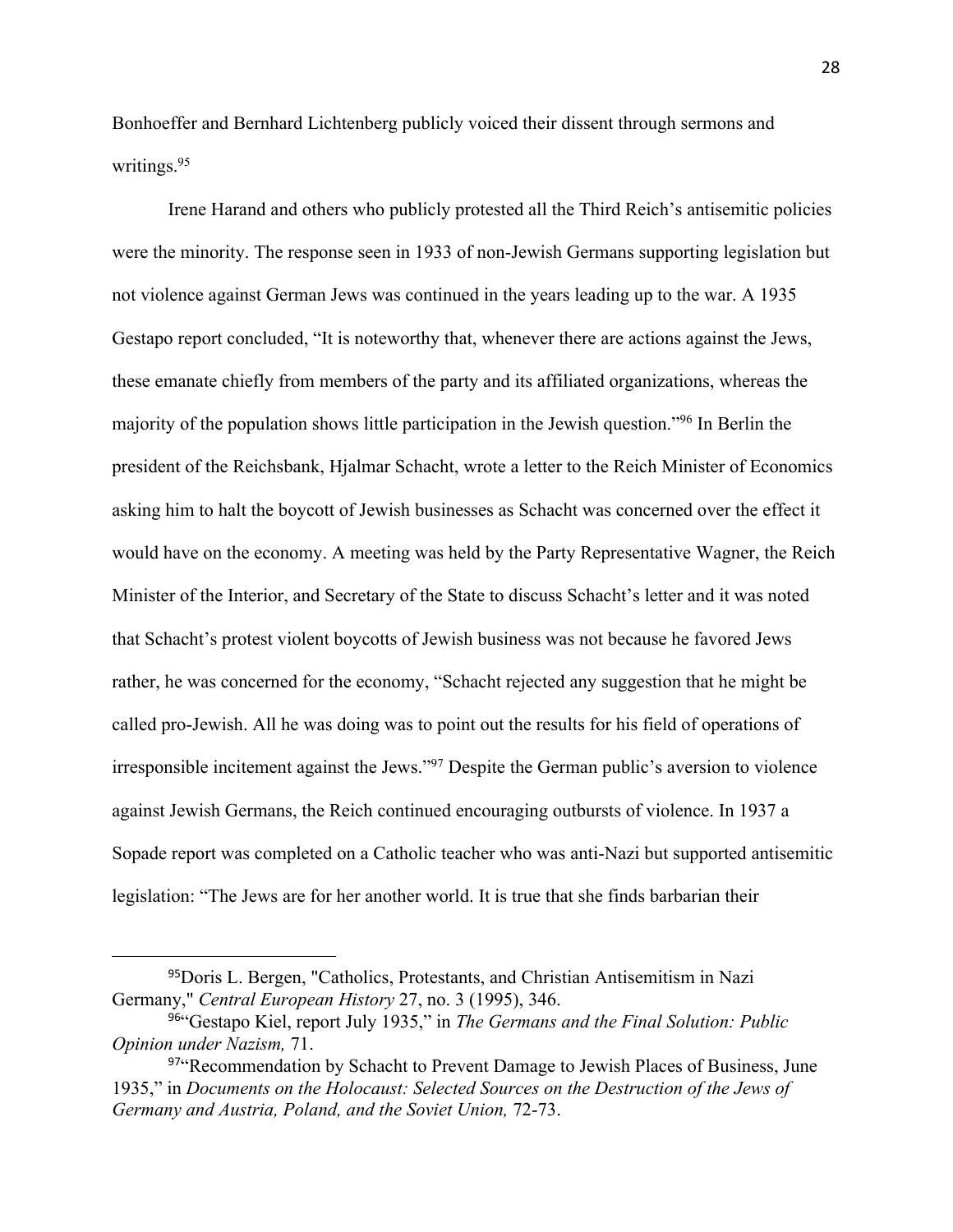Bonhoeffer and Bernhard Lichtenberg publicly voiced their dissent through sermons and writings.[95]

Irene Harand and others who publicly protested all the Third Reich's antisemitic policies were the minority. The response seen in 1933 of non-Jewish Germans supporting legislation but not violence against German Jews was continued in the years leading up to the war. A 1935 Gestapo report concluded, "It is noteworthy that, whenever there are actions against the Jews, these emanate chiefly from members of the party and its affiliated organizations, whereas the majority of the population shows little participation in the Jewish question."[96] In Berlin the president of the Reichsbank, Hjalmar Schacht, wrote a letter to the Reich Minister of Economics asking him to halt the boycott of Jewish businesses as Schacht was concerned over the effect it would have on the economy. A meeting was held by the Party Representative Wagner, the Reich Minister of the Interior, and Secretary of the State to discuss Schacht's letter and it was noted that Schacht's protest violent boycotts of Jewish business was not because he favored Jews rather, he was concerned for the economy, "Schacht rejected any suggestion that he might be called pro-Jewish. All he was doing was to point out the results for his field of operations of irresponsible incitement against the Jews."[97] Despite the German public's aversion to violence against Jewish Germans, the Reich continued encouraging outbursts of violence. In 1937 a Sopade report was completed on a Catholic teacher who was anti-Nazi but supported antisemitic legislation: "The Jews are for her another world. It is true that she finds barbarian their

---

[95]Doris L. Bergen, "Catholics, Protestants, and Christian Antisemitism in Nazi Germany," *Central European History* 27, no. 3 (1995), 346.

[96]"Gestapo Kiel, report July 1935," in *The Germans and the Final Solution: Public Opinion under Nazism,* 71.

[97]"Recommendation by Schacht to Prevent Damage to Jewish Places of Business, June 1935," in *Documents on the Holocaust: Selected Sources on the Destruction of the Jews of Germany and Austria, Poland, and the Soviet Union,* 72-73.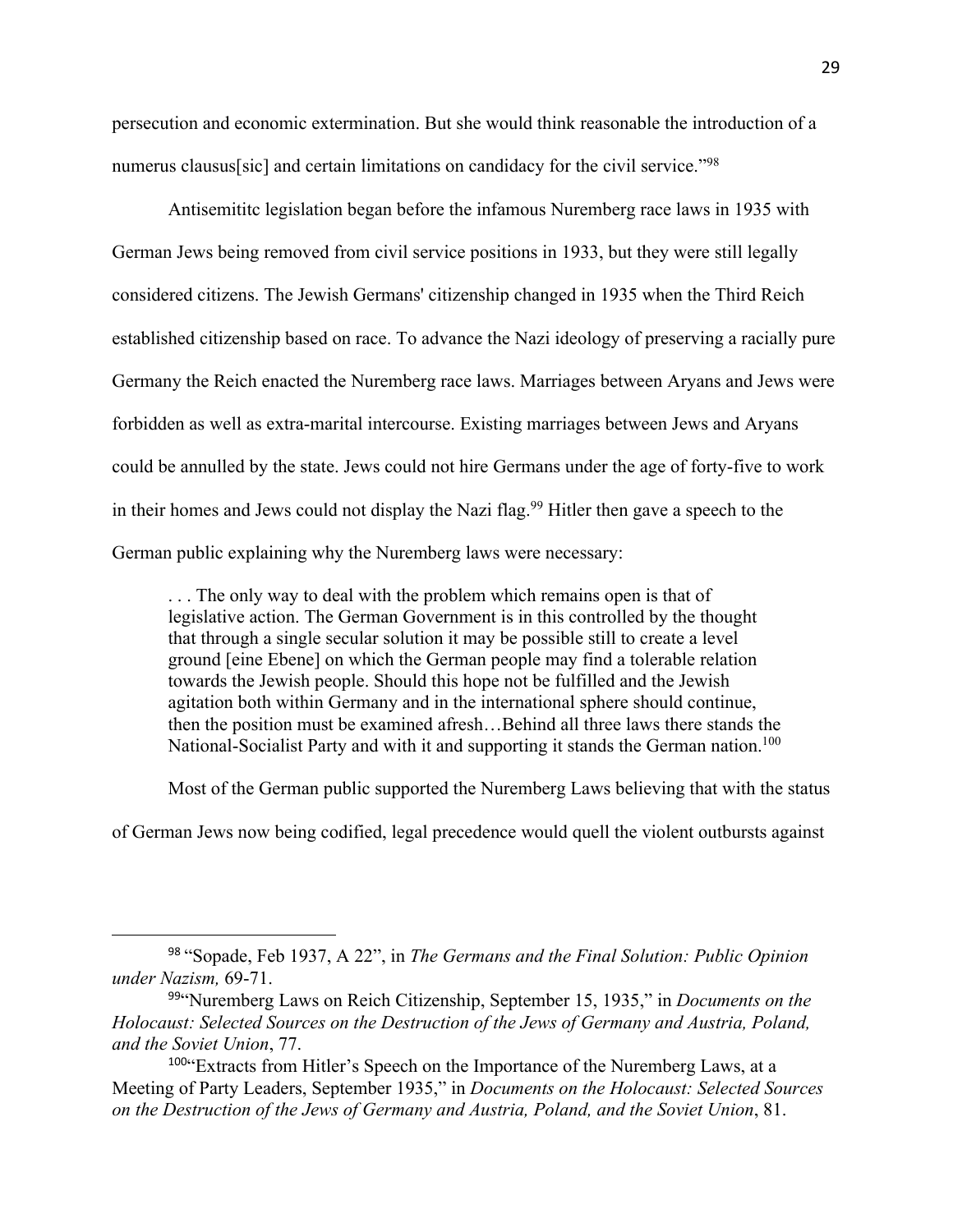persecution and economic extermination. But she would think reasonable the introduction of a numerus clausus[sic] and certain limitations on candidacy for the civil service."[98]

Antisemititc legislation began before the infamous Nuremberg race laws in 1935 with German Jews being removed from civil service positions in 1933, but they were still legally considered citizens. The Jewish Germans' citizenship changed in 1935 when the Third Reich established citizenship based on race. To advance the Nazi ideology of preserving a racially pure Germany the Reich enacted the Nuremberg race laws. Marriages between Aryans and Jews were forbidden as well as extra-marital intercourse. Existing marriages between Jews and Aryans could be annulled by the state. Jews could not hire Germans under the age of forty-five to work in their homes and Jews could not display the Nazi flag.[99] Hitler then gave a speech to the German public explaining why the Nuremberg laws were necessary:

> . . . The only way to deal with the problem which remains open is that of legislative action. The German Government is in this controlled by the thought that through a single secular solution it may be possible still to create a level ground [eine Ebene] on which the German people may find a tolerable relation towards the Jewish people. Should this hope not be fulfilled and the Jewish agitation both within Germany and in the international sphere should continue, then the position must be examined afresh…Behind all three laws there stands the National-Socialist Party and with it and supporting it stands the German nation.[100]

Most of the German public supported the Nuremberg Laws believing that with the status of German Jews now being codified, legal precedence would quell the violent outbursts against

---

[98] "Sopade, Feb 1937, A 22", in *The Germans and the Final Solution: Public Opinion under Nazism,* 69-71.

[99] "Nuremberg Laws on Reich Citizenship, September 15, 1935," in *Documents on the Holocaust: Selected Sources on the Destruction of the Jews of Germany and Austria, Poland, and the Soviet Union*, 77.

[100] "Extracts from Hitler's Speech on the Importance of the Nuremberg Laws, at a Meeting of Party Leaders, September 1935," in *Documents on the Holocaust: Selected Sources on the Destruction of the Jews of Germany and Austria, Poland, and the Soviet Union*, 81.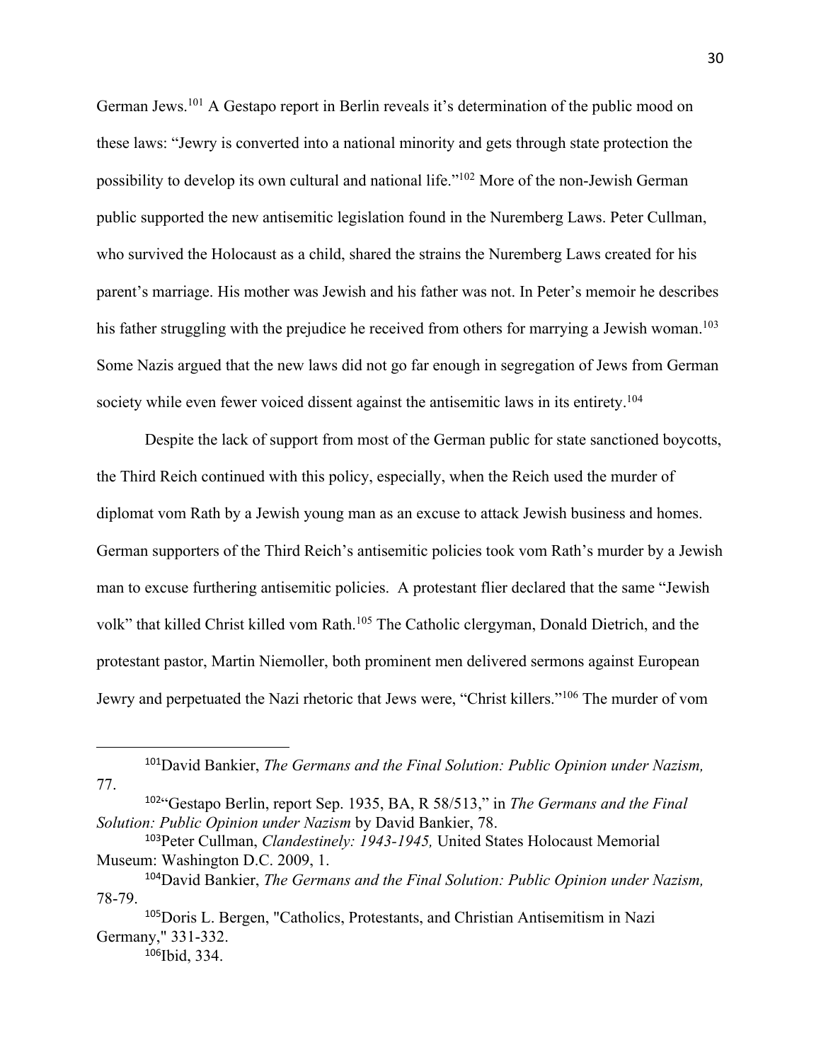German Jews.[101] A Gestapo report in Berlin reveals it's determination of the public mood on these laws: "Jewry is converted into a national minority and gets through state protection the possibility to develop its own cultural and national life."[102] More of the non-Jewish German public supported the new antisemitic legislation found in the Nuremberg Laws. Peter Cullman, who survived the Holocaust as a child, shared the strains the Nuremberg Laws created for his parent's marriage. His mother was Jewish and his father was not. In Peter's memoir he describes his father struggling with the prejudice he received from others for marrying a Jewish woman.[103] Some Nazis argued that the new laws did not go far enough in segregation of Jews from German society while even fewer voiced dissent against the antisemitic laws in its entirety.[104]

Despite the lack of support from most of the German public for state sanctioned boycotts, the Third Reich continued with this policy, especially, when the Reich used the murder of diplomat vom Rath by a Jewish young man as an excuse to attack Jewish business and homes. German supporters of the Third Reich's antisemitic policies took vom Rath's murder by a Jewish man to excuse furthering antisemitic policies. A protestant flier declared that the same "Jewish volk" that killed Christ killed vom Rath.[105] The Catholic clergyman, Donald Dietrich, and the protestant pastor, Martin Niemoller, both prominent men delivered sermons against European Jewry and perpetuated the Nazi rhetoric that Jews were, "Christ killers."[106] The murder of vom

---

[101] David Bankier, *The Germans and the Final Solution: Public Opinion under Nazism,* 77.

[102] "Gestapo Berlin, report Sep. 1935, BA, R 58/513," in *The Germans and the Final Solution: Public Opinion under Nazism* by David Bankier, 78.

[103] Peter Cullman, *Clandestinely: 1943-1945,* United States Holocaust Memorial Museum: Washington D.C. 2009, 1.

[104] David Bankier, *The Germans and the Final Solution: Public Opinion under Nazism,* 78-79.

[105] Doris L. Bergen, "Catholics, Protestants, and Christian Antisemitism in Nazi Germany," 331-332.

[106] Ibid, 334.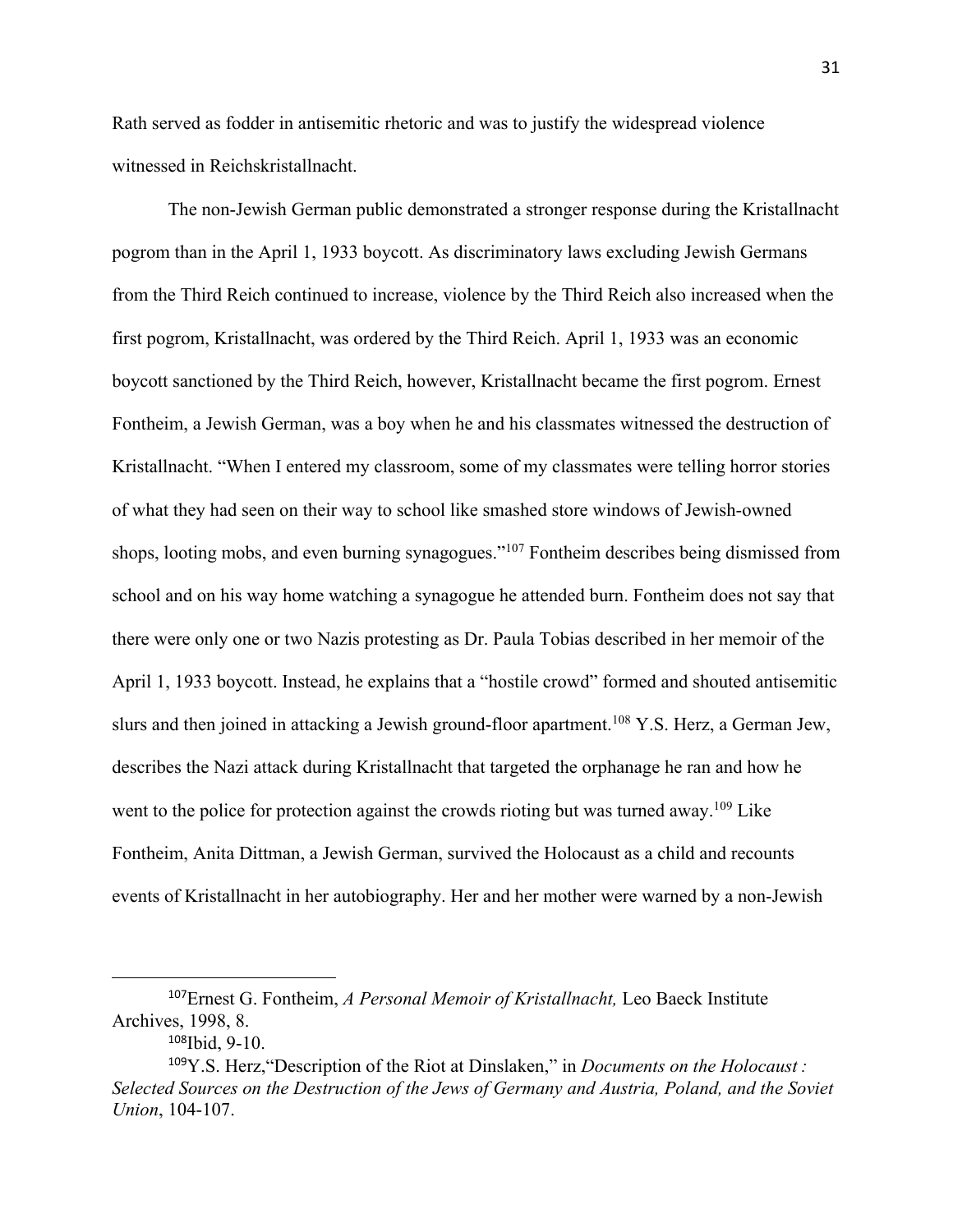Rath served as fodder in antisemitic rhetoric and was to justify the widespread violence witnessed in Reichskristallnacht.

The non-Jewish German public demonstrated a stronger response during the Kristallnacht pogrom than in the April 1, 1933 boycott. As discriminatory laws excluding Jewish Germans from the Third Reich continued to increase, violence by the Third Reich also increased when the first pogrom, Kristallnacht, was ordered by the Third Reich. April 1, 1933 was an economic boycott sanctioned by the Third Reich, however, Kristallnacht became the first pogrom. Ernest Fontheim, a Jewish German, was a boy when he and his classmates witnessed the destruction of Kristallnacht. "When I entered my classroom, some of my classmates were telling horror stories of what they had seen on their way to school like smashed store windows of Jewish-owned shops, looting mobs, and even burning synagogues."[107] Fontheim describes being dismissed from school and on his way home watching a synagogue he attended burn. Fontheim does not say that there were only one or two Nazis protesting as Dr. Paula Tobias described in her memoir of the April 1, 1933 boycott. Instead, he explains that a "hostile crowd" formed and shouted antisemitic slurs and then joined in attacking a Jewish ground-floor apartment.[108] Y.S. Herz, a German Jew, describes the Nazi attack during Kristallnacht that targeted the orphanage he ran and how he went to the police for protection against the crowds rioting but was turned away.[109] Like Fontheim, Anita Dittman, a Jewish German, survived the Holocaust as a child and recounts events of Kristallnacht in her autobiography. Her and her mother were warned by a non-Jewish

---

[107] Ernest G. Fontheim, *A Personal Memoir of Kristallnacht,* Leo Baeck Institute Archives, 1998, 8.

[108] Ibid, 9-10.

[109] Y.S. Herz,"Description of the Riot at Dinslaken," in *Documents on the Holocaust : Selected Sources on the Destruction of the Jews of Germany and Austria, Poland, and the Soviet Union*, 104-107.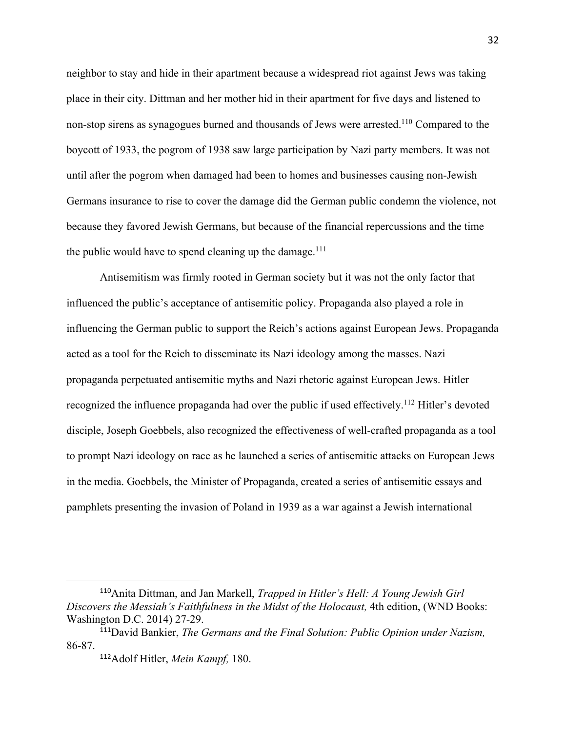neighbor to stay and hide in their apartment because a widespread riot against Jews was taking place in their city. Dittman and her mother hid in their apartment for five days and listened to non-stop sirens as synagogues burned and thousands of Jews were arrested.[110] Compared to the boycott of 1933, the pogrom of 1938 saw large participation by Nazi party members. It was not until after the pogrom when damaged had been to homes and businesses causing non-Jewish Germans insurance to rise to cover the damage did the German public condemn the violence, not because they favored Jewish Germans, but because of the financial repercussions and the time the public would have to spend cleaning up the damage.[111]

Antisemitism was firmly rooted in German society but it was not the only factor that influenced the public's acceptance of antisemitic policy. Propaganda also played a role in influencing the German public to support the Reich's actions against European Jews. Propaganda acted as a tool for the Reich to disseminate its Nazi ideology among the masses. Nazi propaganda perpetuated antisemitic myths and Nazi rhetoric against European Jews. Hitler recognized the influence propaganda had over the public if used effectively.[112] Hitler's devoted disciple, Joseph Goebbels, also recognized the effectiveness of well-crafted propaganda as a tool to prompt Nazi ideology on race as he launched a series of antisemitic attacks on European Jews in the media. Goebbels, the Minister of Propaganda, created a series of antisemitic essays and pamphlets presenting the invasion of Poland in 1939 as a war against a Jewish international

---

[110] Anita Dittman, and Jan Markell, *Trapped in Hitler's Hell: A Young Jewish Girl Discovers the Messiah's Faithfulness in the Midst of the Holocaust,* 4th edition, (WND Books: Washington D.C. 2014) 27-29.

[111] David Bankier, *The Germans and the Final Solution: Public Opinion under Nazism,* 86-87.

[112] Adolf Hitler, *Mein Kampf,* 180.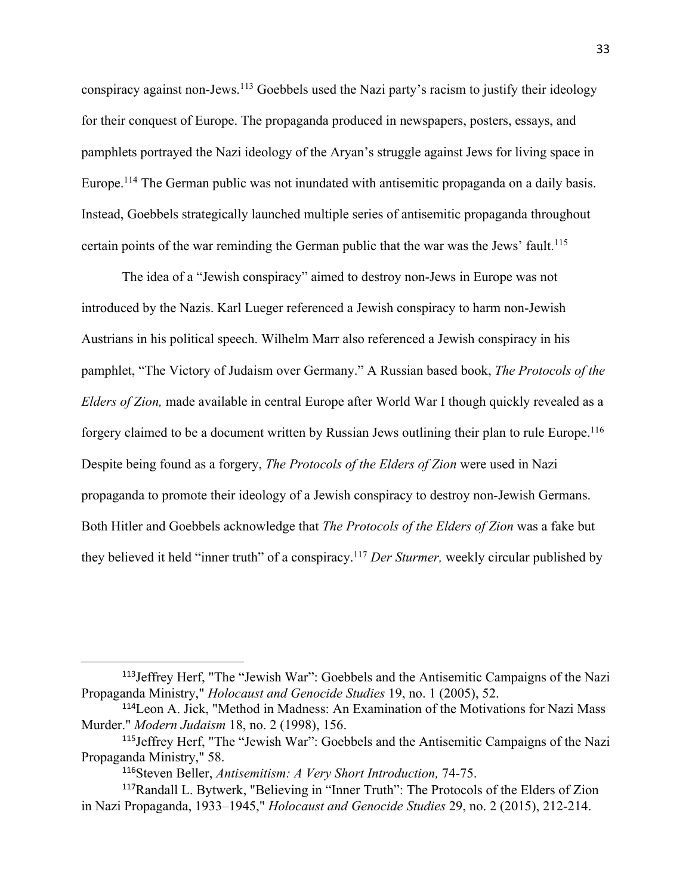conspiracy against non-Jews.[113] Goebbels used the Nazi party's racism to justify their ideology for their conquest of Europe. The propaganda produced in newspapers, posters, essays, and pamphlets portrayed the Nazi ideology of the Aryan's struggle against Jews for living space in Europe.[114] The German public was not inundated with antisemitic propaganda on a daily basis. Instead, Goebbels strategically launched multiple series of antisemitic propaganda throughout certain points of the war reminding the German public that the war was the Jews' fault.[115]

The idea of a "Jewish conspiracy" aimed to destroy non-Jews in Europe was not introduced by the Nazis. Karl Lueger referenced a Jewish conspiracy to harm non-Jewish Austrians in his political speech. Wilhelm Marr also referenced a Jewish conspiracy in his pamphlet, "The Victory of Judaism over Germany." A Russian based book, *The Protocols of the Elders of Zion,* made available in central Europe after World War I though quickly revealed as a forgery claimed to be a document written by Russian Jews outlining their plan to rule Europe.[116] Despite being found as a forgery, *The Protocols of the Elders of Zion* were used in Nazi propaganda to promote their ideology of a Jewish conspiracy to destroy non-Jewish Germans. Both Hitler and Goebbels acknowledge that *The Protocols of the Elders of Zion* was a fake but they believed it held "inner truth" of a conspiracy.[117] *Der Sturmer,* weekly circular published by

---

[113] Jeffrey Herf, "The "Jewish War": Goebbels and the Antisemitic Campaigns of the Nazi Propaganda Ministry," *Holocaust and Genocide Studies* 19, no. 1 (2005), 52.

[114] Leon A. Jick, "Method in Madness: An Examination of the Motivations for Nazi Mass Murder." *Modern Judaism* 18, no. 2 (1998), 156.

[115] Jeffrey Herf, "The "Jewish War": Goebbels and the Antisemitic Campaigns of the Nazi Propaganda Ministry," 58.

[116] Steven Beller, *Antisemitism: A Very Short Introduction,* 74-75.

[117] Randall L. Bytwerk, "Believing in "Inner Truth": The Protocols of the Elders of Zion in Nazi Propaganda, 1933–1945," *Holocaust and Genocide Studies* 29, no. 2 (2015), 212-214.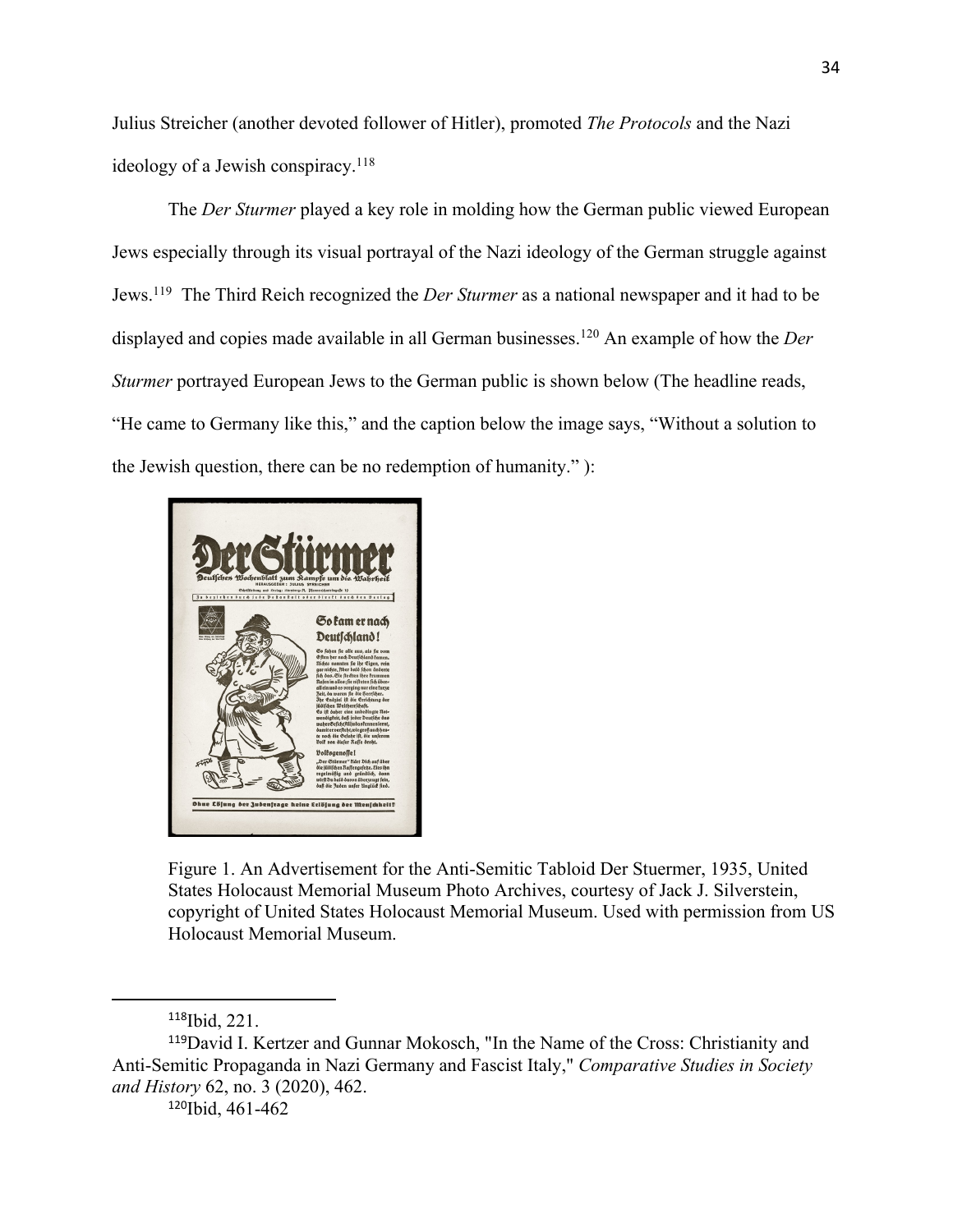Julius Streicher (another devoted follower of Hitler), promoted *The Protocols* and the Nazi ideology of a Jewish conspiracy.[118]

The *Der Sturmer* played a key role in molding how the German public viewed European Jews especially through its visual portrayal of the Nazi ideology of the German struggle against Jews.[119] The Third Reich recognized the *Der Sturmer* as a national newspaper and it had to be displayed and copies made available in all German businesses.[120] An example of how the *Der Sturmer* portrayed European Jews to the German public is shown below (The headline reads, "He came to Germany like this," and the caption below the image says, "Without a solution to the Jewish question, there can be no redemption of humanity." ):

Figure 1. An Advertisement for the Anti-Semitic Tabloid Der Stuermer, 1935, United States Holocaust Memorial Museum Photo Archives, courtesy of Jack J. Silverstein, copyright of United States Holocaust Memorial Museum. Used with permission from US Holocaust Memorial Museum.

---

[118] Ibid, 221.

[119] David I. Kertzer and Gunnar Mokosch, "In the Name of the Cross: Christianity and Anti-Semitic Propaganda in Nazi Germany and Fascist Italy," *Comparative Studies in Society and History* 62, no. 3 (2020), 462.

[120] Ibid, 461-462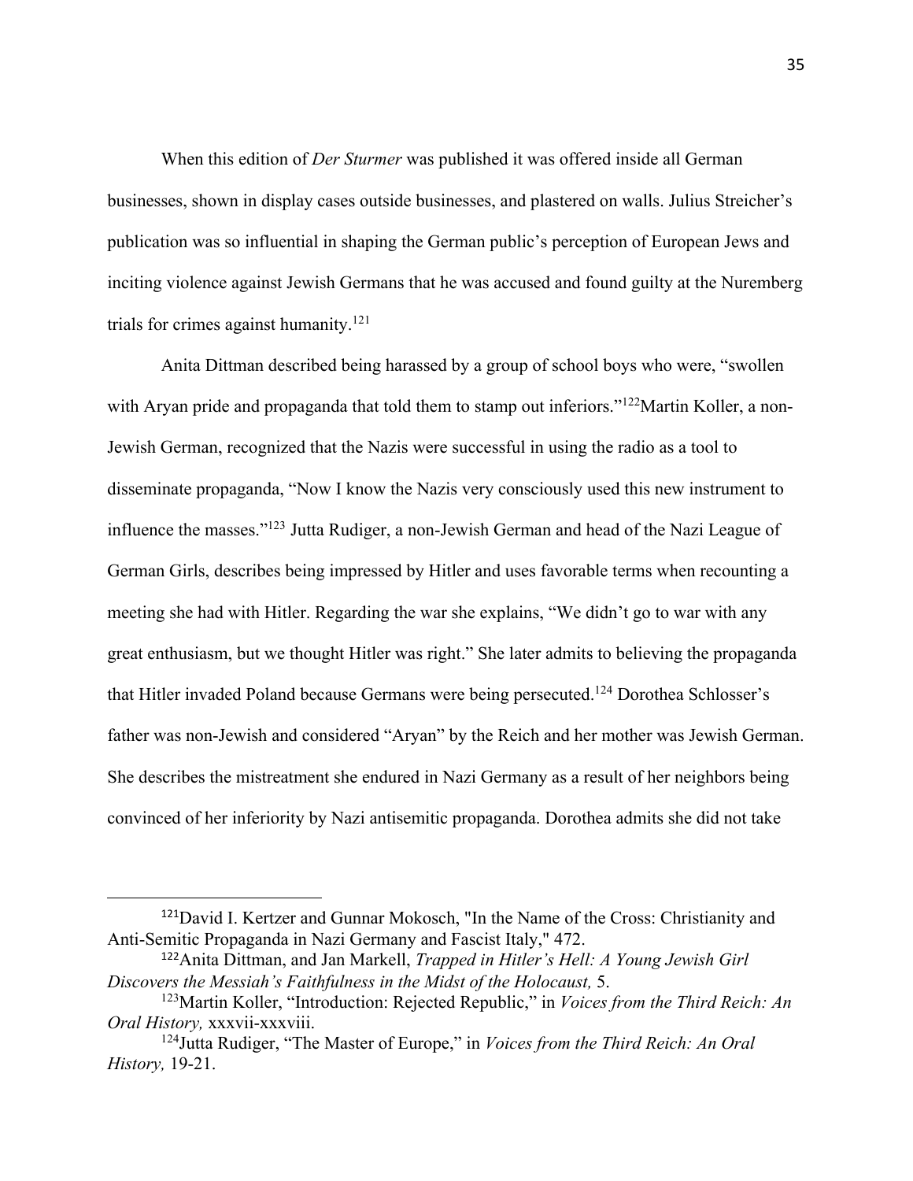When this edition of *Der Sturmer* was published it was offered inside all German businesses, shown in display cases outside businesses, and plastered on walls. Julius Streicher's publication was so influential in shaping the German public's perception of European Jews and inciting violence against Jewish Germans that he was accused and found guilty at the Nuremberg trials for crimes against humanity.[121]

Anita Dittman described being harassed by a group of school boys who were, "swollen with Aryan pride and propaganda that told them to stamp out inferiors."[122]Martin Koller, a non-Jewish German, recognized that the Nazis were successful in using the radio as a tool to disseminate propaganda, "Now I know the Nazis very consciously used this new instrument to influence the masses."[123] Jutta Rudiger, a non-Jewish German and head of the Nazi League of German Girls, describes being impressed by Hitler and uses favorable terms when recounting a meeting she had with Hitler. Regarding the war she explains, "We didn't go to war with any great enthusiasm, but we thought Hitler was right." She later admits to believing the propaganda that Hitler invaded Poland because Germans were being persecuted.[124] Dorothea Schlosser's father was non-Jewish and considered "Aryan" by the Reich and her mother was Jewish German. She describes the mistreatment she endured in Nazi Germany as a result of her neighbors being convinced of her inferiority by Nazi antisemitic propaganda. Dorothea admits she did not take

---

[121]David I. Kertzer and Gunnar Mokosch, "In the Name of the Cross: Christianity and Anti-Semitic Propaganda in Nazi Germany and Fascist Italy," 472.

[122]Anita Dittman, and Jan Markell, *Trapped in Hitler's Hell: A Young Jewish Girl Discovers the Messiah's Faithfulness in the Midst of the Holocaust,* 5.

[123]Martin Koller, "Introduction: Rejected Republic," in *Voices from the Third Reich: An Oral History,* xxxvii-xxxviii.

[124]Jutta Rudiger, "The Master of Europe," in *Voices from the Third Reich: An Oral History,* 19-21.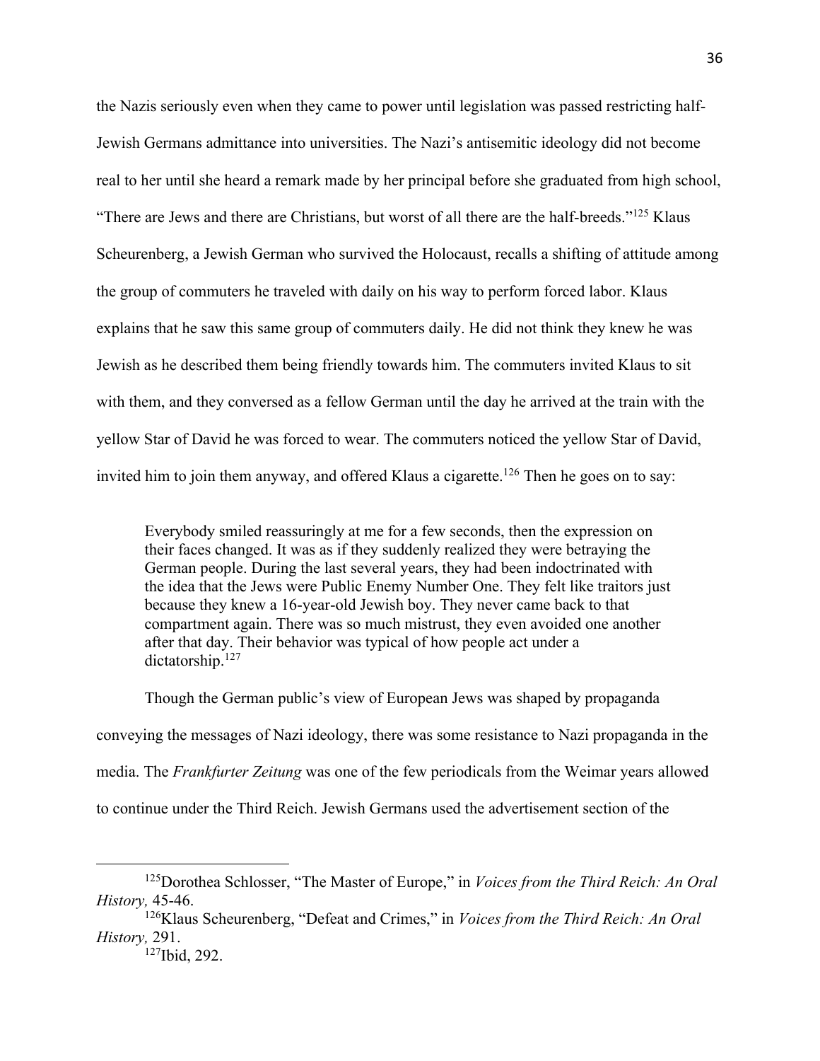the Nazis seriously even when they came to power until legislation was passed restricting half-Jewish Germans admittance into universities. The Nazi's antisemitic ideology did not become real to her until she heard a remark made by her principal before she graduated from high school, "There are Jews and there are Christians, but worst of all there are the half-breeds."[125] Klaus Scheurenberg, a Jewish German who survived the Holocaust, recalls a shifting of attitude among the group of commuters he traveled with daily on his way to perform forced labor. Klaus explains that he saw this same group of commuters daily. He did not think they knew he was Jewish as he described them being friendly towards him. The commuters invited Klaus to sit with them, and they conversed as a fellow German until the day he arrived at the train with the yellow Star of David he was forced to wear. The commuters noticed the yellow Star of David, invited him to join them anyway, and offered Klaus a cigarette.[126] Then he goes on to say:

> Everybody smiled reassuringly at me for a few seconds, then the expression on their faces changed. It was as if they suddenly realized they were betraying the German people. During the last several years, they had been indoctrinated with the idea that the Jews were Public Enemy Number One. They felt like traitors just because they knew a 16-year-old Jewish boy. They never came back to that compartment again. There was so much mistrust, they even avoided one another after that day. Their behavior was typical of how people act under a dictatorship.[127]

Though the German public's view of European Jews was shaped by propaganda conveying the messages of Nazi ideology, there was some resistance to Nazi propaganda in the media. The *Frankfurter Zeitung* was one of the few periodicals from the Weimar years allowed to continue under the Third Reich. Jewish Germans used the advertisement section of the

---

[125] Dorothea Schlosser, "The Master of Europe," in *Voices from the Third Reich: An Oral History,* 45-46.

[126] Klaus Scheurenberg, "Defeat and Crimes," in *Voices from the Third Reich: An Oral History,* 291.

[127] Ibid, 292.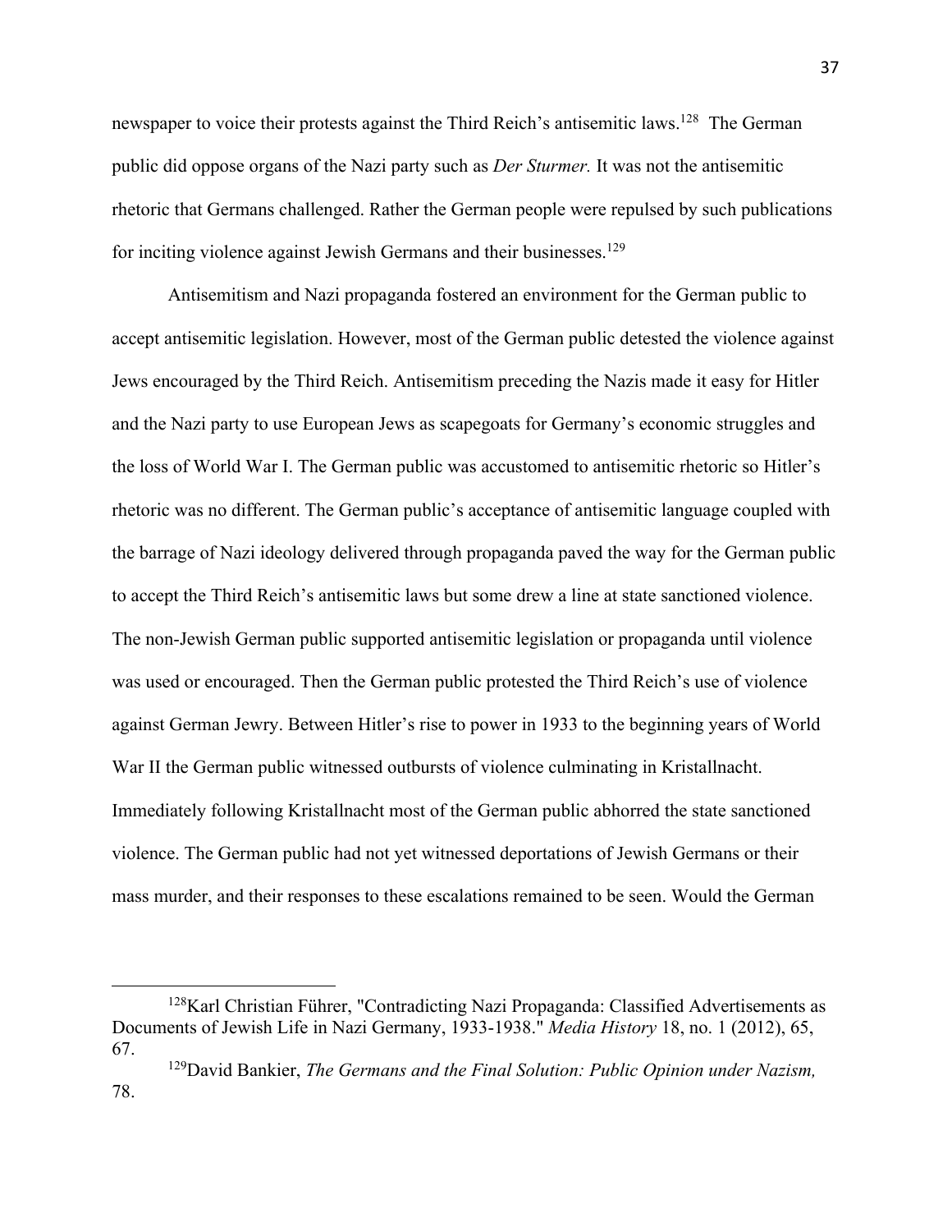newspaper to voice their protests against the Third Reich's antisemitic laws.[128] The German public did oppose organs of the Nazi party such as *Der Sturmer.* It was not the antisemitic rhetoric that Germans challenged. Rather the German people were repulsed by such publications for inciting violence against Jewish Germans and their businesses.[129]

Antisemitism and Nazi propaganda fostered an environment for the German public to accept antisemitic legislation. However, most of the German public detested the violence against Jews encouraged by the Third Reich. Antisemitism preceding the Nazis made it easy for Hitler and the Nazi party to use European Jews as scapegoats for Germany's economic struggles and the loss of World War I. The German public was accustomed to antisemitic rhetoric so Hitler's rhetoric was no different. The German public's acceptance of antisemitic language coupled with the barrage of Nazi ideology delivered through propaganda paved the way for the German public to accept the Third Reich's antisemitic laws but some drew a line at state sanctioned violence. The non-Jewish German public supported antisemitic legislation or propaganda until violence was used or encouraged. Then the German public protested the Third Reich's use of violence against German Jewry. Between Hitler's rise to power in 1933 to the beginning years of World War II the German public witnessed outbursts of violence culminating in Kristallnacht. Immediately following Kristallnacht most of the German public abhorred the state sanctioned violence. The German public had not yet witnessed deportations of Jewish Germans or their mass murder, and their responses to these escalations remained to be seen. Would the German

---

[128] Karl Christian Führer, "Contradicting Nazi Propaganda: Classified Advertisements as Documents of Jewish Life in Nazi Germany, 1933-1938." *Media History* 18, no. 1 (2012), 65, 67.

[129] David Bankier, *The Germans and the Final Solution: Public Opinion under Nazism,* 78.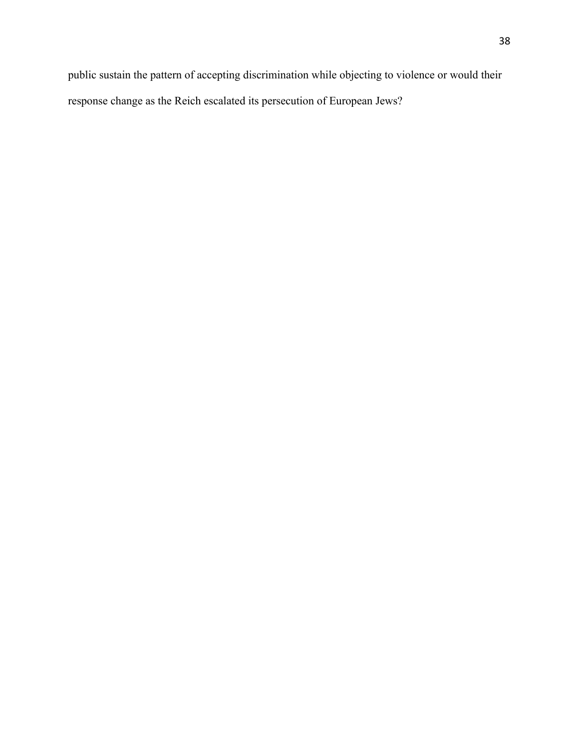public sustain the pattern of accepting discrimination while objecting to violence or would their response change as the Reich escalated its persecution of European Jews?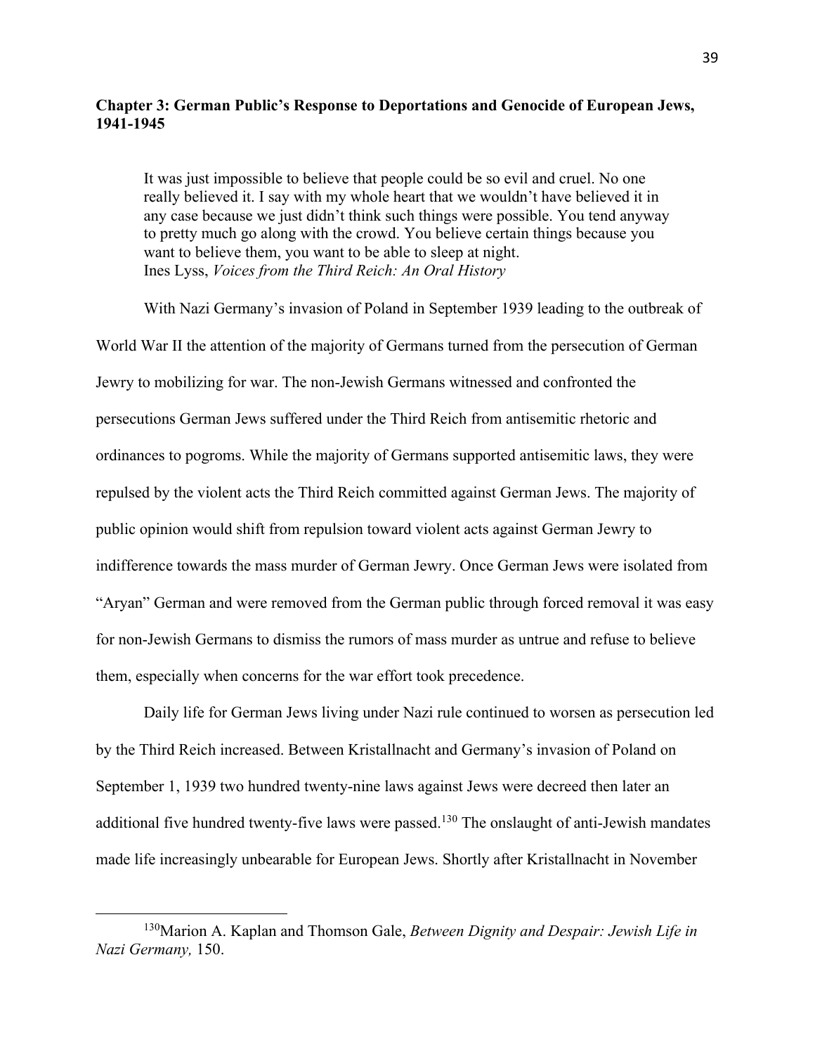## Chapter 3: German Public's Response to Deportations and Genocide of European Jews, 1941-1945

> It was just impossible to believe that people could be so evil and cruel. No one really believed it. I say with my whole heart that we wouldn't have believed it in any case because we just didn't think such things were possible. You tend anyway to pretty much go along with the crowd. You believe certain things because you want to believe them, you want to be able to sleep at night.
> Ines Lyss, *Voices from the Third Reich: An Oral History*

With Nazi Germany's invasion of Poland in September 1939 leading to the outbreak of World War II the attention of the majority of Germans turned from the persecution of German Jewry to mobilizing for war. The non-Jewish Germans witnessed and confronted the persecutions German Jews suffered under the Third Reich from antisemitic rhetoric and ordinances to pogroms. While the majority of Germans supported antisemitic laws, they were repulsed by the violent acts the Third Reich committed against German Jews. The majority of public opinion would shift from repulsion toward violent acts against German Jewry to indifference towards the mass murder of German Jewry. Once German Jews were isolated from "Aryan" German and were removed from the German public through forced removal it was easy for non-Jewish Germans to dismiss the rumors of mass murder as untrue and refuse to believe them, especially when concerns for the war effort took precedence.

Daily life for German Jews living under Nazi rule continued to worsen as persecution led by the Third Reich increased. Between Kristallnacht and Germany's invasion of Poland on September 1, 1939 two hundred twenty-nine laws against Jews were decreed then later an additional five hundred twenty-five laws were passed.[130] The onslaught of anti-Jewish mandates made life increasingly unbearable for European Jews. Shortly after Kristallnacht in November

---

[130] Marion A. Kaplan and Thomson Gale, *Between Dignity and Despair: Jewish Life in Nazi Germany,* 150.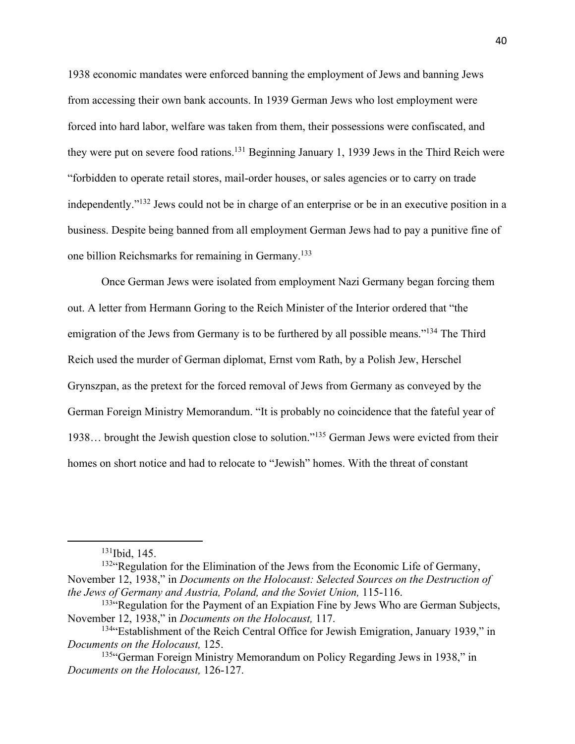1938 economic mandates were enforced banning the employment of Jews and banning Jews from accessing their own bank accounts. In 1939 German Jews who lost employment were forced into hard labor, welfare was taken from them, their possessions were confiscated, and they were put on severe food rations.[131] Beginning January 1, 1939 Jews in the Third Reich were "forbidden to operate retail stores, mail-order houses, or sales agencies or to carry on trade independently."[132] Jews could not be in charge of an enterprise or be in an executive position in a business. Despite being banned from all employment German Jews had to pay a punitive fine of one billion Reichsmarks for remaining in Germany.[133]

Once German Jews were isolated from employment Nazi Germany began forcing them out. A letter from Hermann Goring to the Reich Minister of the Interior ordered that "the emigration of the Jews from Germany is to be furthered by all possible means."[134] The Third Reich used the murder of German diplomat, Ernst vom Rath, by a Polish Jew, Herschel Grynszpan, as the pretext for the forced removal of Jews from Germany as conveyed by the German Foreign Ministry Memorandum. "It is probably no coincidence that the fateful year of 1938… brought the Jewish question close to solution."[135] German Jews were evicted from their homes on short notice and had to relocate to "Jewish" homes. With the threat of constant

---

[131] Ibid, 145.

[132] "Regulation for the Elimination of the Jews from the Economic Life of Germany, November 12, 1938," in *Documents on the Holocaust: Selected Sources on the Destruction of the Jews of Germany and Austria, Poland, and the Soviet Union,* 115-116.

[133] "Regulation for the Payment of an Expiation Fine by Jews Who are German Subjects, November 12, 1938," in *Documents on the Holocaust,* 117.

[134] "Establishment of the Reich Central Office for Jewish Emigration, January 1939," in *Documents on the Holocaust,* 125.

[135] "German Foreign Ministry Memorandum on Policy Regarding Jews in 1938," in *Documents on the Holocaust,* 126-127.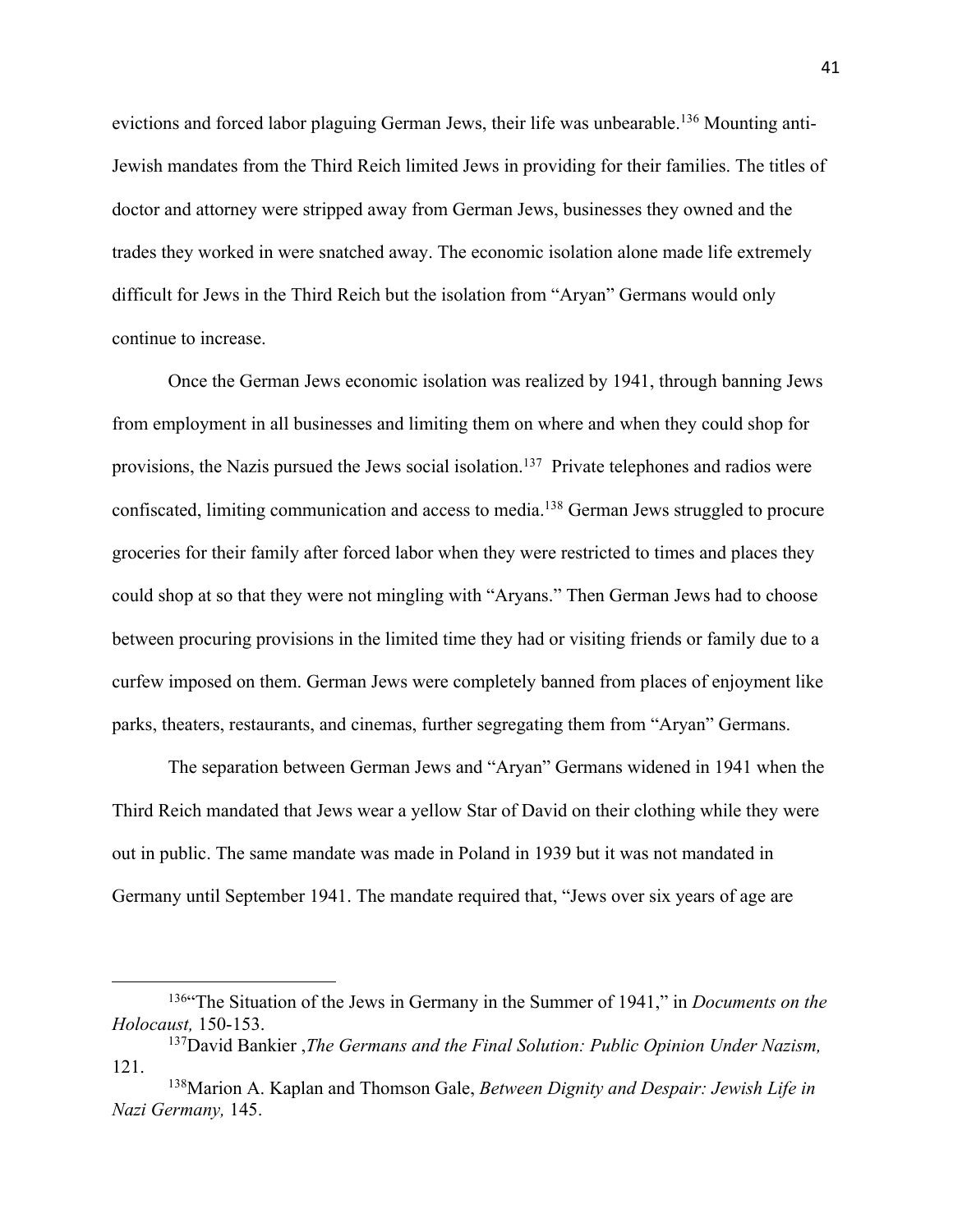evictions and forced labor plaguing German Jews, their life was unbearable.[136] Mounting anti-Jewish mandates from the Third Reich limited Jews in providing for their families. The titles of doctor and attorney were stripped away from German Jews, businesses they owned and the trades they worked in were snatched away. The economic isolation alone made life extremely difficult for Jews in the Third Reich but the isolation from "Aryan" Germans would only continue to increase.

Once the German Jews economic isolation was realized by 1941, through banning Jews from employment in all businesses and limiting them on where and when they could shop for provisions, the Nazis pursued the Jews social isolation.[137] Private telephones and radios were confiscated, limiting communication and access to media.[138] German Jews struggled to procure groceries for their family after forced labor when they were restricted to times and places they could shop at so that they were not mingling with "Aryans." Then German Jews had to choose between procuring provisions in the limited time they had or visiting friends or family due to a curfew imposed on them. German Jews were completely banned from places of enjoyment like parks, theaters, restaurants, and cinemas, further segregating them from "Aryan" Germans.

The separation between German Jews and "Aryan" Germans widened in 1941 when the Third Reich mandated that Jews wear a yellow Star of David on their clothing while they were out in public. The same mandate was made in Poland in 1939 but it was not mandated in Germany until September 1941. The mandate required that, "Jews over six years of age are

---

[136]"The Situation of the Jews in Germany in the Summer of 1941," in *Documents on the Holocaust,* 150-153.

[137]David Bankier ,*The Germans and the Final Solution: Public Opinion Under Nazism,* 121.

[138]Marion A. Kaplan and Thomson Gale, *Between Dignity and Despair: Jewish Life in Nazi Germany,* 145.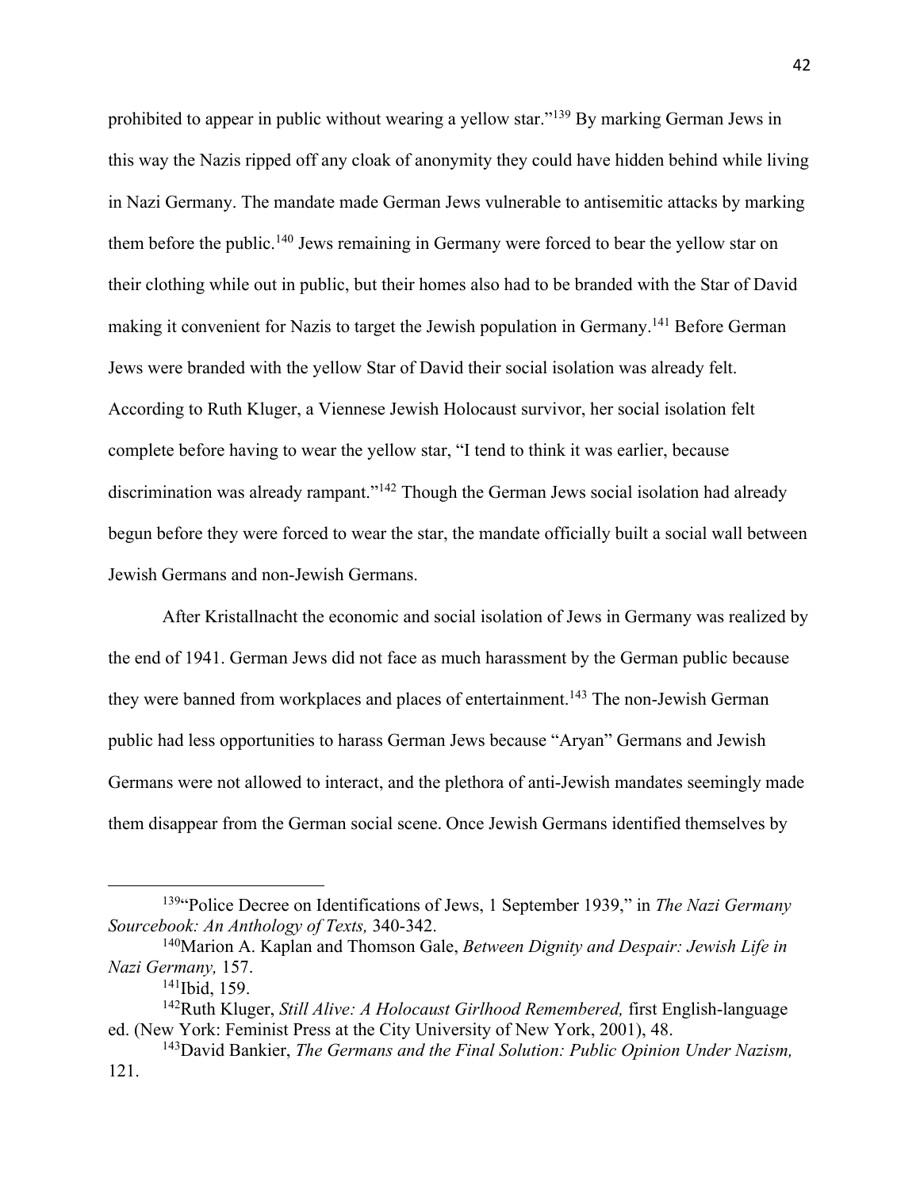prohibited to appear in public without wearing a yellow star."[139] By marking German Jews in this way the Nazis ripped off any cloak of anonymity they could have hidden behind while living in Nazi Germany. The mandate made German Jews vulnerable to antisemitic attacks by marking them before the public.[140] Jews remaining in Germany were forced to bear the yellow star on their clothing while out in public, but their homes also had to be branded with the Star of David making it convenient for Nazis to target the Jewish population in Germany.[141] Before German Jews were branded with the yellow Star of David their social isolation was already felt. According to Ruth Kluger, a Viennese Jewish Holocaust survivor, her social isolation felt complete before having to wear the yellow star, "I tend to think it was earlier, because discrimination was already rampant."[142] Though the German Jews social isolation had already begun before they were forced to wear the star, the mandate officially built a social wall between Jewish Germans and non-Jewish Germans.

After Kristallnacht the economic and social isolation of Jews in Germany was realized by the end of 1941. German Jews did not face as much harassment by the German public because they were banned from workplaces and places of entertainment.[143] The non-Jewish German public had less opportunities to harass German Jews because "Aryan" Germans and Jewish Germans were not allowed to interact, and the plethora of anti-Jewish mandates seemingly made them disappear from the German social scene. Once Jewish Germans identified themselves by

---

[139] "Police Decree on Identifications of Jews, 1 September 1939," in *The Nazi Germany Sourcebook: An Anthology of Texts,* 340-342.

[140] Marion A. Kaplan and Thomson Gale, *Between Dignity and Despair: Jewish Life in Nazi Germany,* 157.

[141] Ibid, 159.

[142] Ruth Kluger, *Still Alive: A Holocaust Girlhood Remembered,* first English-language ed. (New York: Feminist Press at the City University of New York, 2001), 48.

[143] David Bankier, *The Germans and the Final Solution: Public Opinion Under Nazism,* 121.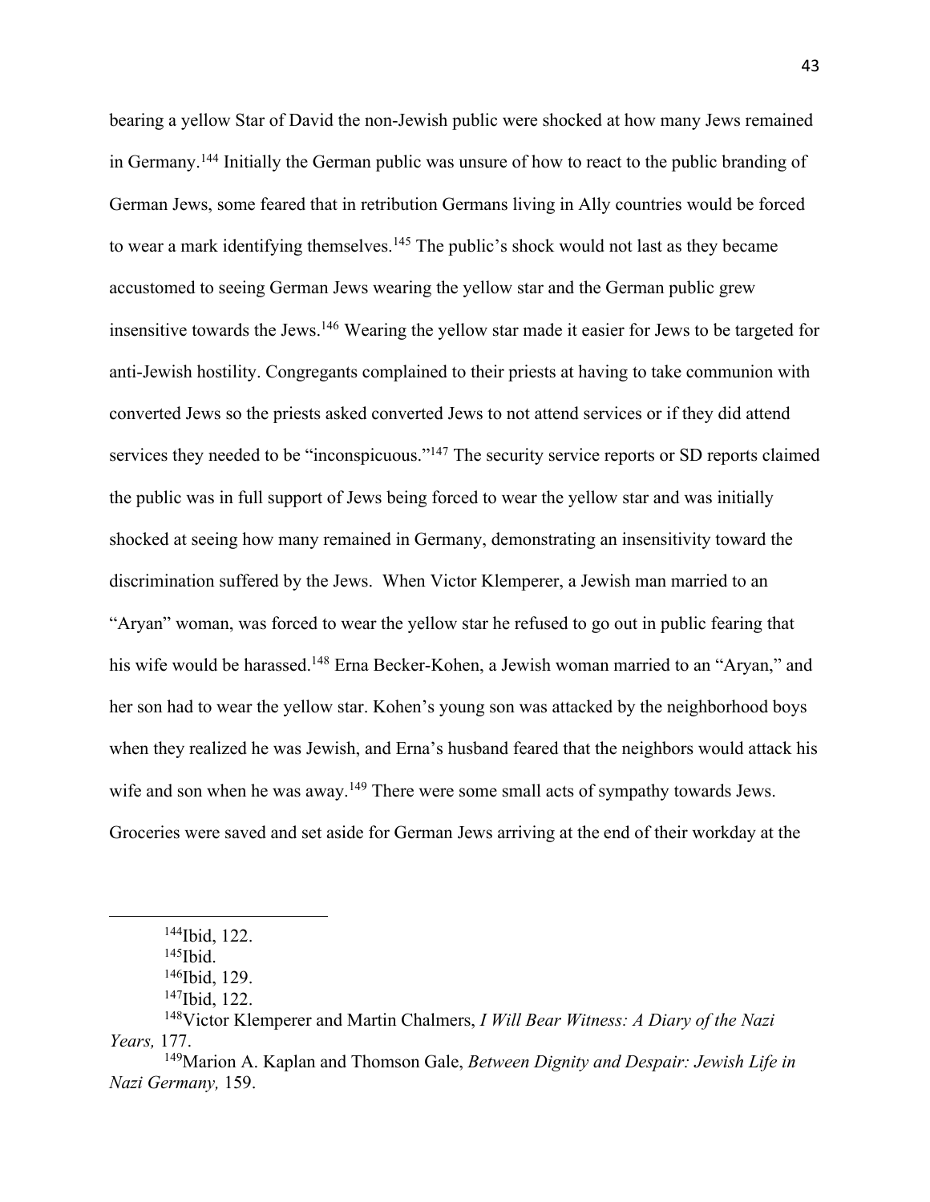bearing a yellow Star of David the non-Jewish public were shocked at how many Jews remained in Germany.[144] Initially the German public was unsure of how to react to the public branding of German Jews, some feared that in retribution Germans living in Ally countries would be forced to wear a mark identifying themselves.[145] The public's shock would not last as they became accustomed to seeing German Jews wearing the yellow star and the German public grew insensitive towards the Jews.[146] Wearing the yellow star made it easier for Jews to be targeted for anti-Jewish hostility. Congregants complained to their priests at having to take communion with converted Jews so the priests asked converted Jews to not attend services or if they did attend services they needed to be "inconspicuous."[147] The security service reports or SD reports claimed the public was in full support of Jews being forced to wear the yellow star and was initially shocked at seeing how many remained in Germany, demonstrating an insensitivity toward the discrimination suffered by the Jews. When Victor Klemperer, a Jewish man married to an "Aryan" woman, was forced to wear the yellow star he refused to go out in public fearing that his wife would be harassed.[148] Erna Becker-Kohen, a Jewish woman married to an "Aryan," and her son had to wear the yellow star. Kohen's young son was attacked by the neighborhood boys when they realized he was Jewish, and Erna's husband feared that the neighbors would attack his wife and son when he was away.[149] There were some small acts of sympathy towards Jews. Groceries were saved and set aside for German Jews arriving at the end of their workday at the

---

[144] Ibid, 122.

[145] Ibid.

[146] Ibid, 129.

[147] Ibid, 122.

[148] Victor Klemperer and Martin Chalmers, *I Will Bear Witness: A Diary of the Nazi Years,* 177.

[149] Marion A. Kaplan and Thomson Gale, *Between Dignity and Despair: Jewish Life in Nazi Germany,* 159.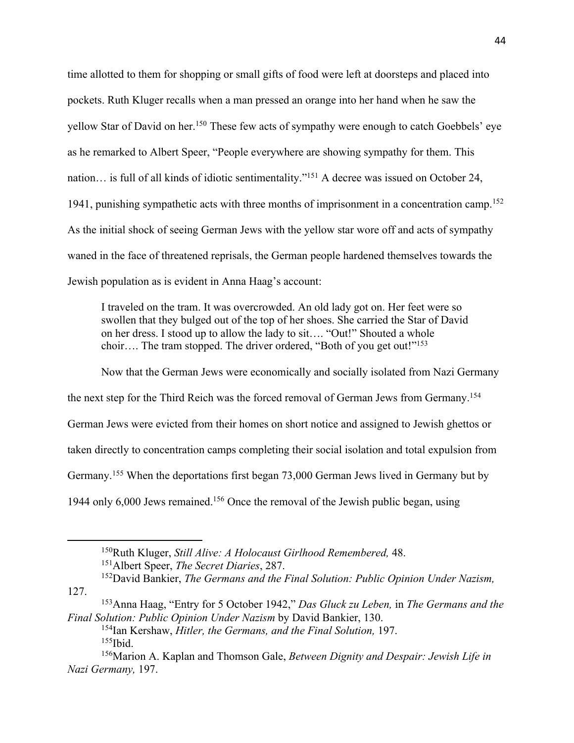time allotted to them for shopping or small gifts of food were left at doorsteps and placed into pockets. Ruth Kluger recalls when a man pressed an orange into her hand when he saw the yellow Star of David on her.[150] These few acts of sympathy were enough to catch Goebbels' eye as he remarked to Albert Speer, "People everywhere are showing sympathy for them. This nation… is full of all kinds of idiotic sentimentality."[151] A decree was issued on October 24, 1941, punishing sympathetic acts with three months of imprisonment in a concentration camp.[152] As the initial shock of seeing German Jews with the yellow star wore off and acts of sympathy waned in the face of threatened reprisals, the German people hardened themselves towards the Jewish population as is evident in Anna Haag's account:

> I traveled on the tram. It was overcrowded. An old lady got on. Her feet were so swollen that they bulged out of the top of her shoes. She carried the Star of David on her dress. I stood up to allow the lady to sit…. "Out!" Shouted a whole choir…. The tram stopped. The driver ordered, "Both of you get out!"[153]

Now that the German Jews were economically and socially isolated from Nazi Germany the next step for the Third Reich was the forced removal of German Jews from Germany.[154] German Jews were evicted from their homes on short notice and assigned to Jewish ghettos or taken directly to concentration camps completing their social isolation and total expulsion from Germany.[155] When the deportations first began 73,000 German Jews lived in Germany but by 1944 only 6,000 Jews remained.[156] Once the removal of the Jewish public began, using

---

[150] Ruth Kluger, *Still Alive: A Holocaust Girlhood Remembered,* 48.

[151] Albert Speer, *The Secret Diaries*, 287.

[152] David Bankier, *The Germans and the Final Solution: Public Opinion Under Nazism,* 127.

[153] Anna Haag, "Entry for 5 October 1942," *Das Gluck zu Leben,* in *The Germans and the Final Solution: Public Opinion Under Nazism* by David Bankier, 130.

[154] Ian Kershaw, *Hitler, the Germans, and the Final Solution,* 197.

[155] Ibid.

[156] Marion A. Kaplan and Thomson Gale, *Between Dignity and Despair: Jewish Life in Nazi Germany,* 197.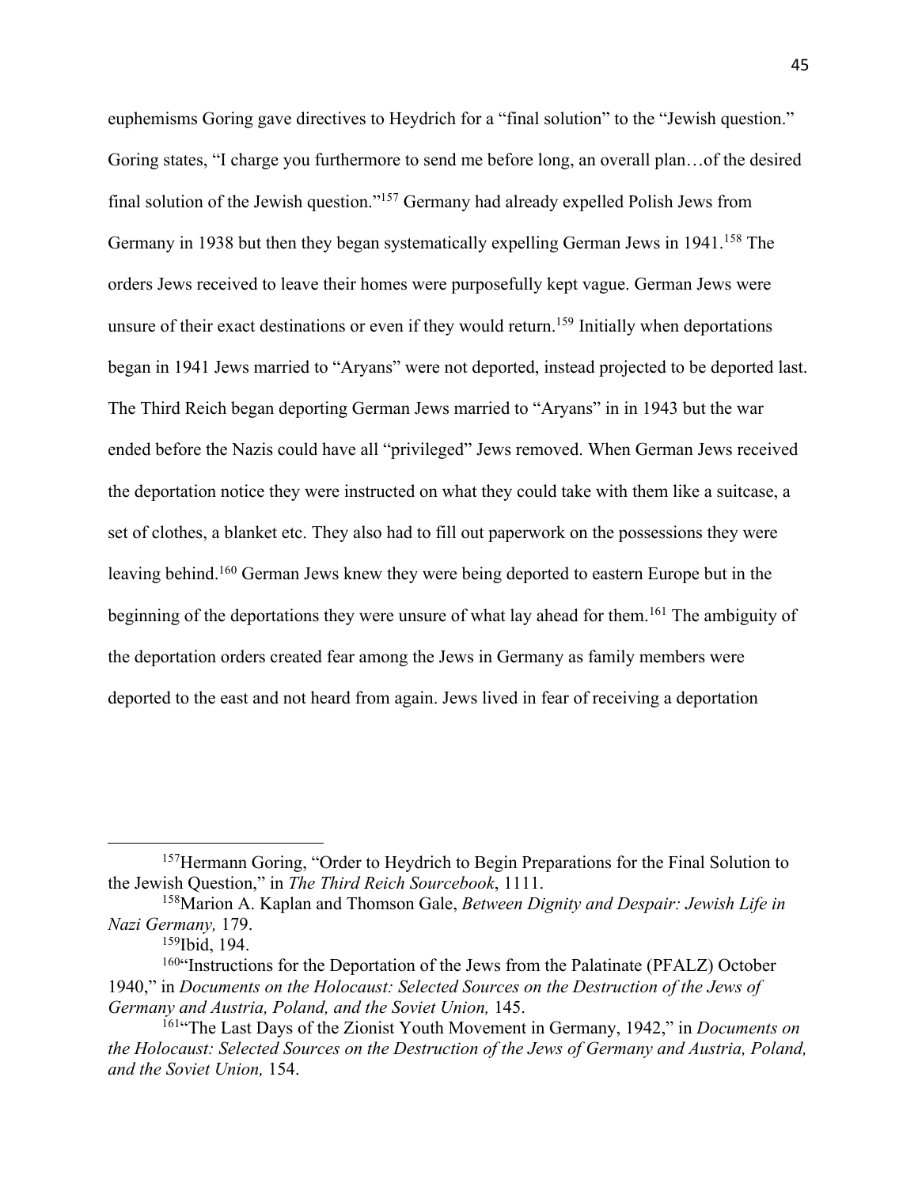euphemisms Goring gave directives to Heydrich for a "final solution" to the "Jewish question." Goring states, "I charge you furthermore to send me before long, an overall plan…of the desired final solution of the Jewish question."[157] Germany had already expelled Polish Jews from Germany in 1938 but then they began systematically expelling German Jews in 1941.[158] The orders Jews received to leave their homes were purposefully kept vague. German Jews were unsure of their exact destinations or even if they would return.[159] Initially when deportations began in 1941 Jews married to "Aryans" were not deported, instead projected to be deported last. The Third Reich began deporting German Jews married to "Aryans" in in 1943 but the war ended before the Nazis could have all "privileged" Jews removed. When German Jews received the deportation notice they were instructed on what they could take with them like a suitcase, a set of clothes, a blanket etc. They also had to fill out paperwork on the possessions they were leaving behind.[160] German Jews knew they were being deported to eastern Europe but in the beginning of the deportations they were unsure of what lay ahead for them.[161] The ambiguity of the deportation orders created fear among the Jews in Germany as family members were deported to the east and not heard from again. Jews lived in fear of receiving a deportation

---

[157]Hermann Goring, "Order to Heydrich to Begin Preparations for the Final Solution to the Jewish Question," in *The Third Reich Sourcebook*, 1111.

[158]Marion A. Kaplan and Thomson Gale, *Between Dignity and Despair: Jewish Life in Nazi Germany,* 179.

[159]Ibid, 194.

[160]"Instructions for the Deportation of the Jews from the Palatinate (PFALZ) October 1940," in *Documents on the Holocaust: Selected Sources on the Destruction of the Jews of Germany and Austria, Poland, and the Soviet Union,* 145.

[161]"The Last Days of the Zionist Youth Movement in Germany, 1942," in *Documents on the Holocaust: Selected Sources on the Destruction of the Jews of Germany and Austria, Poland, and the Soviet Union,* 154.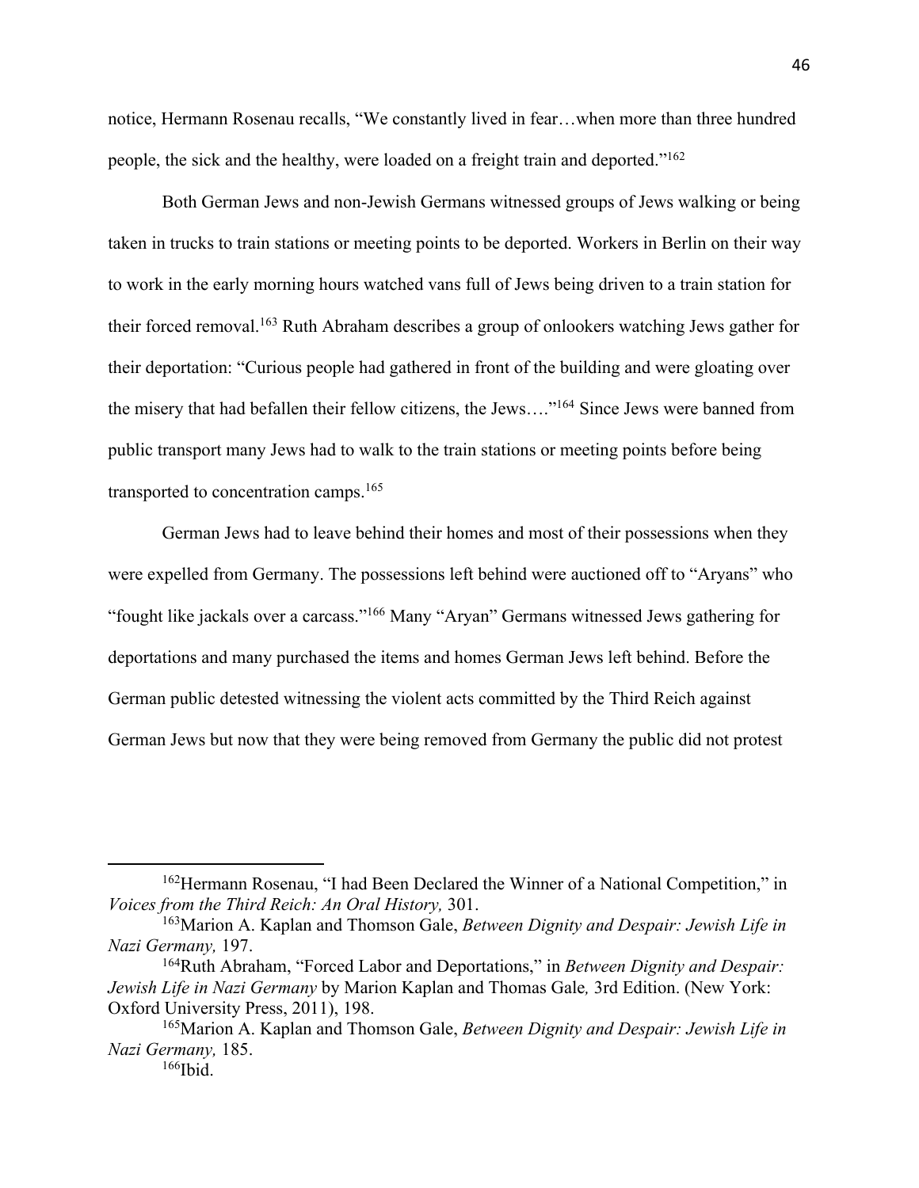notice, Hermann Rosenau recalls, "We constantly lived in fear…when more than three hundred people, the sick and the healthy, were loaded on a freight train and deported."[162]

Both German Jews and non-Jewish Germans witnessed groups of Jews walking or being taken in trucks to train stations or meeting points to be deported. Workers in Berlin on their way to work in the early morning hours watched vans full of Jews being driven to a train station for their forced removal.[163] Ruth Abraham describes a group of onlookers watching Jews gather for their deportation: "Curious people had gathered in front of the building and were gloating over the misery that had befallen their fellow citizens, the Jews…."[164] Since Jews were banned from public transport many Jews had to walk to the train stations or meeting points before being transported to concentration camps.[165]

German Jews had to leave behind their homes and most of their possessions when they were expelled from Germany. The possessions left behind were auctioned off to "Aryans" who "fought like jackals over a carcass."[166] Many "Aryan" Germans witnessed Jews gathering for deportations and many purchased the items and homes German Jews left behind. Before the German public detested witnessing the violent acts committed by the Third Reich against German Jews but now that they were being removed from Germany the public did not protest

---

[162] Hermann Rosenau, "I had Been Declared the Winner of a National Competition," in *Voices from the Third Reich: An Oral History,* 301.

[163] Marion A. Kaplan and Thomson Gale, *Between Dignity and Despair: Jewish Life in Nazi Germany,* 197.

[164] Ruth Abraham, "Forced Labor and Deportations," in *Between Dignity and Despair: Jewish Life in Nazi Germany* by Marion Kaplan and Thomas Gale*,* 3rd Edition. (New York: Oxford University Press, 2011), 198.

[165] Marion A. Kaplan and Thomson Gale, *Between Dignity and Despair: Jewish Life in Nazi Germany,* 185.

[166] Ibid.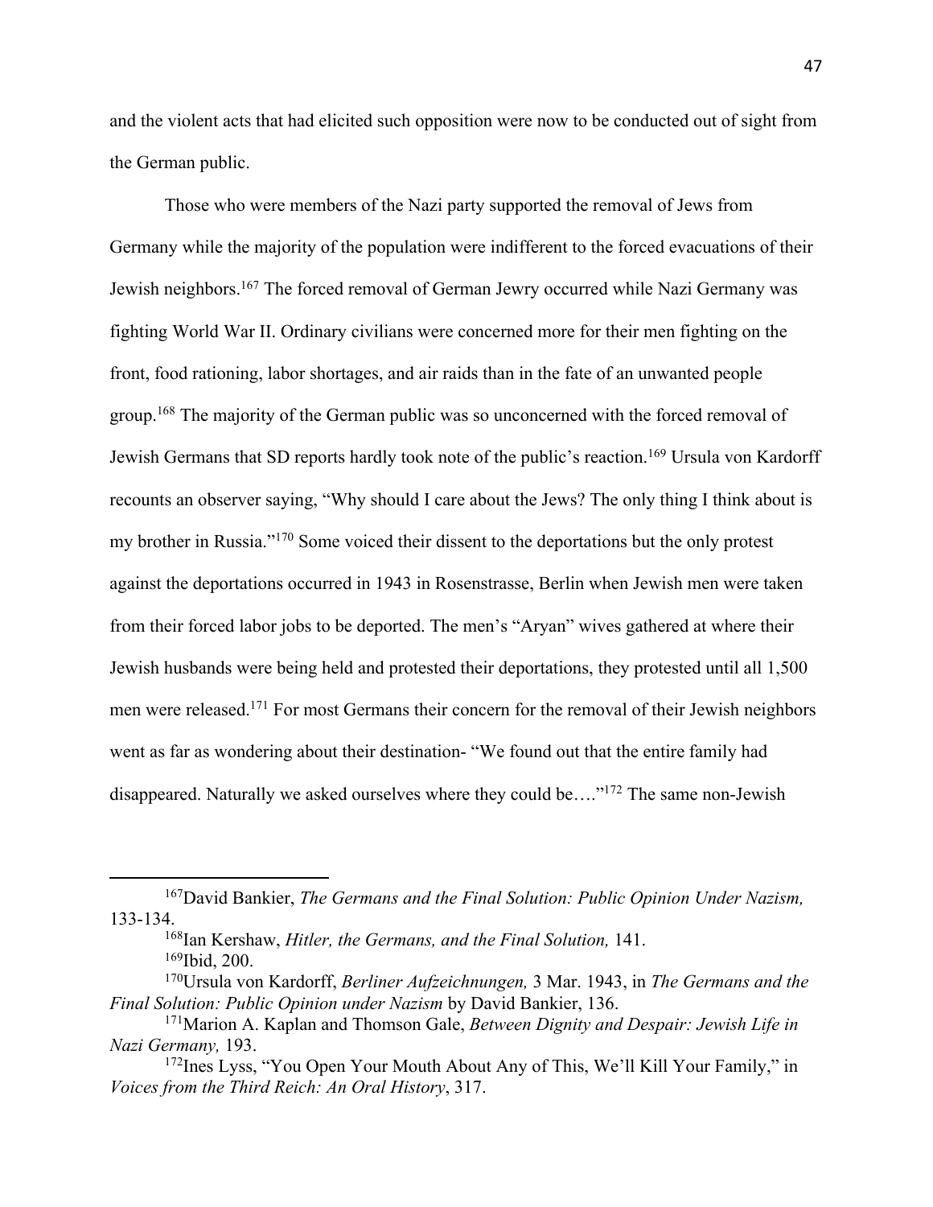and the violent acts that had elicited such opposition were now to be conducted out of sight from the German public.

Those who were members of the Nazi party supported the removal of Jews from Germany while the majority of the population were indifferent to the forced evacuations of their Jewish neighbors.[167] The forced removal of German Jewry occurred while Nazi Germany was fighting World War II. Ordinary civilians were concerned more for their men fighting on the front, food rationing, labor shortages, and air raids than in the fate of an unwanted people group.[168] The majority of the German public was so unconcerned with the forced removal of Jewish Germans that SD reports hardly took note of the public's reaction.[169] Ursula von Kardorff recounts an observer saying, "Why should I care about the Jews? The only thing I think about is my brother in Russia."[170] Some voiced their dissent to the deportations but the only protest against the deportations occurred in 1943 in Rosenstrasse, Berlin when Jewish men were taken from their forced labor jobs to be deported. The men's "Aryan" wives gathered at where their Jewish husbands were being held and protested their deportations, they protested until all 1,500 men were released.[171] For most Germans their concern for the removal of their Jewish neighbors went as far as wondering about their destination- "We found out that the entire family had disappeared. Naturally we asked ourselves where they could be…."[172] The same non-Jewish

---

[167]David Bankier, *The Germans and the Final Solution: Public Opinion Under Nazism,* 133-134.

[168]Ian Kershaw, *Hitler, the Germans, and the Final Solution,* 141.

[169]Ibid, 200.

[170]Ursula von Kardorff, *Berliner Aufzeichnungen,* 3 Mar. 1943, in *The Germans and the Final Solution: Public Opinion under Nazism* by David Bankier, 136.

[171]Marion A. Kaplan and Thomson Gale, *Between Dignity and Despair: Jewish Life in Nazi Germany,* 193.

[172]Ines Lyss, "You Open Your Mouth About Any of This, We'll Kill Your Family," in *Voices from the Third Reich: An Oral History*, 317.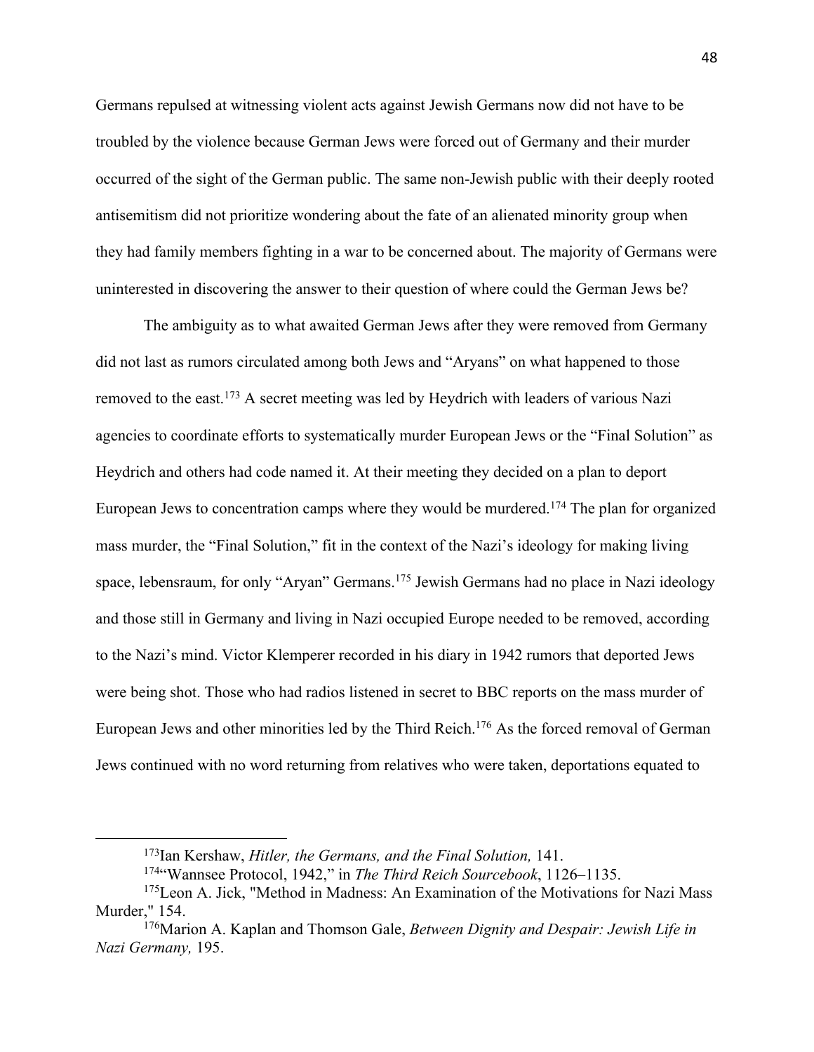Germans repulsed at witnessing violent acts against Jewish Germans now did not have to be troubled by the violence because German Jews were forced out of Germany and their murder occurred of the sight of the German public. The same non-Jewish public with their deeply rooted antisemitism did not prioritize wondering about the fate of an alienated minority group when they had family members fighting in a war to be concerned about. The majority of Germans were uninterested in discovering the answer to their question of where could the German Jews be?

The ambiguity as to what awaited German Jews after they were removed from Germany did not last as rumors circulated among both Jews and "Aryans" on what happened to those removed to the east.[173] A secret meeting was led by Heydrich with leaders of various Nazi agencies to coordinate efforts to systematically murder European Jews or the "Final Solution" as Heydrich and others had code named it. At their meeting they decided on a plan to deport European Jews to concentration camps where they would be murdered.[174] The plan for organized mass murder, the "Final Solution," fit in the context of the Nazi's ideology for making living space, lebensraum, for only "Aryan" Germans.[175] Jewish Germans had no place in Nazi ideology and those still in Germany and living in Nazi occupied Europe needed to be removed, according to the Nazi's mind. Victor Klemperer recorded in his diary in 1942 rumors that deported Jews were being shot. Those who had radios listened in secret to BBC reports on the mass murder of European Jews and other minorities led by the Third Reich.[176] As the forced removal of German Jews continued with no word returning from relatives who were taken, deportations equated to

---

[173]Ian Kershaw, *Hitler, the Germans, and the Final Solution,* 141.

[174]"Wannsee Protocol, 1942," in *The Third Reich Sourcebook*, 1126–1135.

[175]Leon A. Jick, "Method in Madness: An Examination of the Motivations for Nazi Mass Murder," 154.

[176]Marion A. Kaplan and Thomson Gale, *Between Dignity and Despair: Jewish Life in Nazi Germany,* 195.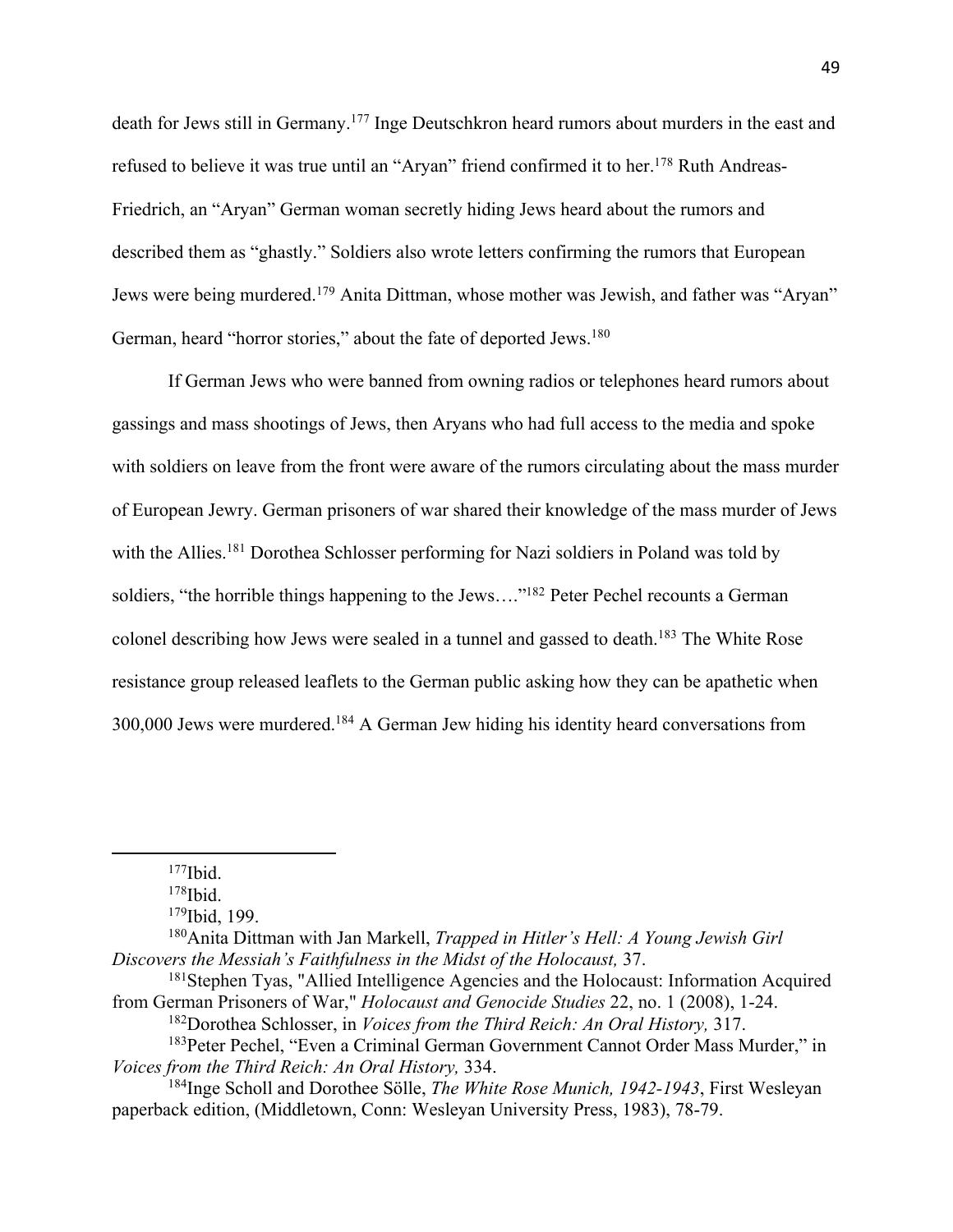death for Jews still in Germany.[177] Inge Deutschkron heard rumors about murders in the east and refused to believe it was true until an "Aryan" friend confirmed it to her.[178] Ruth Andreas-Friedrich, an "Aryan" German woman secretly hiding Jews heard about the rumors and described them as "ghastly." Soldiers also wrote letters confirming the rumors that European Jews were being murdered.[179] Anita Dittman, whose mother was Jewish, and father was "Aryan" German, heard "horror stories," about the fate of deported Jews.[180]

If German Jews who were banned from owning radios or telephones heard rumors about gassings and mass shootings of Jews, then Aryans who had full access to the media and spoke with soldiers on leave from the front were aware of the rumors circulating about the mass murder of European Jewry. German prisoners of war shared their knowledge of the mass murder of Jews with the Allies.[181] Dorothea Schlosser performing for Nazi soldiers in Poland was told by soldiers, "the horrible things happening to the Jews…."[182] Peter Pechel recounts a German colonel describing how Jews were sealed in a tunnel and gassed to death.[183] The White Rose resistance group released leaflets to the German public asking how they can be apathetic when 300,000 Jews were murdered.[184] A German Jew hiding his identity heard conversations from

---

[177] Ibid.

[178] Ibid.

[179] Ibid, 199.

[180] Anita Dittman with Jan Markell, *Trapped in Hitler's Hell: A Young Jewish Girl Discovers the Messiah's Faithfulness in the Midst of the Holocaust,* 37.

[181] Stephen Tyas, "Allied Intelligence Agencies and the Holocaust: Information Acquired from German Prisoners of War," *Holocaust and Genocide Studies* 22, no. 1 (2008), 1-24.

[182] Dorothea Schlosser, in *Voices from the Third Reich: An Oral History,* 317.

[183] Peter Pechel, "Even a Criminal German Government Cannot Order Mass Murder," in *Voices from the Third Reich: An Oral History,* 334.

[184] Inge Scholl and Dorothee Sölle, *The White Rose Munich, 1942-1943*, First Wesleyan paperback edition, (Middletown, Conn: Wesleyan University Press, 1983), 78-79.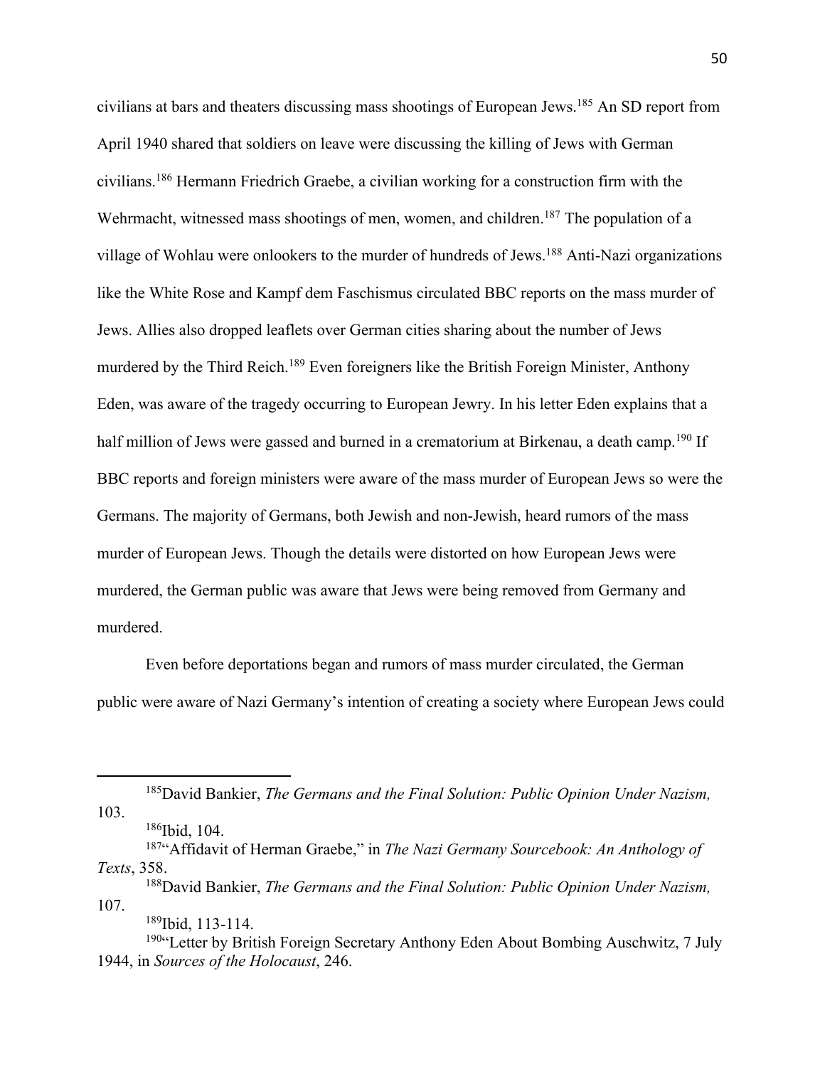civilians at bars and theaters discussing mass shootings of European Jews.[185] An SD report from April 1940 shared that soldiers on leave were discussing the killing of Jews with German civilians.[186] Hermann Friedrich Graebe, a civilian working for a construction firm with the Wehrmacht, witnessed mass shootings of men, women, and children.[187] The population of a village of Wohlau were onlookers to the murder of hundreds of Jews.[188] Anti-Nazi organizations like the White Rose and Kampf dem Faschismus circulated BBC reports on the mass murder of Jews. Allies also dropped leaflets over German cities sharing about the number of Jews murdered by the Third Reich.[189] Even foreigners like the British Foreign Minister, Anthony Eden, was aware of the tragedy occurring to European Jewry. In his letter Eden explains that a half million of Jews were gassed and burned in a crematorium at Birkenau, a death camp.[190] If BBC reports and foreign ministers were aware of the mass murder of European Jews so were the Germans. The majority of Germans, both Jewish and non-Jewish, heard rumors of the mass murder of European Jews. Though the details were distorted on how European Jews were murdered, the German public was aware that Jews were being removed from Germany and murdered.

Even before deportations began and rumors of mass murder circulated, the German public were aware of Nazi Germany's intention of creating a society where European Jews could

---

[185] David Bankier, *The Germans and the Final Solution: Public Opinion Under Nazism,* 103.

[186] Ibid, 104.

[187] "Affidavit of Herman Graebe," in *The Nazi Germany Sourcebook: An Anthology of Texts*, 358.

[188] David Bankier, *The Germans and the Final Solution: Public Opinion Under Nazism,* 107.

[189] Ibid, 113-114.

[190] "Letter by British Foreign Secretary Anthony Eden About Bombing Auschwitz, 7 July 1944, in *Sources of the Holocaust*, 246.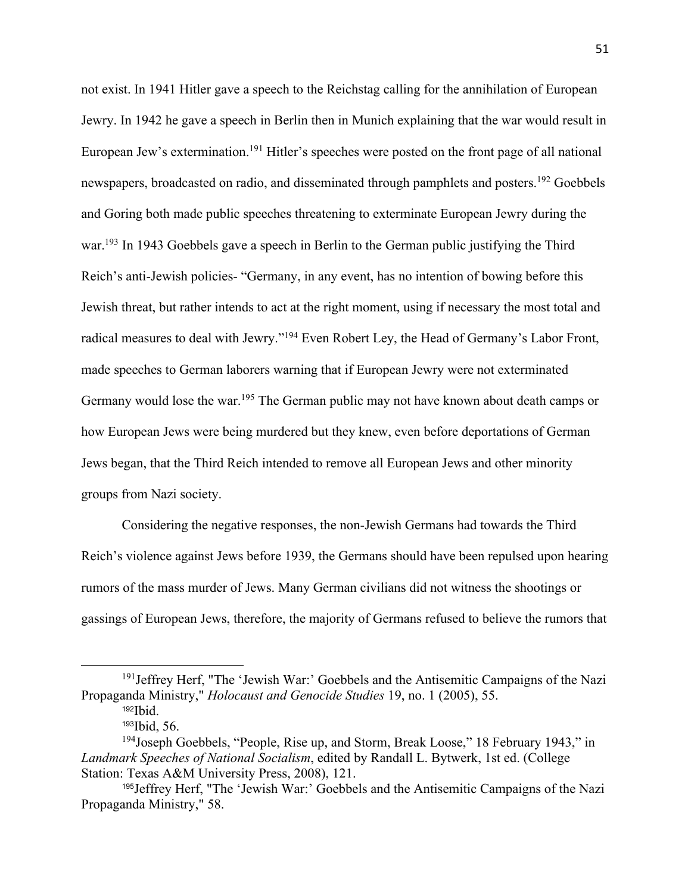not exist. In 1941 Hitler gave a speech to the Reichstag calling for the annihilation of European Jewry. In 1942 he gave a speech in Berlin then in Munich explaining that the war would result in European Jew's extermination.[191] Hitler's speeches were posted on the front page of all national newspapers, broadcasted on radio, and disseminated through pamphlets and posters.[192] Goebbels and Goring both made public speeches threatening to exterminate European Jewry during the war.[193] In 1943 Goebbels gave a speech in Berlin to the German public justifying the Third Reich's anti-Jewish policies- "Germany, in any event, has no intention of bowing before this Jewish threat, but rather intends to act at the right moment, using if necessary the most total and radical measures to deal with Jewry."[194] Even Robert Ley, the Head of Germany's Labor Front, made speeches to German laborers warning that if European Jewry were not exterminated Germany would lose the war.[195] The German public may not have known about death camps or how European Jews were being murdered but they knew, even before deportations of German Jews began, that the Third Reich intended to remove all European Jews and other minority groups from Nazi society.

Considering the negative responses, the non-Jewish Germans had towards the Third Reich's violence against Jews before 1939, the Germans should have been repulsed upon hearing rumors of the mass murder of Jews. Many German civilians did not witness the shootings or gassings of European Jews, therefore, the majority of Germans refused to believe the rumors that

---

[191] Jeffrey Herf, "The 'Jewish War:' Goebbels and the Antisemitic Campaigns of the Nazi Propaganda Ministry," *Holocaust and Genocide Studies* 19, no. 1 (2005), 55.

[192] Ibid.

[193] Ibid, 56.

[194] Joseph Goebbels, "People, Rise up, and Storm, Break Loose," 18 February 1943," in *Landmark Speeches of National Socialism*, edited by Randall L. Bytwerk, 1st ed. (College Station: Texas A&M University Press, 2008), 121.

[195] Jeffrey Herf, "The 'Jewish War:' Goebbels and the Antisemitic Campaigns of the Nazi Propaganda Ministry," 58.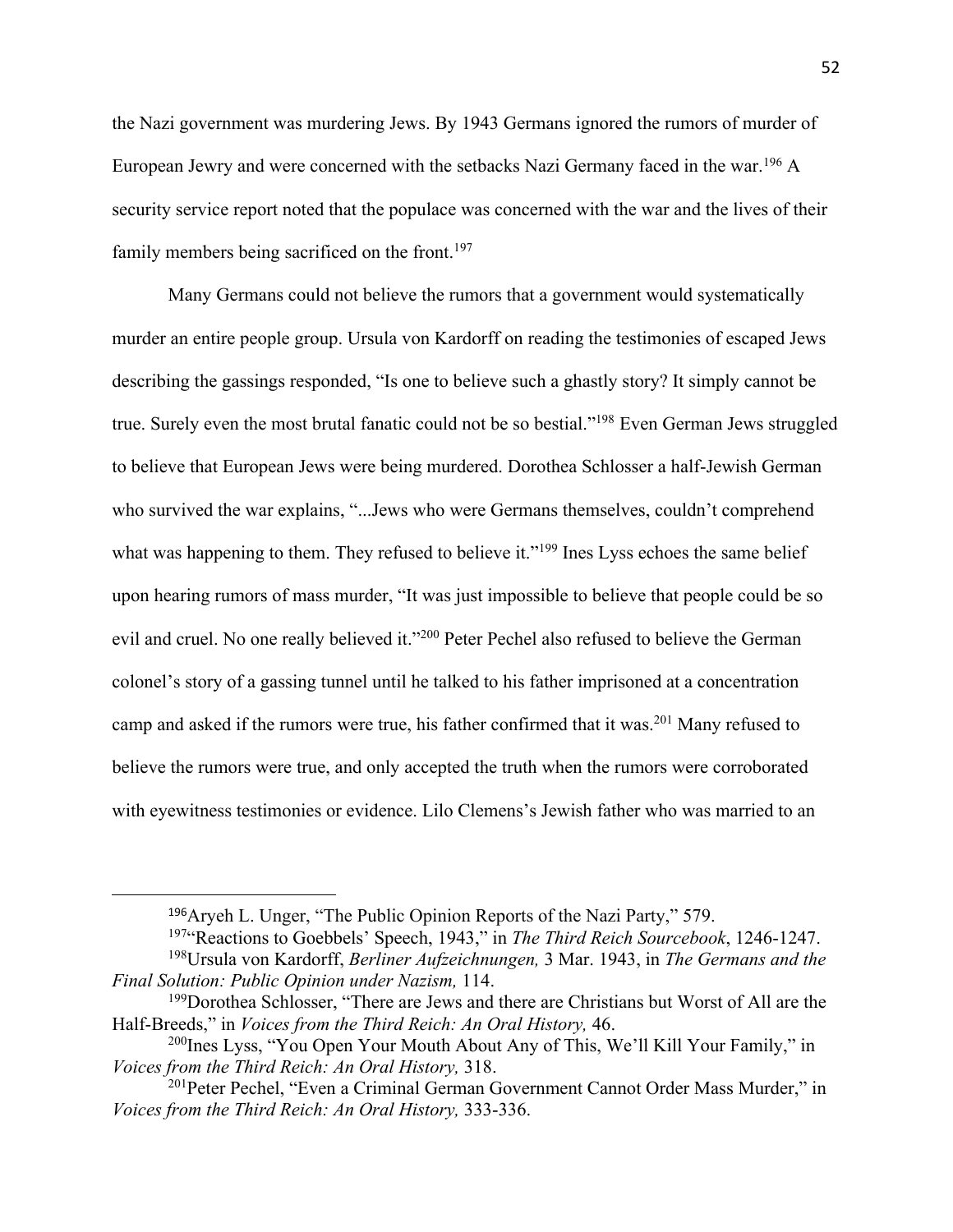the Nazi government was murdering Jews. By 1943 Germans ignored the rumors of murder of European Jewry and were concerned with the setbacks Nazi Germany faced in the war.[196] A security service report noted that the populace was concerned with the war and the lives of their family members being sacrificed on the front.[197]

Many Germans could not believe the rumors that a government would systematically murder an entire people group. Ursula von Kardorff on reading the testimonies of escaped Jews describing the gassings responded, "Is one to believe such a ghastly story? It simply cannot be true. Surely even the most brutal fanatic could not be so bestial."[198] Even German Jews struggled to believe that European Jews were being murdered. Dorothea Schlosser a half-Jewish German who survived the war explains, "...Jews who were Germans themselves, couldn't comprehend what was happening to them. They refused to believe it."[199] Ines Lyss echoes the same belief upon hearing rumors of mass murder, "It was just impossible to believe that people could be so evil and cruel. No one really believed it."[200] Peter Pechel also refused to believe the German colonel's story of a gassing tunnel until he talked to his father imprisoned at a concentration camp and asked if the rumors were true, his father confirmed that it was.[201] Many refused to believe the rumors were true, and only accepted the truth when the rumors were corroborated with eyewitness testimonies or evidence. Lilo Clemens's Jewish father who was married to an

---

[196]Aryeh L. Unger, "The Public Opinion Reports of the Nazi Party," 579.

[197]"Reactions to Goebbels' Speech, 1943," in *The Third Reich Sourcebook*, 1246-1247.

[198]Ursula von Kardorff, *Berliner Aufzeichnungen,* 3 Mar. 1943, in *The Germans and the Final Solution: Public Opinion under Nazism,* 114.

[199]Dorothea Schlosser, "There are Jews and there are Christians but Worst of All are the Half-Breeds," in *Voices from the Third Reich: An Oral History,* 46.

[200]Ines Lyss, "You Open Your Mouth About Any of This, We'll Kill Your Family," in *Voices from the Third Reich: An Oral History,* 318.

[201]Peter Pechel, "Even a Criminal German Government Cannot Order Mass Murder," in *Voices from the Third Reich: An Oral History,* 333-336.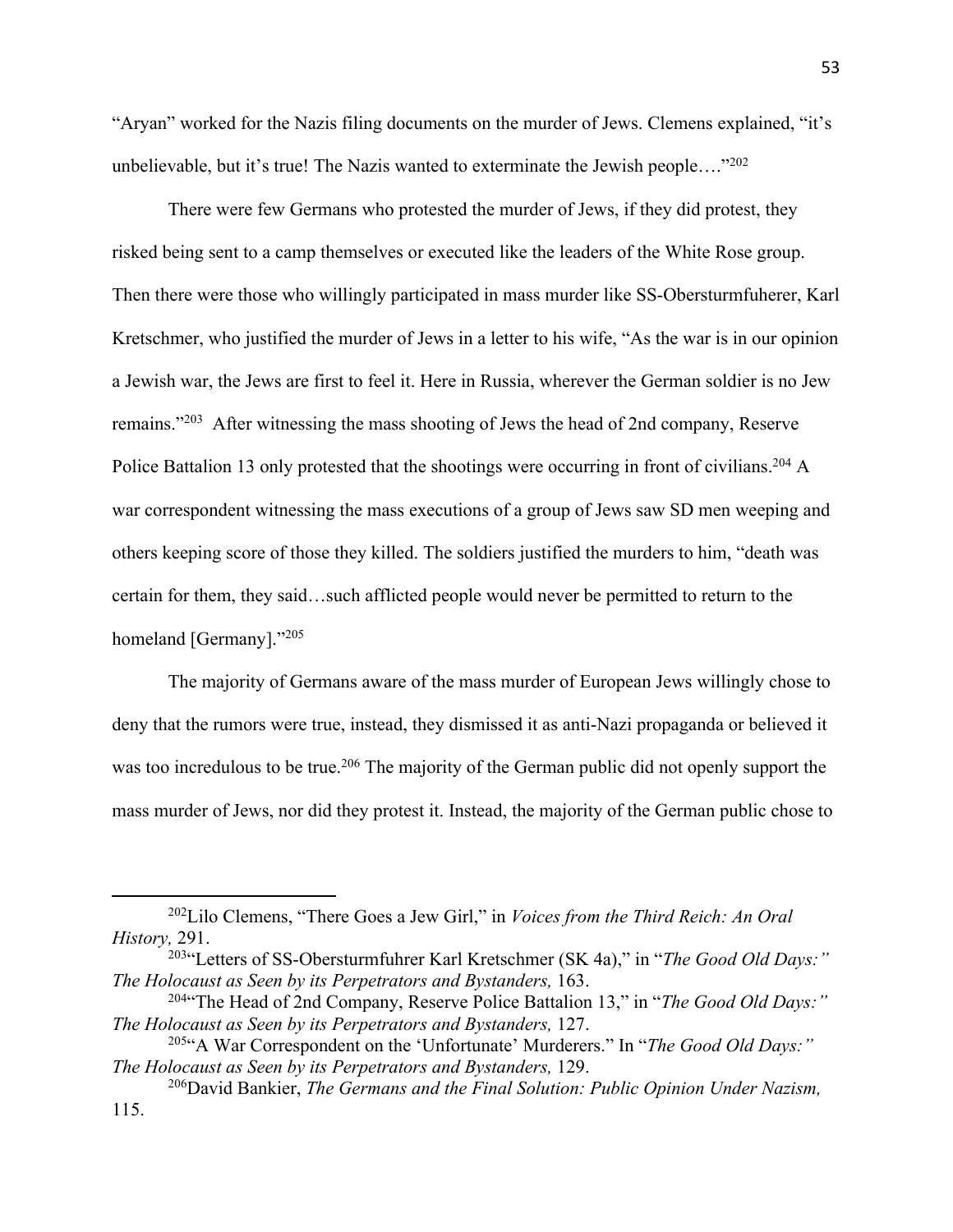"Aryan" worked for the Nazis filing documents on the murder of Jews. Clemens explained, "it's unbelievable, but it's true! The Nazis wanted to exterminate the Jewish people…."[202]

There were few Germans who protested the murder of Jews, if they did protest, they risked being sent to a camp themselves or executed like the leaders of the White Rose group. Then there were those who willingly participated in mass murder like SS-Obersturmfuherer, Karl Kretschmer, who justified the murder of Jews in a letter to his wife, "As the war is in our opinion a Jewish war, the Jews are first to feel it. Here in Russia, wherever the German soldier is no Jew remains."[203] After witnessing the mass shooting of Jews the head of 2nd company, Reserve Police Battalion 13 only protested that the shootings were occurring in front of civilians.[204] A war correspondent witnessing the mass executions of a group of Jews saw SD men weeping and others keeping score of those they killed. The soldiers justified the murders to him, "death was certain for them, they said…such afflicted people would never be permitted to return to the homeland [Germany]."[205]

The majority of Germans aware of the mass murder of European Jews willingly chose to deny that the rumors were true, instead, they dismissed it as anti-Nazi propaganda or believed it was too incredulous to be true.[206] The majority of the German public did not openly support the mass murder of Jews, nor did they protest it. Instead, the majority of the German public chose to

---

[202]Lilo Clemens, "There Goes a Jew Girl," in *Voices from the Third Reich: An Oral History,* 291.

[203]"Letters of SS-Obersturmfuhrer Karl Kretschmer (SK 4a)," in "*The Good Old Days:" The Holocaust as Seen by its Perpetrators and Bystanders,* 163.

[204]"The Head of 2nd Company, Reserve Police Battalion 13," in "*The Good Old Days:" The Holocaust as Seen by its Perpetrators and Bystanders,* 127.

[205]"A War Correspondent on the 'Unfortunate' Murderers." In "*The Good Old Days:" The Holocaust as Seen by its Perpetrators and Bystanders,* 129.

[206]David Bankier, *The Germans and the Final Solution: Public Opinion Under Nazism,* 115.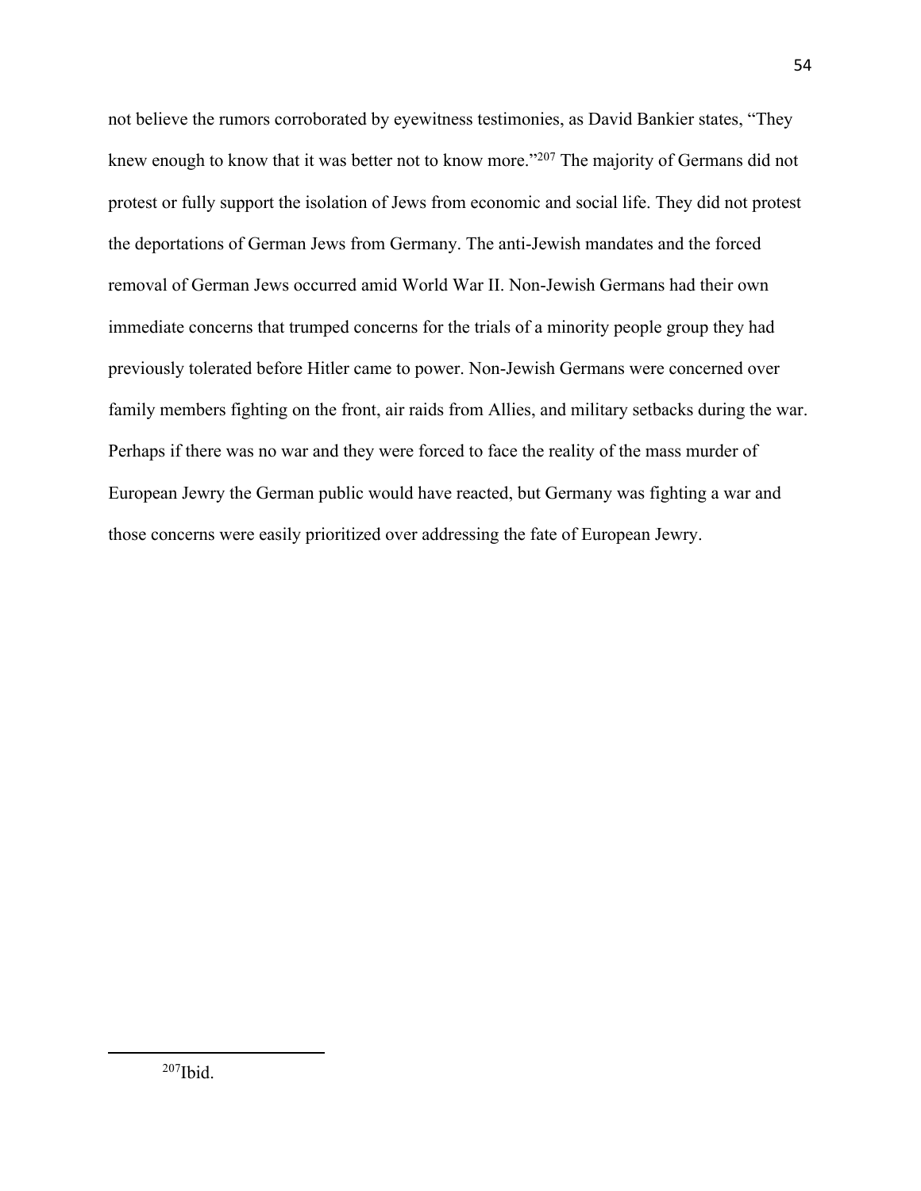not believe the rumors corroborated by eyewitness testimonies, as David Bankier states, "They knew enough to know that it was better not to know more."[207] The majority of Germans did not protest or fully support the isolation of Jews from economic and social life. They did not protest the deportations of German Jews from Germany. The anti-Jewish mandates and the forced removal of German Jews occurred amid World War II. Non-Jewish Germans had their own immediate concerns that trumped concerns for the trials of a minority people group they had previously tolerated before Hitler came to power. Non-Jewish Germans were concerned over family members fighting on the front, air raids from Allies, and military setbacks during the war. Perhaps if there was no war and they were forced to face the reality of the mass murder of European Jewry the German public would have reacted, but Germany was fighting a war and those concerns were easily prioritized over addressing the fate of European Jewry.

---

[207] Ibid.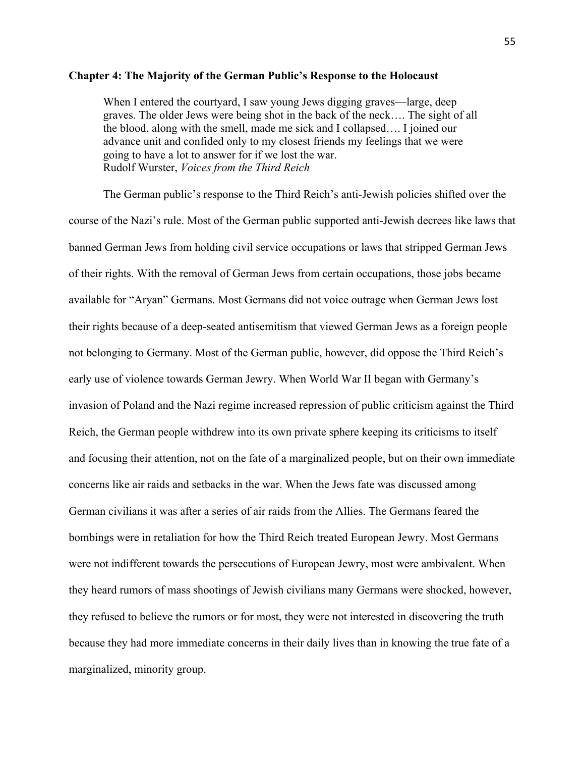## Chapter 4: The Majority of the German Public's Response to the Holocaust

> When I entered the courtyard, I saw young Jews digging graves—large, deep graves. The older Jews were being shot in the back of the neck…. The sight of all the blood, along with the smell, made me sick and I collapsed…. I joined our advance unit and confided only to my closest friends my feelings that we were going to have a lot to answer for if we lost the war.
> Rudolf Wurster, *Voices from the Third Reich*

The German public's response to the Third Reich's anti-Jewish policies shifted over the course of the Nazi's rule. Most of the German public supported anti-Jewish decrees like laws that banned German Jews from holding civil service occupations or laws that stripped German Jews of their rights. With the removal of German Jews from certain occupations, those jobs became available for "Aryan" Germans. Most Germans did not voice outrage when German Jews lost their rights because of a deep-seated antisemitism that viewed German Jews as a foreign people not belonging to Germany. Most of the German public, however, did oppose the Third Reich's early use of violence towards German Jewry. When World War II began with Germany's invasion of Poland and the Nazi regime increased repression of public criticism against the Third Reich, the German people withdrew into its own private sphere keeping its criticisms to itself and focusing their attention, not on the fate of a marginalized people, but on their own immediate concerns like air raids and setbacks in the war. When the Jews fate was discussed among German civilians it was after a series of air raids from the Allies. The Germans feared the bombings were in retaliation for how the Third Reich treated European Jewry. Most Germans were not indifferent towards the persecutions of European Jewry, most were ambivalent. When they heard rumors of mass shootings of Jewish civilians many Germans were shocked, however, they refused to believe the rumors or for most, they were not interested in discovering the truth because they had more immediate concerns in their daily lives than in knowing the true fate of a marginalized, minority group.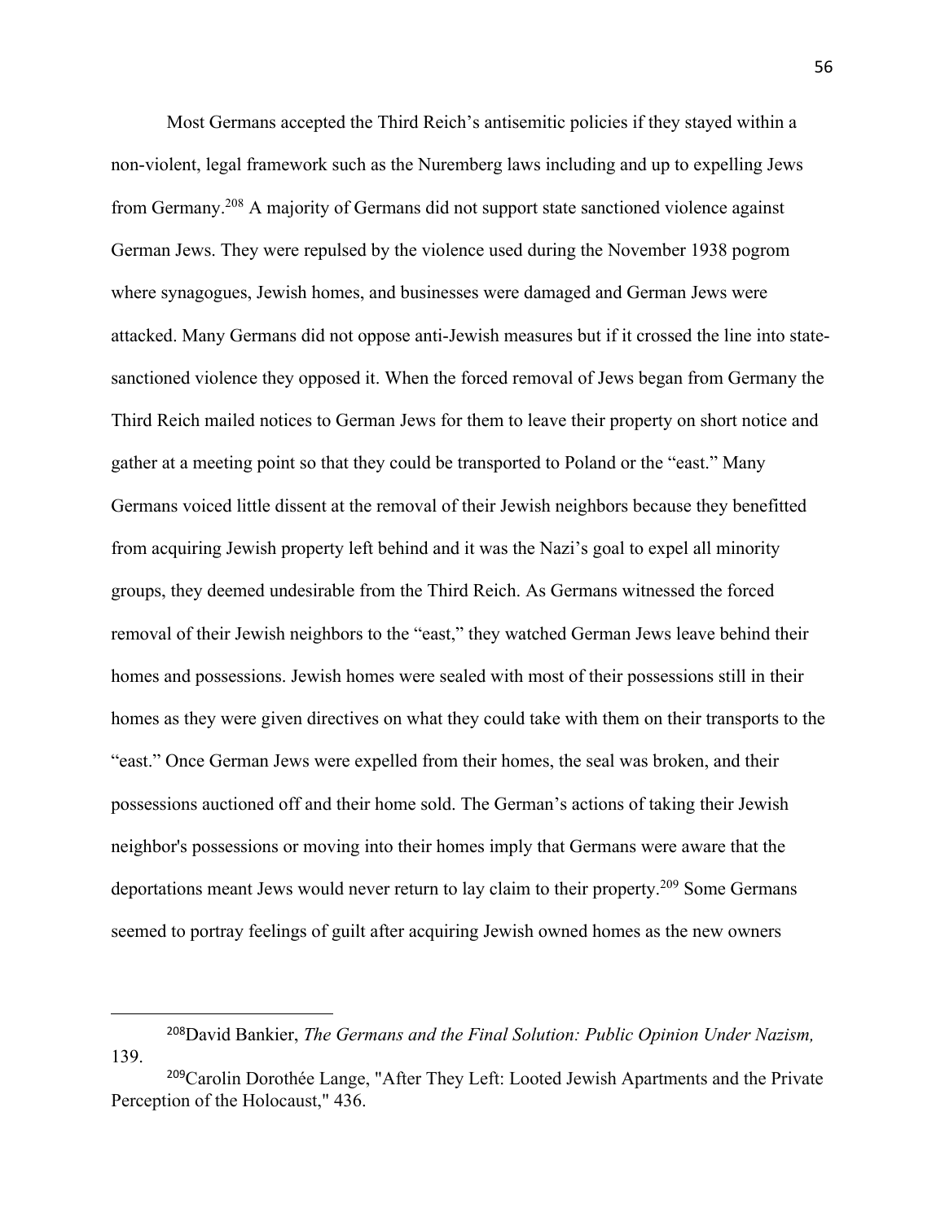Most Germans accepted the Third Reich's antisemitic policies if they stayed within a non-violent, legal framework such as the Nuremberg laws including and up to expelling Jews from Germany.[208] A majority of Germans did not support state sanctioned violence against German Jews. They were repulsed by the violence used during the November 1938 pogrom where synagogues, Jewish homes, and businesses were damaged and German Jews were attacked. Many Germans did not oppose anti-Jewish measures but if it crossed the line into state-sanctioned violence they opposed it. When the forced removal of Jews began from Germany the Third Reich mailed notices to German Jews for them to leave their property on short notice and gather at a meeting point so that they could be transported to Poland or the "east." Many Germans voiced little dissent at the removal of their Jewish neighbors because they benefitted from acquiring Jewish property left behind and it was the Nazi's goal to expel all minority groups, they deemed undesirable from the Third Reich. As Germans witnessed the forced removal of their Jewish neighbors to the "east," they watched German Jews leave behind their homes and possessions. Jewish homes were sealed with most of their possessions still in their homes as they were given directives on what they could take with them on their transports to the "east." Once German Jews were expelled from their homes, the seal was broken, and their possessions auctioned off and their home sold. The German's actions of taking their Jewish neighbor's possessions or moving into their homes imply that Germans were aware that the deportations meant Jews would never return to lay claim to their property.[209] Some Germans seemed to portray feelings of guilt after acquiring Jewish owned homes as the new owners

---

[208]David Bankier, *The Germans and the Final Solution: Public Opinion Under Nazism,* 139.

[209]Carolin Dorothée Lange, "After They Left: Looted Jewish Apartments and the Private Perception of the Holocaust," 436.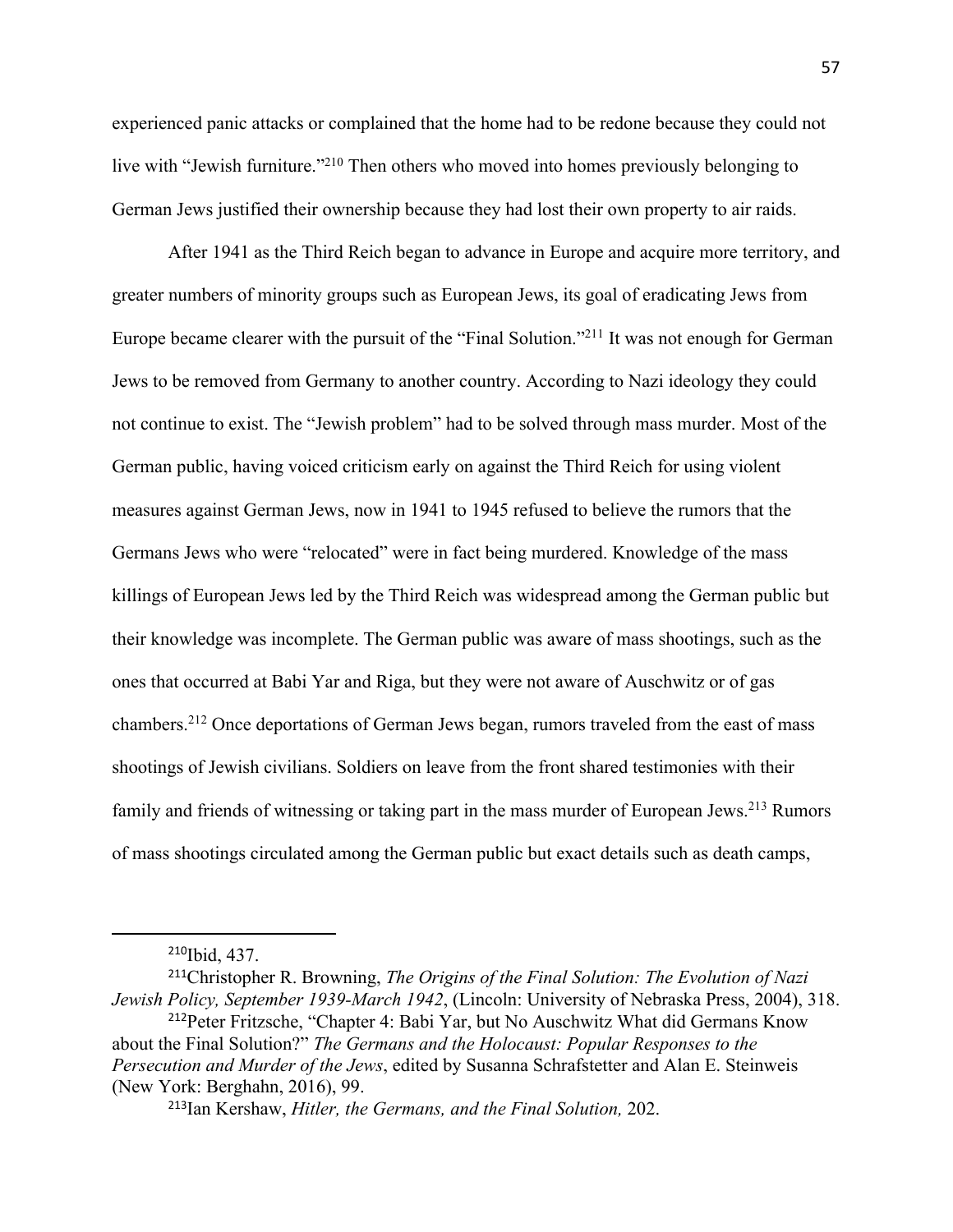experienced panic attacks or complained that the home had to be redone because they could not live with "Jewish furniture."[210] Then others who moved into homes previously belonging to German Jews justified their ownership because they had lost their own property to air raids.

After 1941 as the Third Reich began to advance in Europe and acquire more territory, and greater numbers of minority groups such as European Jews, its goal of eradicating Jews from Europe became clearer with the pursuit of the "Final Solution."[211] It was not enough for German Jews to be removed from Germany to another country. According to Nazi ideology they could not continue to exist. The "Jewish problem" had to be solved through mass murder. Most of the German public, having voiced criticism early on against the Third Reich for using violent measures against German Jews, now in 1941 to 1945 refused to believe the rumors that the Germans Jews who were "relocated" were in fact being murdered. Knowledge of the mass killings of European Jews led by the Third Reich was widespread among the German public but their knowledge was incomplete. The German public was aware of mass shootings, such as the ones that occurred at Babi Yar and Riga, but they were not aware of Auschwitz or of gas chambers.[212] Once deportations of German Jews began, rumors traveled from the east of mass shootings of Jewish civilians. Soldiers on leave from the front shared testimonies with their family and friends of witnessing or taking part in the mass murder of European Jews.[213] Rumors of mass shootings circulated among the German public but exact details such as death camps,

---

[210]Ibid, 437.

[211]Christopher R. Browning, *The Origins of the Final Solution: The Evolution of Nazi Jewish Policy, September 1939-March 1942*, (Lincoln: University of Nebraska Press, 2004), 318.

[212]Peter Fritzsche, "Chapter 4: Babi Yar, but No Auschwitz What did Germans Know about the Final Solution?" *The Germans and the Holocaust: Popular Responses to the Persecution and Murder of the Jews*, edited by Susanna Schrafstetter and Alan E. Steinweis (New York: Berghahn, 2016), 99.

[213]Ian Kershaw, *Hitler, the Germans, and the Final Solution,* 202.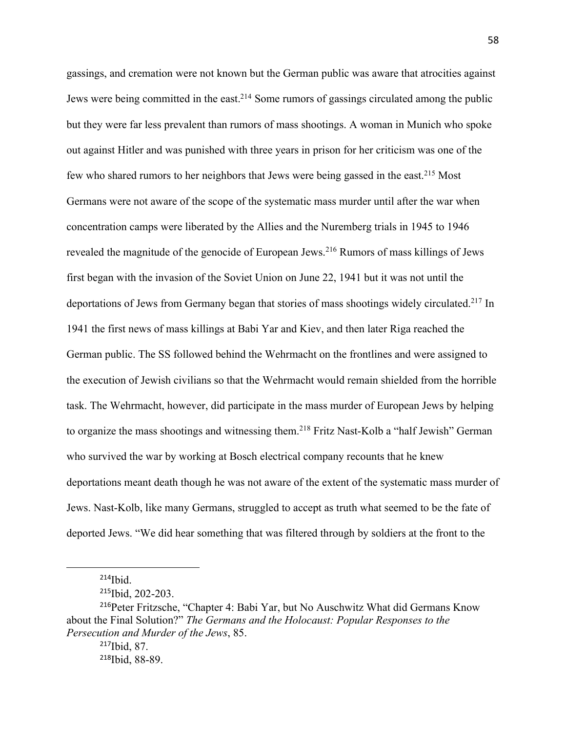gassings, and cremation were not known but the German public was aware that atrocities against Jews were being committed in the east.[214] Some rumors of gassings circulated among the public but they were far less prevalent than rumors of mass shootings. A woman in Munich who spoke out against Hitler and was punished with three years in prison for her criticism was one of the few who shared rumors to her neighbors that Jews were being gassed in the east.[215] Most Germans were not aware of the scope of the systematic mass murder until after the war when concentration camps were liberated by the Allies and the Nuremberg trials in 1945 to 1946 revealed the magnitude of the genocide of European Jews.[216] Rumors of mass killings of Jews first began with the invasion of the Soviet Union on June 22, 1941 but it was not until the deportations of Jews from Germany began that stories of mass shootings widely circulated.[217] In 1941 the first news of mass killings at Babi Yar and Kiev, and then later Riga reached the German public. The SS followed behind the Wehrmacht on the frontlines and were assigned to the execution of Jewish civilians so that the Wehrmacht would remain shielded from the horrible task. The Wehrmacht, however, did participate in the mass murder of European Jews by helping to organize the mass shootings and witnessing them.[218] Fritz Nast-Kolb a "half Jewish" German who survived the war by working at Bosch electrical company recounts that he knew deportations meant death though he was not aware of the extent of the systematic mass murder of Jews. Nast-Kolb, like many Germans, struggled to accept as truth what seemed to be the fate of deported Jews. "We did hear something that was filtered through by soldiers at the front to the

---

[214] Ibid.

[215] Ibid, 202-203.

[216] Peter Fritzsche, "Chapter 4: Babi Yar, but No Auschwitz What did Germans Know about the Final Solution?" *The Germans and the Holocaust: Popular Responses to the Persecution and Murder of the Jews*, 85.

[217] Ibid, 87.

[218] Ibid, 88-89.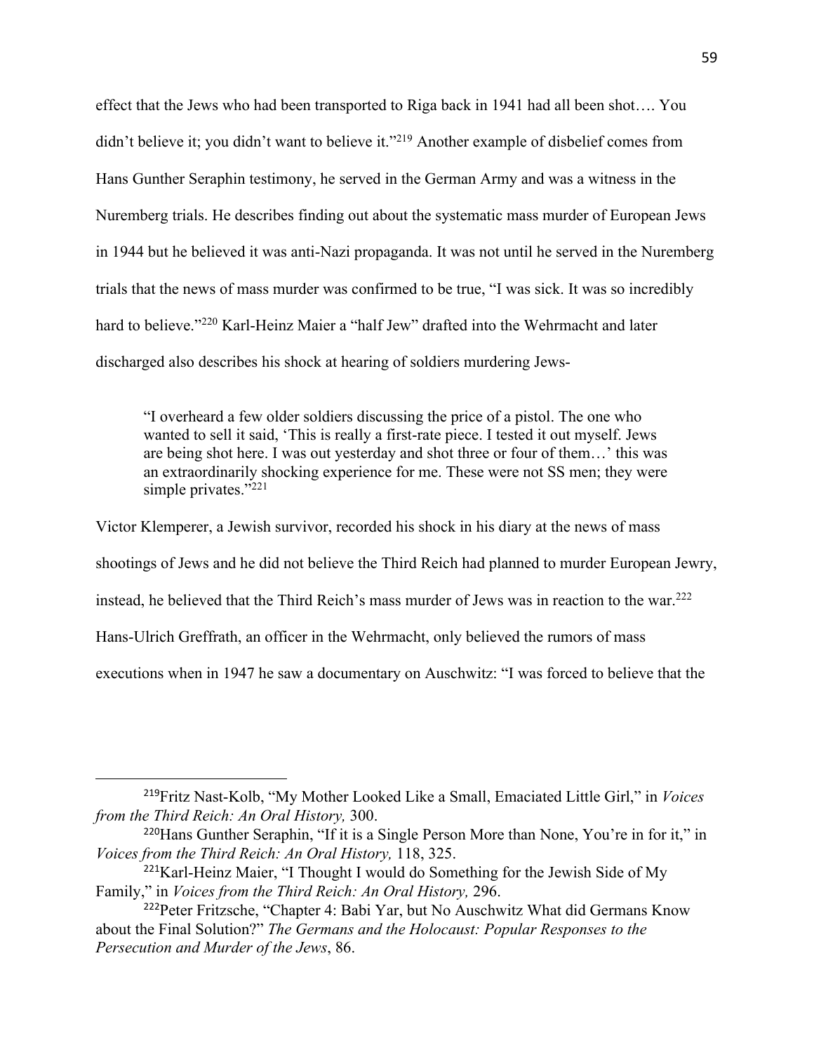effect that the Jews who had been transported to Riga back in 1941 had all been shot…. You didn't believe it; you didn't want to believe it."[219] Another example of disbelief comes from Hans Gunther Seraphin testimony, he served in the German Army and was a witness in the Nuremberg trials. He describes finding out about the systematic mass murder of European Jews in 1944 but he believed it was anti-Nazi propaganda. It was not until he served in the Nuremberg trials that the news of mass murder was confirmed to be true, "I was sick. It was so incredibly hard to believe."[220] Karl-Heinz Maier a "half Jew" drafted into the Wehrmacht and later discharged also describes his shock at hearing of soldiers murdering Jews-

> "I overheard a few older soldiers discussing the price of a pistol. The one who wanted to sell it said, 'This is really a first-rate piece. I tested it out myself. Jews are being shot here. I was out yesterday and shot three or four of them…' this was an extraordinarily shocking experience for me. These were not SS men; they were simple privates."[221]

Victor Klemperer, a Jewish survivor, recorded his shock in his diary at the news of mass shootings of Jews and he did not believe the Third Reich had planned to murder European Jewry, instead, he believed that the Third Reich's mass murder of Jews was in reaction to the war.[222] Hans-Ulrich Greffrath, an officer in the Wehrmacht, only believed the rumors of mass executions when in 1947 he saw a documentary on Auschwitz: "I was forced to believe that the

---

[219] Fritz Nast-Kolb, "My Mother Looked Like a Small, Emaciated Little Girl," in *Voices from the Third Reich: An Oral History,* 300.

[220] Hans Gunther Seraphin, "If it is a Single Person More than None, You're in for it," in *Voices from the Third Reich: An Oral History,* 118, 325.

[221] Karl-Heinz Maier, "I Thought I would do Something for the Jewish Side of My Family," in *Voices from the Third Reich: An Oral History,* 296.

[222] Peter Fritzsche, "Chapter 4: Babi Yar, but No Auschwitz What did Germans Know about the Final Solution?" *The Germans and the Holocaust: Popular Responses to the Persecution and Murder of the Jews*, 86.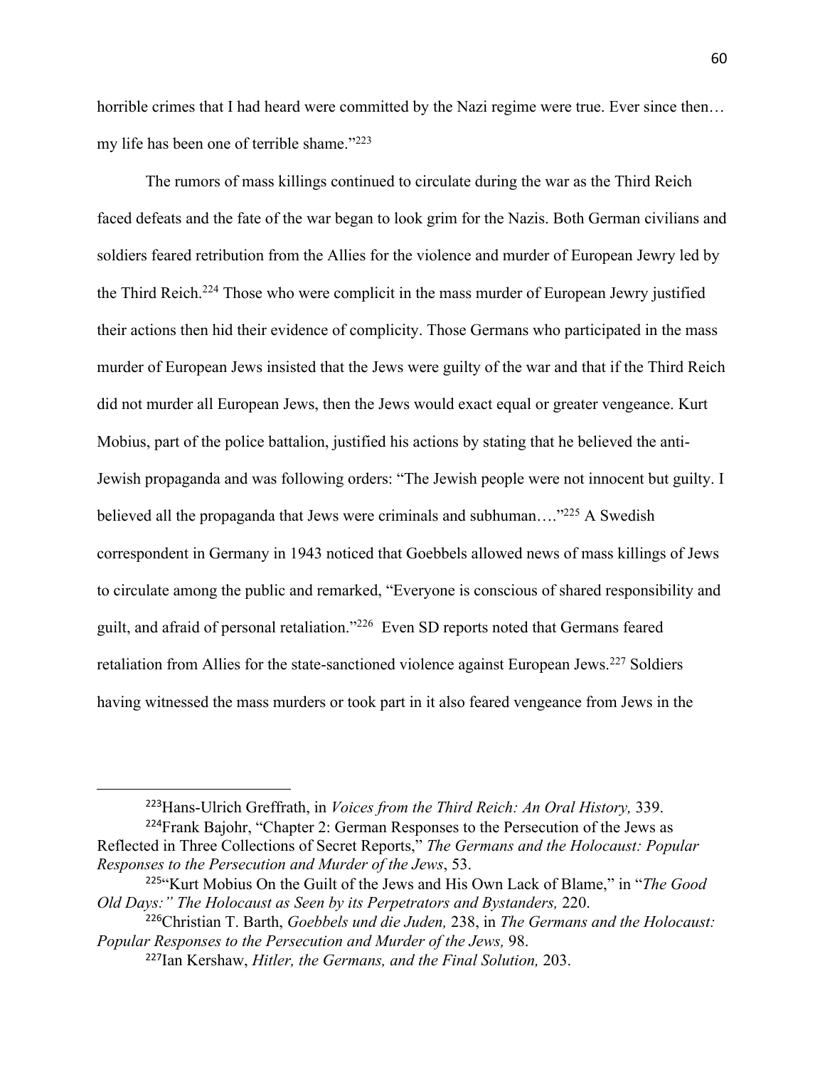horrible crimes that I had heard were committed by the Nazi regime were true. Ever since then… my life has been one of terrible shame."[223]

The rumors of mass killings continued to circulate during the war as the Third Reich faced defeats and the fate of the war began to look grim for the Nazis. Both German civilians and soldiers feared retribution from the Allies for the violence and murder of European Jewry led by the Third Reich.[224] Those who were complicit in the mass murder of European Jewry justified their actions then hid their evidence of complicity. Those Germans who participated in the mass murder of European Jews insisted that the Jews were guilty of the war and that if the Third Reich did not murder all European Jews, then the Jews would exact equal or greater vengeance. Kurt Mobius, part of the police battalion, justified his actions by stating that he believed the anti-Jewish propaganda and was following orders: "The Jewish people were not innocent but guilty. I believed all the propaganda that Jews were criminals and subhuman…."[225] A Swedish correspondent in Germany in 1943 noticed that Goebbels allowed news of mass killings of Jews to circulate among the public and remarked, "Everyone is conscious of shared responsibility and guilt, and afraid of personal retaliation."[226] Even SD reports noted that Germans feared retaliation from Allies for the state-sanctioned violence against European Jews.[227] Soldiers having witnessed the mass murders or took part in it also feared vengeance from Jews in the

---

[223]Hans-Ulrich Greffrath, in *Voices from the Third Reich: An Oral History,* 339.

[224]Frank Bajohr, "Chapter 2: German Responses to the Persecution of the Jews as Reflected in Three Collections of Secret Reports," *The Germans and the Holocaust: Popular Responses to the Persecution and Murder of the Jews*, 53.

[225]"Kurt Mobius On the Guilt of the Jews and His Own Lack of Blame," in "*The Good Old Days:" The Holocaust as Seen by its Perpetrators and Bystanders,* 220.

[226]Christian T. Barth, *Goebbels und die Juden,* 238, in *The Germans and the Holocaust: Popular Responses to the Persecution and Murder of the Jews,* 98.

[227]Ian Kershaw, *Hitler, the Germans, and the Final Solution,* 203.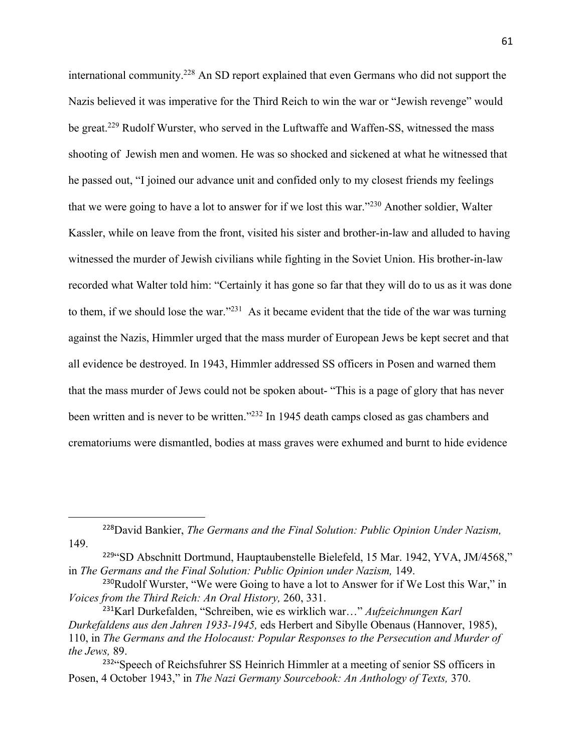international community.[228] An SD report explained that even Germans who did not support the Nazis believed it was imperative for the Third Reich to win the war or "Jewish revenge" would be great.[229] Rudolf Wurster, who served in the Luftwaffe and Waffen-SS, witnessed the mass shooting of Jewish men and women. He was so shocked and sickened at what he witnessed that he passed out, "I joined our advance unit and confided only to my closest friends my feelings that we were going to have a lot to answer for if we lost this war."[230] Another soldier, Walter Kassler, while on leave from the front, visited his sister and brother-in-law and alluded to having witnessed the murder of Jewish civilians while fighting in the Soviet Union. His brother-in-law recorded what Walter told him: "Certainly it has gone so far that they will do to us as it was done to them, if we should lose the war."[231] As it became evident that the tide of the war was turning against the Nazis, Himmler urged that the mass murder of European Jews be kept secret and that all evidence be destroyed. In 1943, Himmler addressed SS officers in Posen and warned them that the mass murder of Jews could not be spoken about- "This is a page of glory that has never been written and is never to be written."[232] In 1945 death camps closed as gas chambers and crematoriums were dismantled, bodies at mass graves were exhumed and burnt to hide evidence

---

[228] David Bankier, *The Germans and the Final Solution: Public Opinion Under Nazism,* 149.

[229] "SD Abschnitt Dortmund, Hauptaubenstelle Bielefeld, 15 Mar. 1942, YVA, JM/4568," in *The Germans and the Final Solution: Public Opinion under Nazism,* 149.

[230] Rudolf Wurster, "We were Going to have a lot to Answer for if We Lost this War," in *Voices from the Third Reich: An Oral History,* 260, 331.

[231] Karl Durkefalden, "Schreiben, wie es wirklich war…" *Aufzeichnungen Karl Durkefaldens aus den Jahren 1933-1945,* eds Herbert and Sibylle Obenaus (Hannover, 1985), 110, in *The Germans and the Holocaust: Popular Responses to the Persecution and Murder of the Jews,* 89.

[232] "Speech of Reichsfuhrer SS Heinrich Himmler at a meeting of senior SS officers in Posen, 4 October 1943," in *The Nazi Germany Sourcebook: An Anthology of Texts,* 370.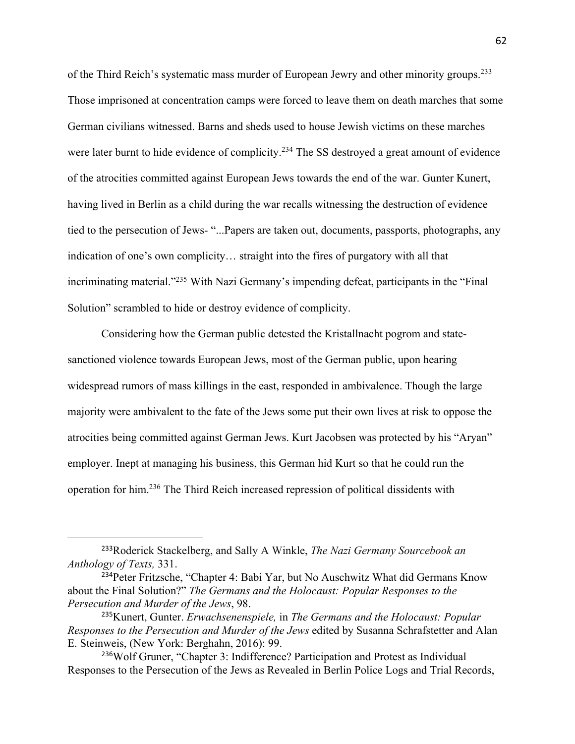of the Third Reich's systematic mass murder of European Jewry and other minority groups.[233] Those imprisoned at concentration camps were forced to leave them on death marches that some German civilians witnessed. Barns and sheds used to house Jewish victims on these marches were later burnt to hide evidence of complicity.[234] The SS destroyed a great amount of evidence of the atrocities committed against European Jews towards the end of the war. Gunter Kunert, having lived in Berlin as a child during the war recalls witnessing the destruction of evidence tied to the persecution of Jews- "...Papers are taken out, documents, passports, photographs, any indication of one's own complicity… straight into the fires of purgatory with all that incriminating material."[235] With Nazi Germany's impending defeat, participants in the "Final Solution" scrambled to hide or destroy evidence of complicity.

Considering how the German public detested the Kristallnacht pogrom and state-sanctioned violence towards European Jews, most of the German public, upon hearing widespread rumors of mass killings in the east, responded in ambivalence. Though the large majority were ambivalent to the fate of the Jews some put their own lives at risk to oppose the atrocities being committed against German Jews. Kurt Jacobsen was protected by his "Aryan" employer. Inept at managing his business, this German hid Kurt so that he could run the operation for him.[236] The Third Reich increased repression of political dissidents with

---

[233] Roderick Stackelberg, and Sally A Winkle, *The Nazi Germany Sourcebook an Anthology of Texts,* 331.

[234] Peter Fritzsche, "Chapter 4: Babi Yar, but No Auschwitz What did Germans Know about the Final Solution?" *The Germans and the Holocaust: Popular Responses to the Persecution and Murder of the Jews*, 98.

[235] Kunert, Gunter. *Erwachsenenspiele,* in *The Germans and the Holocaust: Popular Responses to the Persecution and Murder of the Jews* edited by Susanna Schrafstetter and Alan E. Steinweis, (New York: Berghahn, 2016): 99.

[236] Wolf Gruner, "Chapter 3: Indifference? Participation and Protest as Individual Responses to the Persecution of the Jews as Revealed in Berlin Police Logs and Trial Records,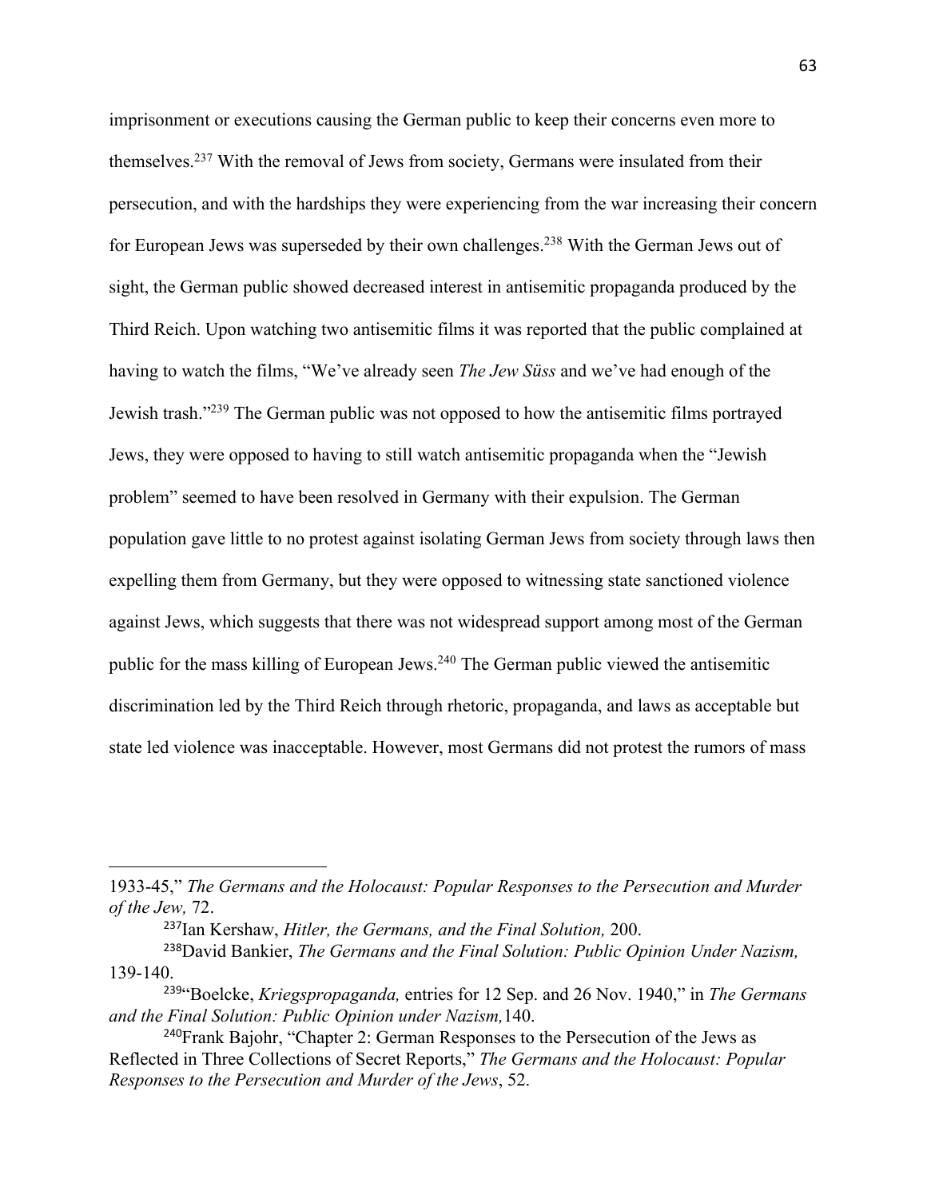imprisonment or executions causing the German public to keep their concerns even more to themselves.[237] With the removal of Jews from society, Germans were insulated from their persecution, and with the hardships they were experiencing from the war increasing their concern for European Jews was superseded by their own challenges.[238] With the German Jews out of sight, the German public showed decreased interest in antisemitic propaganda produced by the Third Reich. Upon watching two antisemitic films it was reported that the public complained at having to watch the films, "We've already seen *The Jew Süss* and we've had enough of the Jewish trash."[239] The German public was not opposed to how the antisemitic films portrayed Jews, they were opposed to having to still watch antisemitic propaganda when the "Jewish problem" seemed to have been resolved in Germany with their expulsion. The German population gave little to no protest against isolating German Jews from society through laws then expelling them from Germany, but they were opposed to witnessing state sanctioned violence against Jews, which suggests that there was not widespread support among most of the German public for the mass killing of European Jews.[240] The German public viewed the antisemitic discrimination led by the Third Reich through rhetoric, propaganda, and laws as acceptable but state led violence was inacceptable. However, most Germans did not protest the rumors of mass

---

1933-45," *The Germans and the Holocaust: Popular Responses to the Persecution and Murder of the Jew,* 72.

[237]Ian Kershaw, *Hitler, the Germans, and the Final Solution,* 200.

[238]David Bankier, *The Germans and the Final Solution: Public Opinion Under Nazism,* 139-140.

[239]"Boelcke, *Kriegspropaganda,* entries for 12 Sep. and 26 Nov. 1940," in *The Germans and the Final Solution: Public Opinion under Nazism,*140.

[240]Frank Bajohr, "Chapter 2: German Responses to the Persecution of the Jews as Reflected in Three Collections of Secret Reports," *The Germans and the Holocaust: Popular Responses to the Persecution and Murder of the Jews*, 52.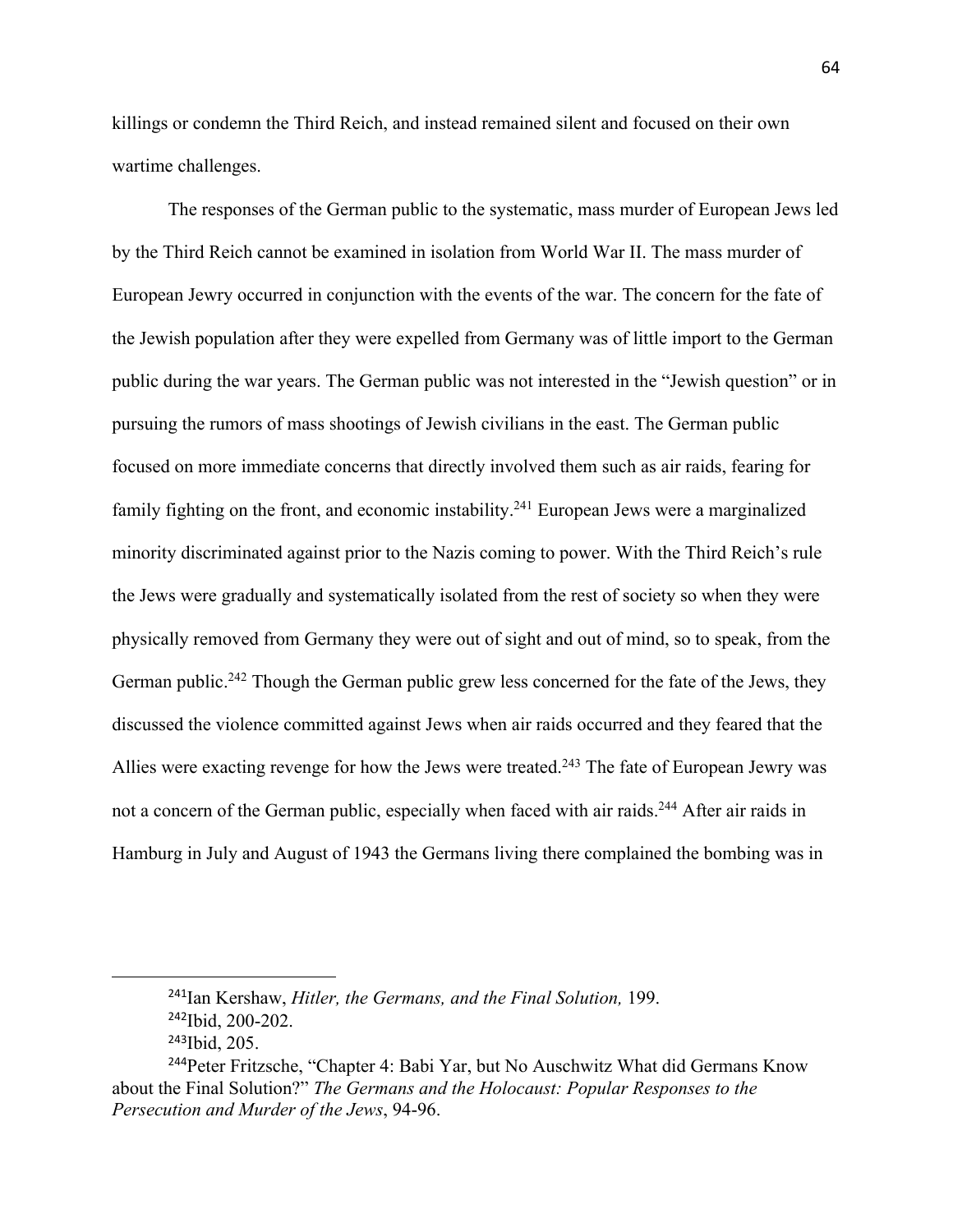killings or condemn the Third Reich, and instead remained silent and focused on their own wartime challenges.

The responses of the German public to the systematic, mass murder of European Jews led by the Third Reich cannot be examined in isolation from World War II. The mass murder of European Jewry occurred in conjunction with the events of the war. The concern for the fate of the Jewish population after they were expelled from Germany was of little import to the German public during the war years. The German public was not interested in the "Jewish question" or in pursuing the rumors of mass shootings of Jewish civilians in the east. The German public focused on more immediate concerns that directly involved them such as air raids, fearing for family fighting on the front, and economic instability.[241] European Jews were a marginalized minority discriminated against prior to the Nazis coming to power. With the Third Reich's rule the Jews were gradually and systematically isolated from the rest of society so when they were physically removed from Germany they were out of sight and out of mind, so to speak, from the German public.[242] Though the German public grew less concerned for the fate of the Jews, they discussed the violence committed against Jews when air raids occurred and they feared that the Allies were exacting revenge for how the Jews were treated.[243] The fate of European Jewry was not a concern of the German public, especially when faced with air raids.[244] After air raids in Hamburg in July and August of 1943 the Germans living there complained the bombing was in

---

[241]Ian Kershaw, *Hitler, the Germans, and the Final Solution,* 199.

[242]Ibid, 200-202.

[243]Ibid, 205.

[244]Peter Fritzsche, "Chapter 4: Babi Yar, but No Auschwitz What did Germans Know about the Final Solution?" *The Germans and the Holocaust: Popular Responses to the Persecution and Murder of the Jews*, 94-96.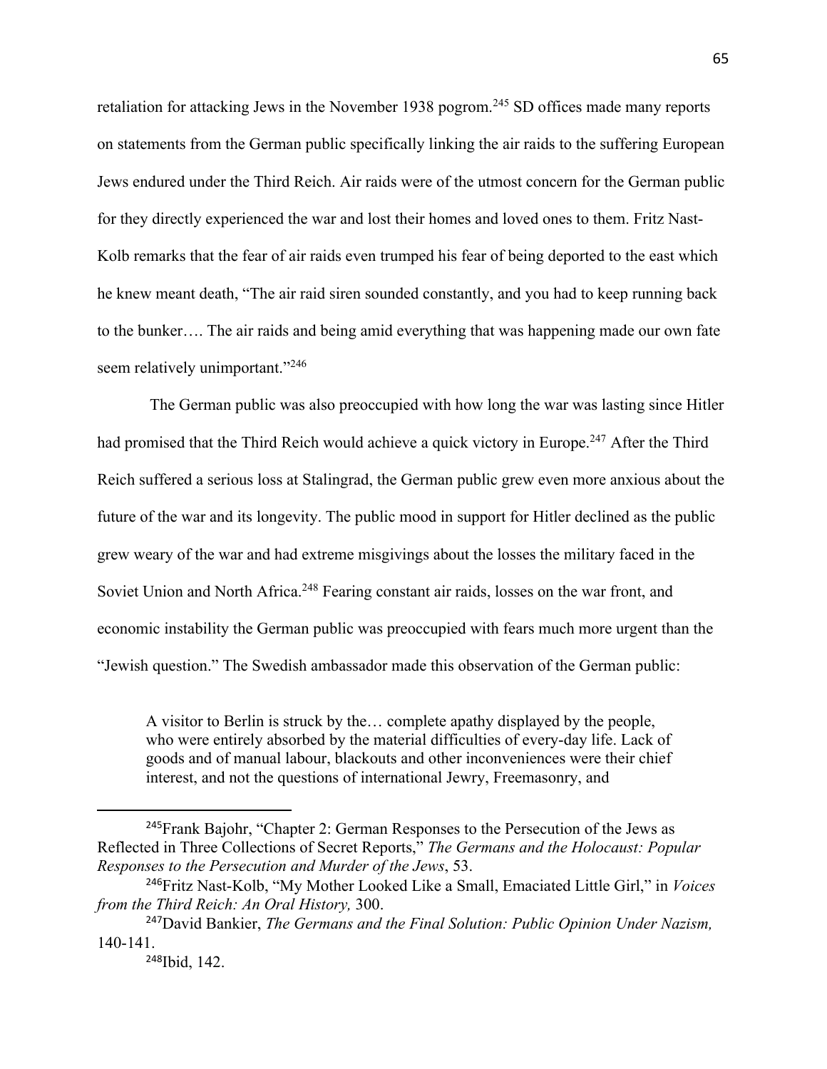retaliation for attacking Jews in the November 1938 pogrom.[245] SD offices made many reports on statements from the German public specifically linking the air raids to the suffering European Jews endured under the Third Reich. Air raids were of the utmost concern for the German public for they directly experienced the war and lost their homes and loved ones to them. Fritz Nast-Kolb remarks that the fear of air raids even trumped his fear of being deported to the east which he knew meant death, "The air raid siren sounded constantly, and you had to keep running back to the bunker…. The air raids and being amid everything that was happening made our own fate seem relatively unimportant."[246]

The German public was also preoccupied with how long the war was lasting since Hitler had promised that the Third Reich would achieve a quick victory in Europe.[247] After the Third Reich suffered a serious loss at Stalingrad, the German public grew even more anxious about the future of the war and its longevity. The public mood in support for Hitler declined as the public grew weary of the war and had extreme misgivings about the losses the military faced in the Soviet Union and North Africa.[248] Fearing constant air raids, losses on the war front, and economic instability the German public was preoccupied with fears much more urgent than the "Jewish question." The Swedish ambassador made this observation of the German public:

> A visitor to Berlin is struck by the… complete apathy displayed by the people, who were entirely absorbed by the material difficulties of every-day life. Lack of goods and of manual labour, blackouts and other inconveniences were their chief interest, and not the questions of international Jewry, Freemasonry, and

---

[245] Frank Bajohr, "Chapter 2: German Responses to the Persecution of the Jews as Reflected in Three Collections of Secret Reports," *The Germans and the Holocaust: Popular Responses to the Persecution and Murder of the Jews*, 53.

[246] Fritz Nast-Kolb, "My Mother Looked Like a Small, Emaciated Little Girl," in *Voices from the Third Reich: An Oral History,* 300.

[247] David Bankier, *The Germans and the Final Solution: Public Opinion Under Nazism,* 140-141.

[248] Ibid, 142.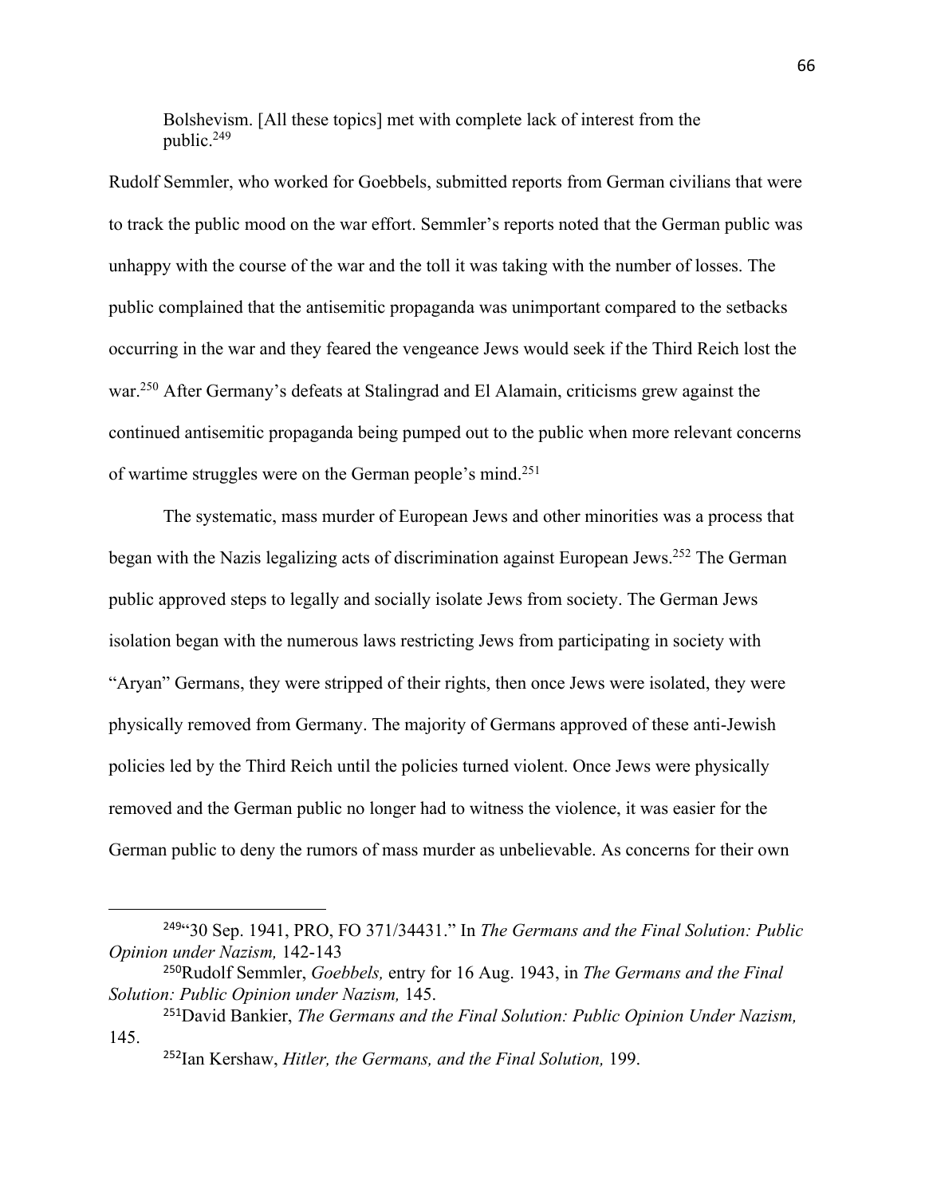> Bolshevism. [All these topics] met with complete lack of interest from the public.[249]

Rudolf Semmler, who worked for Goebbels, submitted reports from German civilians that were to track the public mood on the war effort. Semmler's reports noted that the German public was unhappy with the course of the war and the toll it was taking with the number of losses. The public complained that the antisemitic propaganda was unimportant compared to the setbacks occurring in the war and they feared the vengeance Jews would seek if the Third Reich lost the war.[250] After Germany's defeats at Stalingrad and El Alamain, criticisms grew against the continued antisemitic propaganda being pumped out to the public when more relevant concerns of wartime struggles were on the German people's mind.[251]

The systematic, mass murder of European Jews and other minorities was a process that began with the Nazis legalizing acts of discrimination against European Jews.[252] The German public approved steps to legally and socially isolate Jews from society. The German Jews isolation began with the numerous laws restricting Jews from participating in society with "Aryan" Germans, they were stripped of their rights, then once Jews were isolated, they were physically removed from Germany. The majority of Germans approved of these anti-Jewish policies led by the Third Reich until the policies turned violent. Once Jews were physically removed and the German public no longer had to witness the violence, it was easier for the German public to deny the rumors of mass murder as unbelievable. As concerns for their own

---

[249] "30 Sep. 1941, PRO, FO 371/34431." In *The Germans and the Final Solution: Public Opinion under Nazism,* 142-143

[250] Rudolf Semmler, *Goebbels,* entry for 16 Aug. 1943, in *The Germans and the Final Solution: Public Opinion under Nazism,* 145.

[251] David Bankier, *The Germans and the Final Solution: Public Opinion Under Nazism,* 145.

[252] Ian Kershaw, *Hitler, the Germans, and the Final Solution,* 199.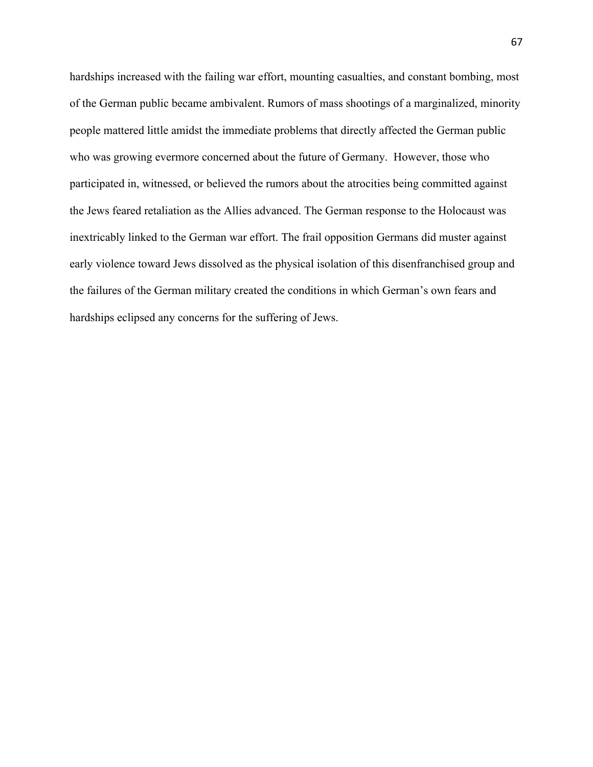hardships increased with the failing war effort, mounting casualties, and constant bombing, most of the German public became ambivalent. Rumors of mass shootings of a marginalized, minority people mattered little amidst the immediate problems that directly affected the German public who was growing evermore concerned about the future of Germany.  However, those who participated in, witnessed, or believed the rumors about the atrocities being committed against the Jews feared retaliation as the Allies advanced. The German response to the Holocaust was inextricably linked to the German war effort. The frail opposition Germans did muster against early violence toward Jews dissolved as the physical isolation of this disenfranchised group and the failures of the German military created the conditions in which German's own fears and hardships eclipsed any concerns for the suffering of Jews.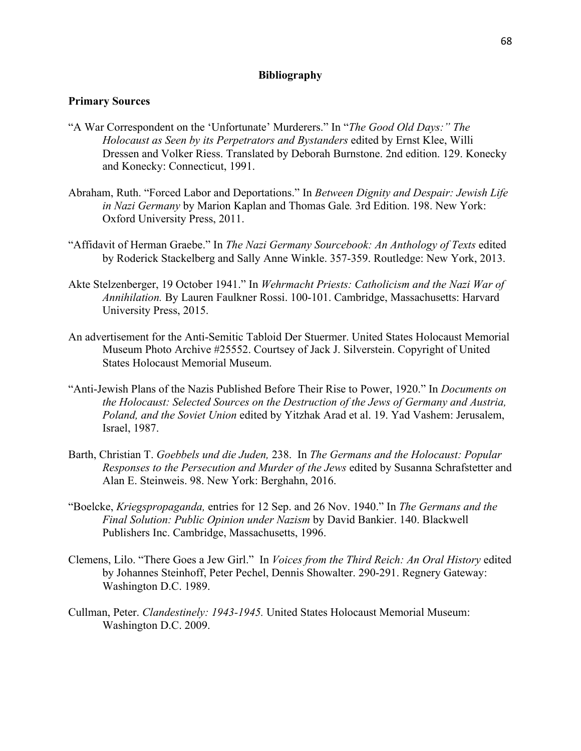## Bibliography

### Primary Sources

"A War Correspondent on the 'Unfortunate' Murderers." In "*The Good Old Days:" The Holocaust as Seen by its Perpetrators and Bystanders* edited by Ernst Klee, Willi Dressen and Volker Riess. Translated by Deborah Burnstone. 2nd edition. 129. Konecky and Konecky: Connecticut, 1991.

Abraham, Ruth. "Forced Labor and Deportations." In *Between Dignity and Despair: Jewish Life in Nazi Germany* by Marion Kaplan and Thomas Gale*.* 3rd Edition. 198. New York: Oxford University Press, 2011.

"Affidavit of Herman Graebe." In *The Nazi Germany Sourcebook: An Anthology of Texts* edited by Roderick Stackelberg and Sally Anne Winkle. 357-359. Routledge: New York, 2013.

Akte Stelzenberger, 19 October 1941." In *Wehrmacht Priests: Catholicism and the Nazi War of Annihilation.* By Lauren Faulkner Rossi. 100-101. Cambridge, Massachusetts: Harvard University Press, 2015.

An advertisement for the Anti-Semitic Tabloid Der Stuermer. United States Holocaust Memorial Museum Photo Archive #25552. Courtsey of Jack J. Silverstein. Copyright of United States Holocaust Memorial Museum.

"Anti-Jewish Plans of the Nazis Published Before Their Rise to Power, 1920." In *Documents on the Holocaust: Selected Sources on the Destruction of the Jews of Germany and Austria, Poland, and the Soviet Union* edited by Yitzhak Arad et al. 19. Yad Vashem: Jerusalem, Israel, 1987.

Barth, Christian T. *Goebbels und die Juden,* 238. In *The Germans and the Holocaust: Popular Responses to the Persecution and Murder of the Jews* edited by Susanna Schrafstetter and Alan E. Steinweis. 98. New York: Berghahn, 2016.

"Boelcke, *Kriegspropaganda,* entries for 12 Sep. and 26 Nov. 1940." In *The Germans and the Final Solution: Public Opinion under Nazism* by David Bankier. 140. Blackwell Publishers Inc. Cambridge, Massachusetts, 1996.

Clemens, Lilo. "There Goes a Jew Girl." In *Voices from the Third Reich: An Oral History* edited by Johannes Steinhoff, Peter Pechel, Dennis Showalter. 290-291. Regnery Gateway: Washington D.C. 1989.

Cullman, Peter. *Clandestinely: 1943-1945.* United States Holocaust Memorial Museum: Washington D.C. 2009.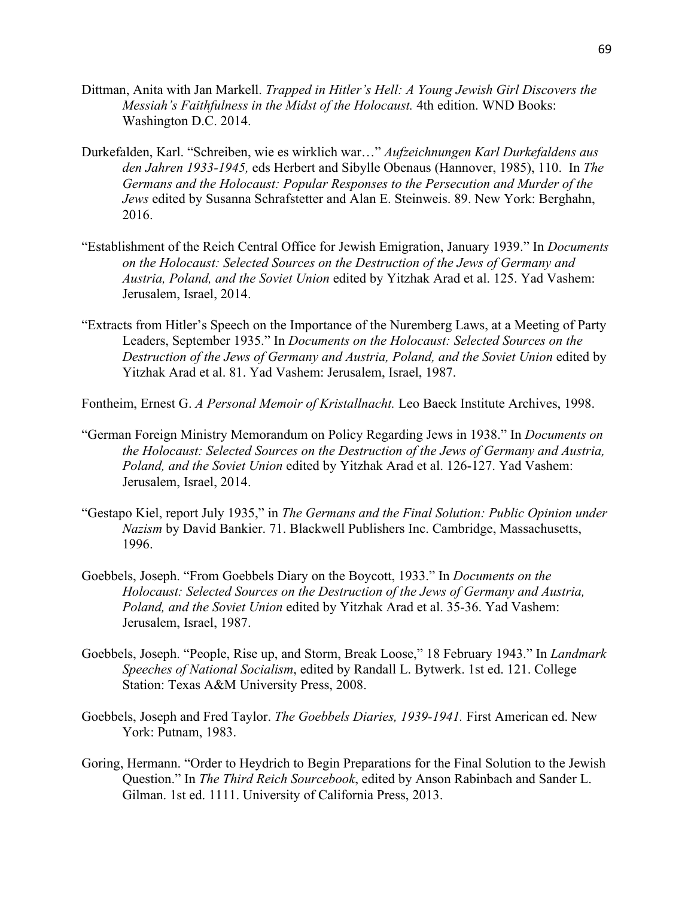Dittman, Anita with Jan Markell. *Trapped in Hitler's Hell: A Young Jewish Girl Discovers the Messiah's Faithfulness in the Midst of the Holocaust.* 4th edition. WND Books: Washington D.C. 2014.

Durkefalden, Karl. "Schreiben, wie es wirklich war…" *Aufzeichnungen Karl Durkefaldens aus den Jahren 1933-1945,* eds Herbert and Sibylle Obenaus (Hannover, 1985), 110. In *The Germans and the Holocaust: Popular Responses to the Persecution and Murder of the Jews* edited by Susanna Schrafstetter and Alan E. Steinweis. 89. New York: Berghahn, 2016.

"Establishment of the Reich Central Office for Jewish Emigration, January 1939." In *Documents on the Holocaust: Selected Sources on the Destruction of the Jews of Germany and Austria, Poland, and the Soviet Union* edited by Yitzhak Arad et al. 125. Yad Vashem: Jerusalem, Israel, 2014.

"Extracts from Hitler's Speech on the Importance of the Nuremberg Laws, at a Meeting of Party Leaders, September 1935." In *Documents on the Holocaust: Selected Sources on the Destruction of the Jews of Germany and Austria, Poland, and the Soviet Union* edited by Yitzhak Arad et al. 81. Yad Vashem: Jerusalem, Israel, 1987.

Fontheim, Ernest G. *A Personal Memoir of Kristallnacht.* Leo Baeck Institute Archives, 1998.

"German Foreign Ministry Memorandum on Policy Regarding Jews in 1938." In *Documents on the Holocaust: Selected Sources on the Destruction of the Jews of Germany and Austria, Poland, and the Soviet Union* edited by Yitzhak Arad et al. 126-127. Yad Vashem: Jerusalem, Israel, 2014.

"Gestapo Kiel, report July 1935," in *The Germans and the Final Solution: Public Opinion under Nazism* by David Bankier. 71. Blackwell Publishers Inc. Cambridge, Massachusetts, 1996.

Goebbels, Joseph. "From Goebbels Diary on the Boycott, 1933." In *Documents on the Holocaust: Selected Sources on the Destruction of the Jews of Germany and Austria, Poland, and the Soviet Union* edited by Yitzhak Arad et al. 35-36. Yad Vashem: Jerusalem, Israel, 1987.

Goebbels, Joseph. "People, Rise up, and Storm, Break Loose," 18 February 1943." In *Landmark Speeches of National Socialism*, edited by Randall L. Bytwerk. 1st ed. 121. College Station: Texas A&M University Press, 2008.

Goebbels, Joseph and Fred Taylor. *The Goebbels Diaries, 1939-1941.* First American ed. New York: Putnam, 1983.

Goring, Hermann. "Order to Heydrich to Begin Preparations for the Final Solution to the Jewish Question." In *The Third Reich Sourcebook*, edited by Anson Rabinbach and Sander L. Gilman. 1st ed. 1111. University of California Press, 2013.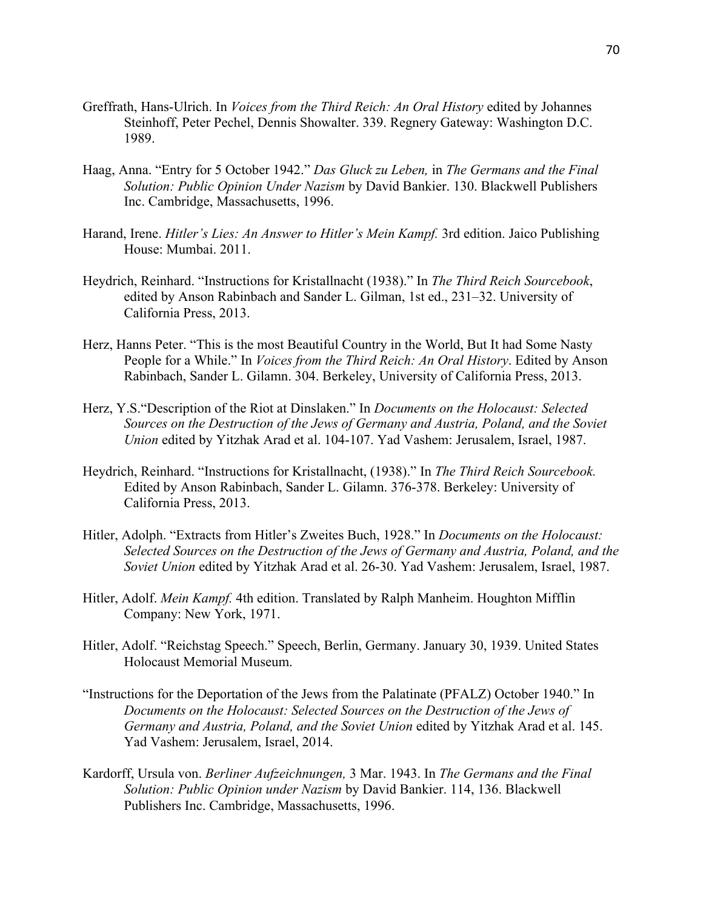Greffrath, Hans-Ulrich. In *Voices from the Third Reich: An Oral History* edited by Johannes Steinhoff, Peter Pechel, Dennis Showalter. 339. Regnery Gateway: Washington D.C. 1989.

Haag, Anna. "Entry for 5 October 1942." *Das Gluck zu Leben,* in *The Germans and the Final Solution: Public Opinion Under Nazism* by David Bankier. 130. Blackwell Publishers Inc. Cambridge, Massachusetts, 1996.

Harand, Irene. *Hitler's Lies: An Answer to Hitler's Mein Kampf.* 3rd edition. Jaico Publishing House: Mumbai. 2011.

Heydrich, Reinhard. "Instructions for Kristallnacht (1938)." In *The Third Reich Sourcebook*, edited by Anson Rabinbach and Sander L. Gilman, 1st ed., 231–32. University of California Press, 2013.

Herz, Hanns Peter. "This is the most Beautiful Country in the World, But It had Some Nasty People for a While." In *Voices from the Third Reich: An Oral History*. Edited by Anson Rabinbach, Sander L. Gilamn. 304. Berkeley, University of California Press, 2013.

Herz, Y.S."Description of the Riot at Dinslaken." In *Documents on the Holocaust: Selected Sources on the Destruction of the Jews of Germany and Austria, Poland, and the Soviet Union* edited by Yitzhak Arad et al. 104-107. Yad Vashem: Jerusalem, Israel, 1987.

Heydrich, Reinhard. "Instructions for Kristallnacht, (1938)." In *The Third Reich Sourcebook.* Edited by Anson Rabinbach, Sander L. Gilamn. 376-378. Berkeley: University of California Press, 2013.

Hitler, Adolph. "Extracts from Hitler's Zweites Buch, 1928." In *Documents on the Holocaust: Selected Sources on the Destruction of the Jews of Germany and Austria, Poland, and the Soviet Union* edited by Yitzhak Arad et al. 26-30. Yad Vashem: Jerusalem, Israel, 1987.

Hitler, Adolf. *Mein Kampf.* 4th edition. Translated by Ralph Manheim. Houghton Mifflin Company: New York, 1971.

Hitler, Adolf. "Reichstag Speech." Speech, Berlin, Germany. January 30, 1939. United States Holocaust Memorial Museum.

"Instructions for the Deportation of the Jews from the Palatinate (PFALZ) October 1940." In *Documents on the Holocaust: Selected Sources on the Destruction of the Jews of Germany and Austria, Poland, and the Soviet Union* edited by Yitzhak Arad et al. 145. Yad Vashem: Jerusalem, Israel, 2014.

Kardorff, Ursula von. *Berliner Aufzeichnungen,* 3 Mar. 1943. In *The Germans and the Final Solution: Public Opinion under Nazism* by David Bankier. 114, 136. Blackwell Publishers Inc. Cambridge, Massachusetts, 1996.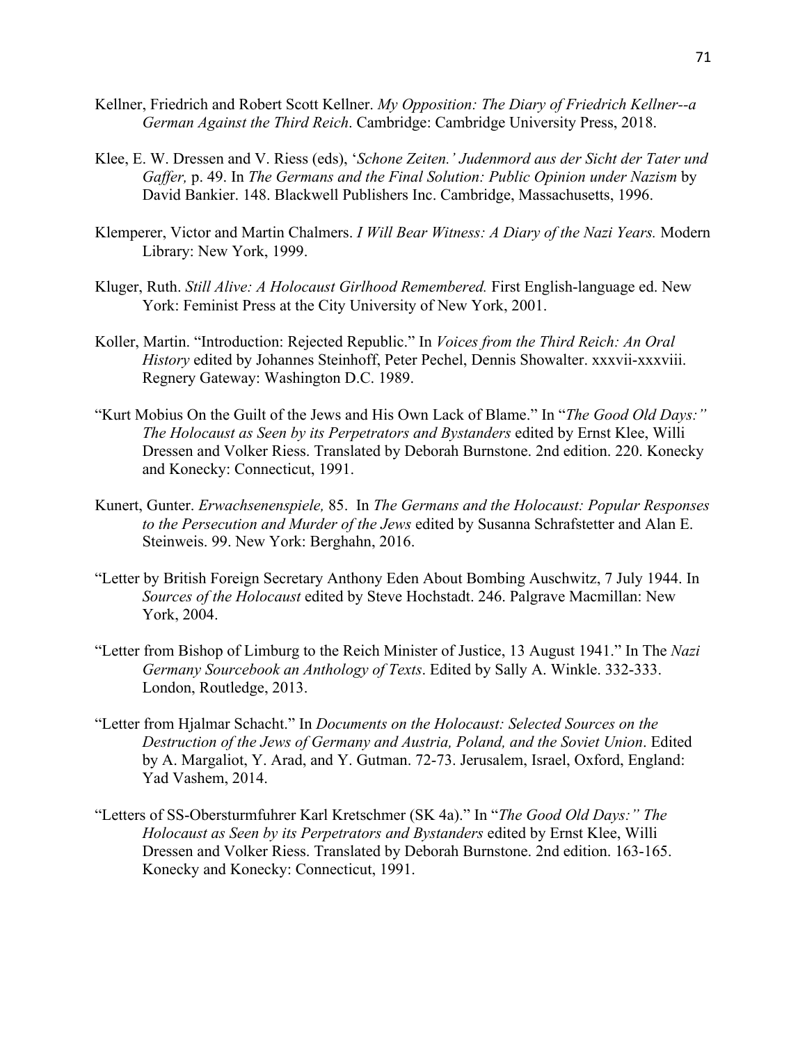Kellner, Friedrich and Robert Scott Kellner. *My Opposition: The Diary of Friedrich Kellner--a German Against the Third Reich*. Cambridge: Cambridge University Press, 2018.

Klee, E. W. Dressen and V. Riess (eds), '*Schone Zeiten.' Judenmord aus der Sicht der Tater und Gaffer,* p. 49. In *The Germans and the Final Solution: Public Opinion under Nazism* by David Bankier. 148. Blackwell Publishers Inc. Cambridge, Massachusetts, 1996.

Klemperer, Victor and Martin Chalmers. *I Will Bear Witness: A Diary of the Nazi Years.* Modern Library: New York, 1999.

Kluger, Ruth. *Still Alive: A Holocaust Girlhood Remembered.* First English-language ed. New York: Feminist Press at the City University of New York, 2001.

Koller, Martin. "Introduction: Rejected Republic." In *Voices from the Third Reich: An Oral History* edited by Johannes Steinhoff, Peter Pechel, Dennis Showalter. xxxvii-xxxviii. Regnery Gateway: Washington D.C. 1989.

"Kurt Mobius On the Guilt of the Jews and His Own Lack of Blame." In "*The Good Old Days:" The Holocaust as Seen by its Perpetrators and Bystanders* edited by Ernst Klee, Willi Dressen and Volker Riess. Translated by Deborah Burnstone. 2nd edition. 220. Konecky and Konecky: Connecticut, 1991.

Kunert, Gunter. *Erwachsenenspiele,* 85. In *The Germans and the Holocaust: Popular Responses to the Persecution and Murder of the Jews* edited by Susanna Schrafstetter and Alan E. Steinweis. 99. New York: Berghahn, 2016.

"Letter by British Foreign Secretary Anthony Eden About Bombing Auschwitz, 7 July 1944. In *Sources of the Holocaust* edited by Steve Hochstadt. 246. Palgrave Macmillan: New York, 2004.

"Letter from Bishop of Limburg to the Reich Minister of Justice, 13 August 1941." In The *Nazi Germany Sourcebook an Anthology of Texts*. Edited by Sally A. Winkle. 332-333. London, Routledge, 2013.

"Letter from Hjalmar Schacht." In *Documents on the Holocaust: Selected Sources on the Destruction of the Jews of Germany and Austria, Poland, and the Soviet Union*. Edited by A. Margaliot, Y. Arad, and Y. Gutman. 72-73. Jerusalem, Israel, Oxford, England: Yad Vashem, 2014.

"Letters of SS-Obersturmfuhrer Karl Kretschmer (SK 4a)." In "*The Good Old Days:" The Holocaust as Seen by its Perpetrators and Bystanders* edited by Ernst Klee, Willi Dressen and Volker Riess. Translated by Deborah Burnstone. 2nd edition. 163-165. Konecky and Konecky: Connecticut, 1991.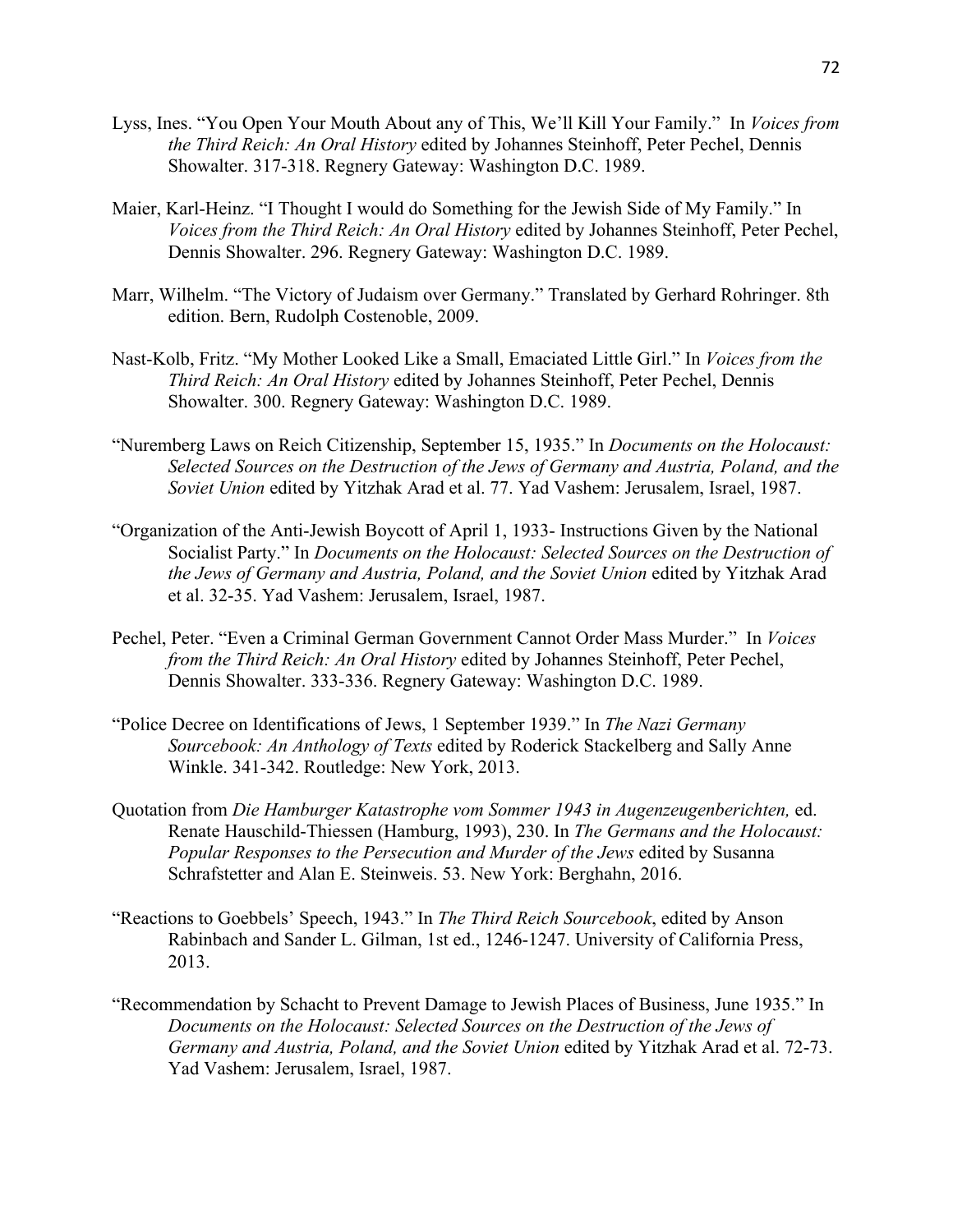Lyss, Ines. “You Open Your Mouth About any of This, We’ll Kill Your Family.” In *Voices from the Third Reich: An Oral History* edited by Johannes Steinhoff, Peter Pechel, Dennis Showalter. 317-318. Regnery Gateway: Washington D.C. 1989.

Maier, Karl-Heinz. “I Thought I would do Something for the Jewish Side of My Family.” In *Voices from the Third Reich: An Oral History* edited by Johannes Steinhoff, Peter Pechel, Dennis Showalter. 296. Regnery Gateway: Washington D.C. 1989.

Marr, Wilhelm. “The Victory of Judaism over Germany.” Translated by Gerhard Rohringer. 8th edition. Bern, Rudolph Costenoble, 2009.

Nast-Kolb, Fritz. “My Mother Looked Like a Small, Emaciated Little Girl.” In *Voices from the Third Reich: An Oral History* edited by Johannes Steinhoff, Peter Pechel, Dennis Showalter. 300. Regnery Gateway: Washington D.C. 1989.

“Nuremberg Laws on Reich Citizenship, September 15, 1935.” In *Documents on the Holocaust: Selected Sources on the Destruction of the Jews of Germany and Austria, Poland, and the Soviet Union* edited by Yitzhak Arad et al. 77. Yad Vashem: Jerusalem, Israel, 1987.

“Organization of the Anti-Jewish Boycott of April 1, 1933- Instructions Given by the National Socialist Party.” In *Documents on the Holocaust: Selected Sources on the Destruction of the Jews of Germany and Austria, Poland, and the Soviet Union* edited by Yitzhak Arad et al. 32-35. Yad Vashem: Jerusalem, Israel, 1987.

Pechel, Peter. “Even a Criminal German Government Cannot Order Mass Murder.” In *Voices from the Third Reich: An Oral History* edited by Johannes Steinhoff, Peter Pechel, Dennis Showalter. 333-336. Regnery Gateway: Washington D.C. 1989.

“Police Decree on Identifications of Jews, 1 September 1939.” In *The Nazi Germany Sourcebook: An Anthology of Texts* edited by Roderick Stackelberg and Sally Anne Winkle. 341-342. Routledge: New York, 2013.

Quotation from *Die Hamburger Katastrophe vom Sommer 1943 in Augenzeugenberichten,* ed. Renate Hauschild-Thiessen (Hamburg, 1993), 230. In *The Germans and the Holocaust: Popular Responses to the Persecution and Murder of the Jews* edited by Susanna Schrafstetter and Alan E. Steinweis. 53. New York: Berghahn, 2016.

“Reactions to Goebbels’ Speech, 1943.” In *The Third Reich Sourcebook*, edited by Anson Rabinbach and Sander L. Gilman, 1st ed., 1246-1247. University of California Press, 2013.

“Recommendation by Schacht to Prevent Damage to Jewish Places of Business, June 1935.” In *Documents on the Holocaust: Selected Sources on the Destruction of the Jews of Germany and Austria, Poland, and the Soviet Union* edited by Yitzhak Arad et al. 72-73. Yad Vashem: Jerusalem, Israel, 1987.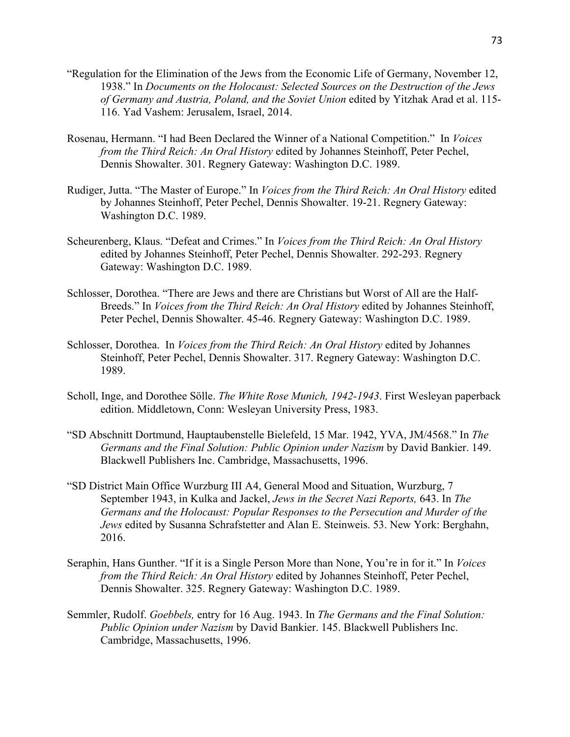“Regulation for the Elimination of the Jews from the Economic Life of Germany, November 12, 1938.” In *Documents on the Holocaust: Selected Sources on the Destruction of the Jews of Germany and Austria, Poland, and the Soviet Union* edited by Yitzhak Arad et al. 115-116. Yad Vashem: Jerusalem, Israel, 2014.

Rosenau, Hermann. “I had Been Declared the Winner of a National Competition.” In *Voices from the Third Reich: An Oral History* edited by Johannes Steinhoff, Peter Pechel, Dennis Showalter. 301. Regnery Gateway: Washington D.C. 1989.

Rudiger, Jutta. “The Master of Europe.” In *Voices from the Third Reich: An Oral History* edited by Johannes Steinhoff, Peter Pechel, Dennis Showalter. 19-21. Regnery Gateway: Washington D.C. 1989.

Scheurenberg, Klaus. “Defeat and Crimes.” In *Voices from the Third Reich: An Oral History* edited by Johannes Steinhoff, Peter Pechel, Dennis Showalter. 292-293. Regnery Gateway: Washington D.C. 1989.

Schlosser, Dorothea. “There are Jews and there are Christians but Worst of All are the Half-Breeds.” In *Voices from the Third Reich: An Oral History* edited by Johannes Steinhoff, Peter Pechel, Dennis Showalter. 45-46. Regnery Gateway: Washington D.C. 1989.

Schlosser, Dorothea. In *Voices from the Third Reich: An Oral History* edited by Johannes Steinhoff, Peter Pechel, Dennis Showalter. 317. Regnery Gateway: Washington D.C. 1989.

Scholl, Inge, and Dorothee Sölle. *The White Rose Munich, 1942-1943*. First Wesleyan paperback edition. Middletown, Conn: Wesleyan University Press, 1983.

“SD Abschnitt Dortmund, Hauptaubenstelle Bielefeld, 15 Mar. 1942, YVA, JM/4568.” In *The Germans and the Final Solution: Public Opinion under Nazism* by David Bankier. 149. Blackwell Publishers Inc. Cambridge, Massachusetts, 1996.

“SD District Main Office Wurzburg III A4, General Mood and Situation, Wurzburg, 7 September 1943, in Kulka and Jackel, *Jews in the Secret Nazi Reports,* 643. In *The Germans and the Holocaust: Popular Responses to the Persecution and Murder of the Jews* edited by Susanna Schrafstetter and Alan E. Steinweis. 53. New York: Berghahn, 2016.

Seraphin, Hans Gunther. “If it is a Single Person More than None, You’re in for it.” In *Voices from the Third Reich: An Oral History* edited by Johannes Steinhoff, Peter Pechel, Dennis Showalter. 325. Regnery Gateway: Washington D.C. 1989.

Semmler, Rudolf. *Goebbels,* entry for 16 Aug. 1943. In *The Germans and the Final Solution: Public Opinion under Nazism* by David Bankier. 145. Blackwell Publishers Inc. Cambridge, Massachusetts, 1996.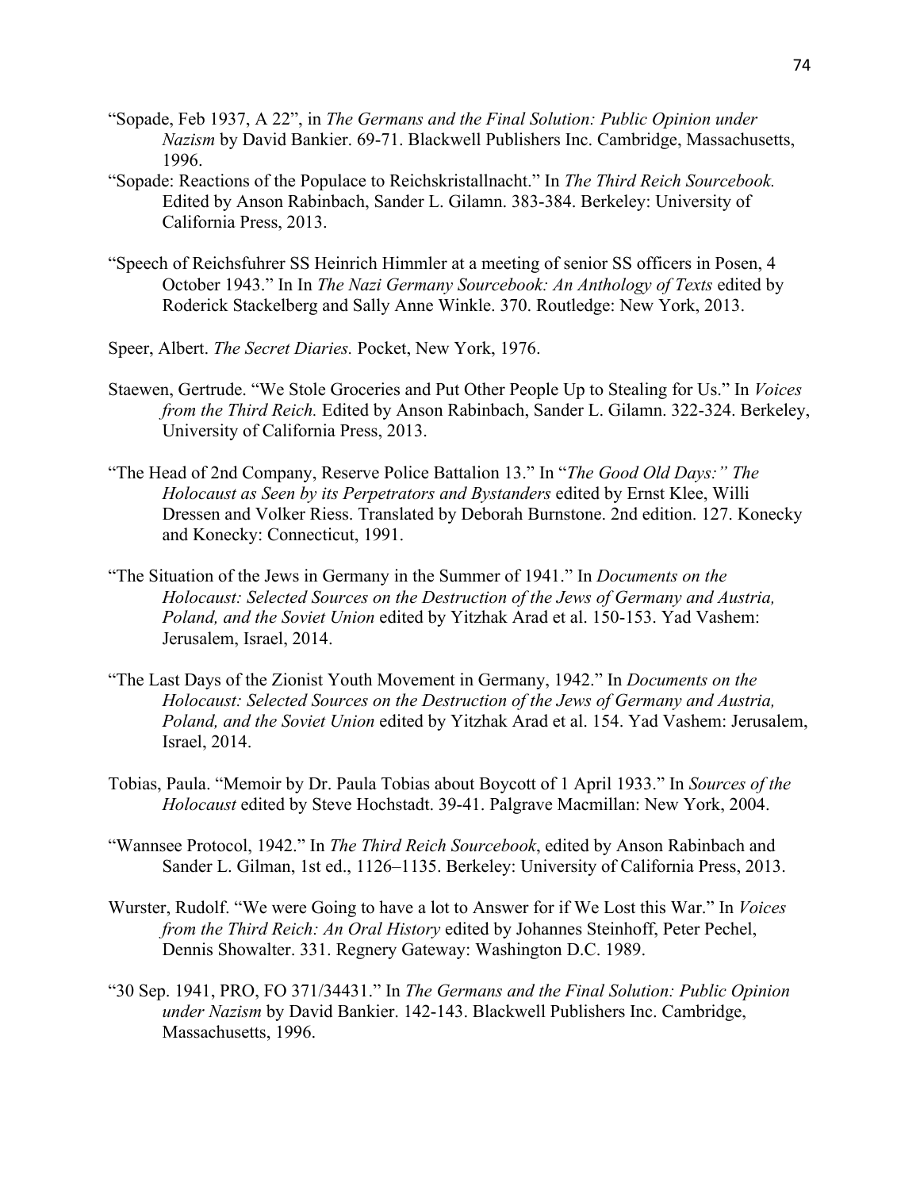"Sopade, Feb 1937, A 22", in *The Germans and the Final Solution: Public Opinion under Nazism* by David Bankier. 69-71. Blackwell Publishers Inc. Cambridge, Massachusetts, 1996.

"Sopade: Reactions of the Populace to Reichskristallnacht." In *The Third Reich Sourcebook.* Edited by Anson Rabinbach, Sander L. Gilamn. 383-384. Berkeley: University of California Press, 2013.

"Speech of Reichsfuhrer SS Heinrich Himmler at a meeting of senior SS officers in Posen, 4 October 1943." In In *The Nazi Germany Sourcebook: An Anthology of Texts* edited by Roderick Stackelberg and Sally Anne Winkle. 370. Routledge: New York, 2013.

Speer, Albert. *The Secret Diaries.* Pocket, New York, 1976.

Staewen, Gertrude. "We Stole Groceries and Put Other People Up to Stealing for Us." In *Voices from the Third Reich.* Edited by Anson Rabinbach, Sander L. Gilamn. 322-324. Berkeley, University of California Press, 2013.

"The Head of 2nd Company, Reserve Police Battalion 13." In "*The Good Old Days:" The Holocaust as Seen by its Perpetrators and Bystanders* edited by Ernst Klee, Willi Dressen and Volker Riess. Translated by Deborah Burnstone. 2nd edition. 127. Konecky and Konecky: Connecticut, 1991.

"The Situation of the Jews in Germany in the Summer of 1941." In *Documents on the Holocaust: Selected Sources on the Destruction of the Jews of Germany and Austria, Poland, and the Soviet Union* edited by Yitzhak Arad et al. 150-153. Yad Vashem: Jerusalem, Israel, 2014.

"The Last Days of the Zionist Youth Movement in Germany, 1942." In *Documents on the Holocaust: Selected Sources on the Destruction of the Jews of Germany and Austria, Poland, and the Soviet Union* edited by Yitzhak Arad et al. 154. Yad Vashem: Jerusalem, Israel, 2014.

Tobias, Paula. "Memoir by Dr. Paula Tobias about Boycott of 1 April 1933." In *Sources of the Holocaust* edited by Steve Hochstadt. 39-41. Palgrave Macmillan: New York, 2004.

"Wannsee Protocol, 1942." In *The Third Reich Sourcebook*, edited by Anson Rabinbach and Sander L. Gilman, 1st ed., 1126–1135. Berkeley: University of California Press, 2013.

Wurster, Rudolf. "We were Going to have a lot to Answer for if We Lost this War." In *Voices from the Third Reich: An Oral History* edited by Johannes Steinhoff, Peter Pechel, Dennis Showalter. 331. Regnery Gateway: Washington D.C. 1989.

"30 Sep. 1941, PRO, FO 371/34431." In *The Germans and the Final Solution: Public Opinion under Nazism* by David Bankier. 142-143. Blackwell Publishers Inc. Cambridge, Massachusetts, 1996.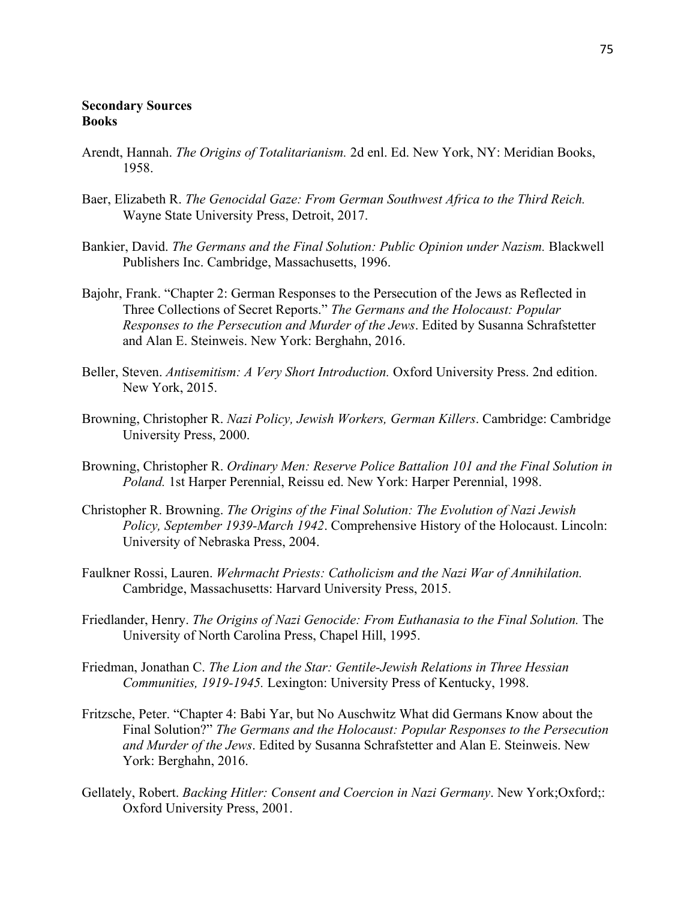**Secondary Sources**
**Books**

Arendt, Hannah. *The Origins of Totalitarianism.* 2d enl. Ed. New York, NY: Meridian Books, 1958.

Baer, Elizabeth R. *The Genocidal Gaze: From German Southwest Africa to the Third Reich.* Wayne State University Press, Detroit, 2017.

Bankier, David. *The Germans and the Final Solution: Public Opinion under Nazism.* Blackwell Publishers Inc. Cambridge, Massachusetts, 1996.

Bajohr, Frank. "Chapter 2: German Responses to the Persecution of the Jews as Reflected in Three Collections of Secret Reports." *The Germans and the Holocaust: Popular Responses to the Persecution and Murder of the Jews*. Edited by Susanna Schrafstetter and Alan E. Steinweis. New York: Berghahn, 2016.

Beller, Steven. *Antisemitism: A Very Short Introduction.* Oxford University Press. 2nd edition. New York, 2015.

Browning, Christopher R. *Nazi Policy, Jewish Workers, German Killers*. Cambridge: Cambridge University Press, 2000.

Browning, Christopher R. *Ordinary Men: Reserve Police Battalion 101 and the Final Solution in Poland.* 1st Harper Perennial, Reissu ed. New York: Harper Perennial, 1998.

Christopher R. Browning. *The Origins of the Final Solution: The Evolution of Nazi Jewish Policy, September 1939-March 1942*. Comprehensive History of the Holocaust. Lincoln: University of Nebraska Press, 2004.

Faulkner Rossi, Lauren. *Wehrmacht Priests: Catholicism and the Nazi War of Annihilation.* Cambridge, Massachusetts: Harvard University Press, 2015.

Friedlander, Henry. *The Origins of Nazi Genocide: From Euthanasia to the Final Solution.* The University of North Carolina Press, Chapel Hill, 1995.

Friedman, Jonathan C. *The Lion and the Star: Gentile-Jewish Relations in Three Hessian Communities, 1919-1945.* Lexington: University Press of Kentucky, 1998.

Fritzsche, Peter. "Chapter 4: Babi Yar, but No Auschwitz What did Germans Know about the Final Solution?" *The Germans and the Holocaust: Popular Responses to the Persecution and Murder of the Jews*. Edited by Susanna Schrafstetter and Alan E. Steinweis. New York: Berghahn, 2016.

Gellately, Robert. *Backing Hitler: Consent and Coercion in Nazi Germany*. New York;Oxford;: Oxford University Press, 2001.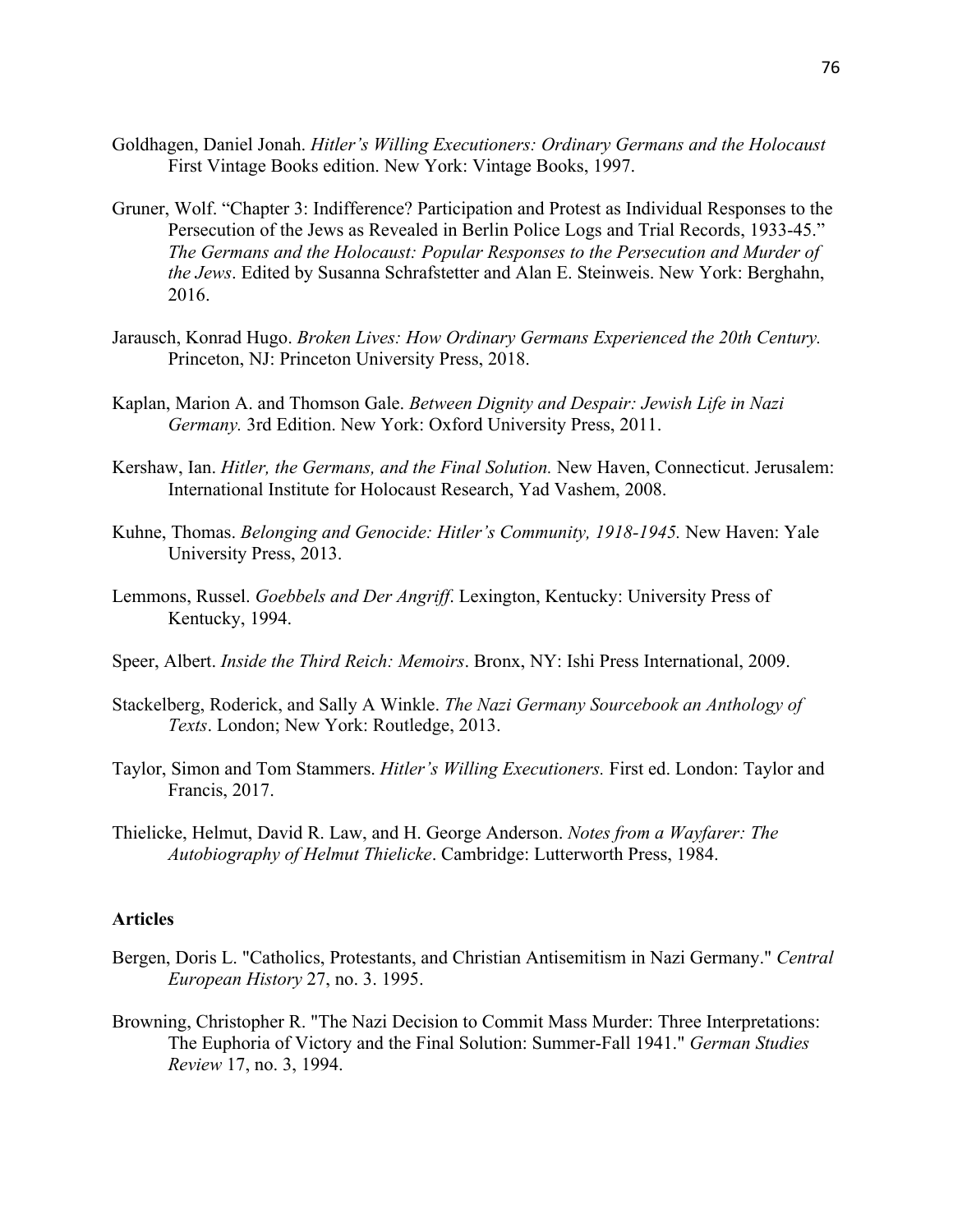Goldhagen, Daniel Jonah. *Hitler's Willing Executioners: Ordinary Germans and the Holocaust* First Vintage Books edition. New York: Vintage Books, 1997.

Gruner, Wolf. "Chapter 3: Indifference? Participation and Protest as Individual Responses to the Persecution of the Jews as Revealed in Berlin Police Logs and Trial Records, 1933-45." *The Germans and the Holocaust: Popular Responses to the Persecution and Murder of the Jews*. Edited by Susanna Schrafstetter and Alan E. Steinweis. New York: Berghahn, 2016.

Jarausch, Konrad Hugo. *Broken Lives: How Ordinary Germans Experienced the 20th Century.* Princeton, NJ: Princeton University Press, 2018.

Kaplan, Marion A. and Thomson Gale. *Between Dignity and Despair: Jewish Life in Nazi Germany.* 3rd Edition. New York: Oxford University Press, 2011.

Kershaw, Ian. *Hitler, the Germans, and the Final Solution.* New Haven, Connecticut. Jerusalem: International Institute for Holocaust Research, Yad Vashem, 2008.

Kuhne, Thomas. *Belonging and Genocide: Hitler's Community, 1918-1945.* New Haven: Yale University Press, 2013.

Lemmons, Russel. *Goebbels and Der Angriff*. Lexington, Kentucky: University Press of Kentucky, 1994.

Speer, Albert. *Inside the Third Reich: Memoirs*. Bronx, NY: Ishi Press International, 2009.

Stackelberg, Roderick, and Sally A Winkle. *The Nazi Germany Sourcebook an Anthology of Texts*. London; New York: Routledge, 2013.

Taylor, Simon and Tom Stammers. *Hitler's Willing Executioners.* First ed. London: Taylor and Francis, 2017.

Thielicke, Helmut, David R. Law, and H. George Anderson. *Notes from a Wayfarer: The Autobiography of Helmut Thielicke*. Cambridge: Lutterworth Press, 1984.

### Articles

Bergen, Doris L. "Catholics, Protestants, and Christian Antisemitism in Nazi Germany." *Central European History* 27, no. 3. 1995.

Browning, Christopher R. "The Nazi Decision to Commit Mass Murder: Three Interpretations: The Euphoria of Victory and the Final Solution: Summer-Fall 1941." *German Studies Review* 17, no. 3, 1994.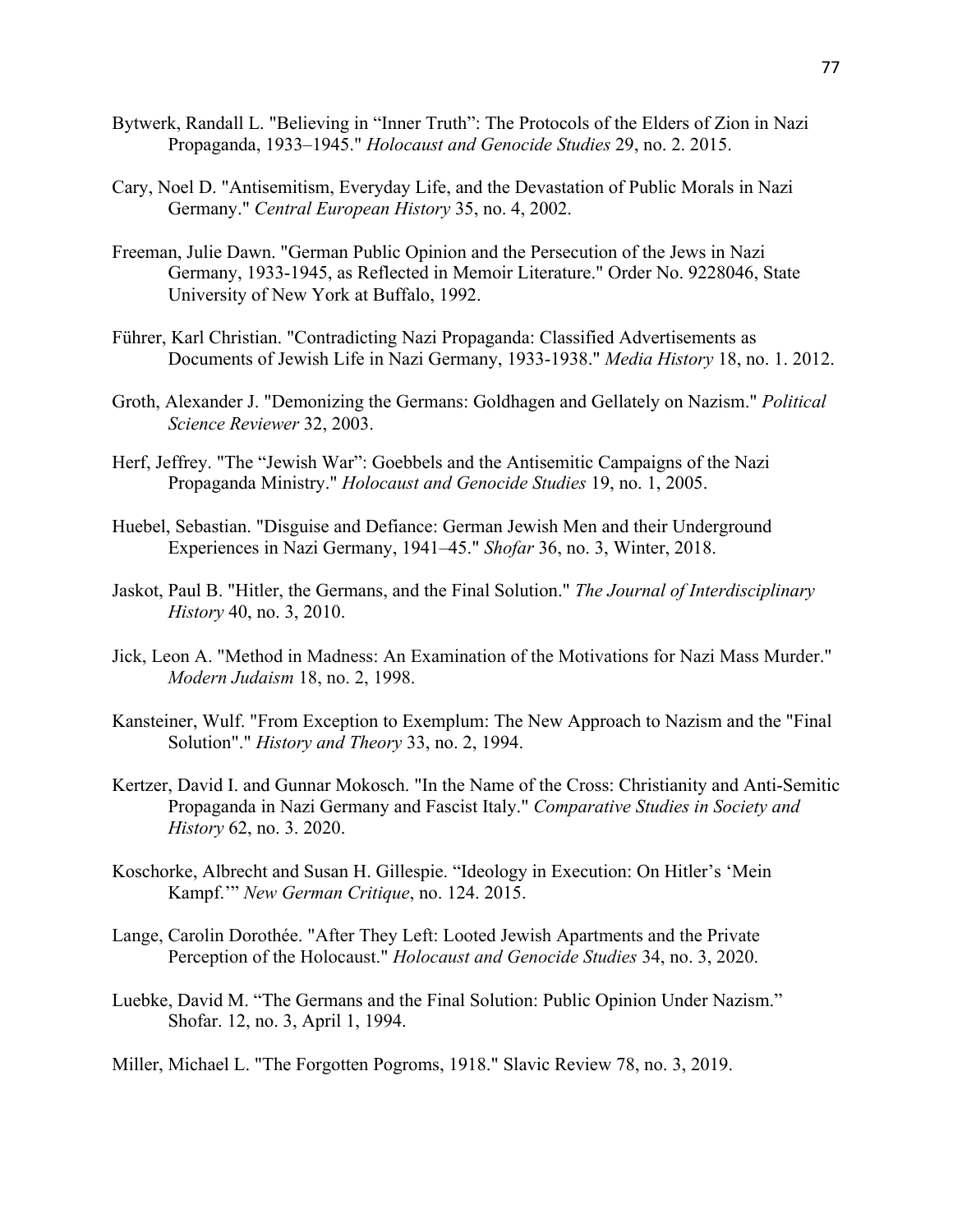Bytwerk, Randall L. "Believing in "Inner Truth": The Protocols of the Elders of Zion in Nazi Propaganda, 1933–1945." *Holocaust and Genocide Studies* 29, no. 2. 2015.

Cary, Noel D. "Antisemitism, Everyday Life, and the Devastation of Public Morals in Nazi Germany." *Central European History* 35, no. 4, 2002.

Freeman, Julie Dawn. "German Public Opinion and the Persecution of the Jews in Nazi Germany, 1933-1945, as Reflected in Memoir Literature." Order No. 9228046, State University of New York at Buffalo, 1992.

Führer, Karl Christian. "Contradicting Nazi Propaganda: Classified Advertisements as Documents of Jewish Life in Nazi Germany, 1933-1938." *Media History* 18, no. 1. 2012.

Groth, Alexander J. "Demonizing the Germans: Goldhagen and Gellately on Nazism." *Political Science Reviewer* 32, 2003.

Herf, Jeffrey. "The "Jewish War": Goebbels and the Antisemitic Campaigns of the Nazi Propaganda Ministry." *Holocaust and Genocide Studies* 19, no. 1, 2005.

Huebel, Sebastian. "Disguise and Defiance: German Jewish Men and their Underground Experiences in Nazi Germany, 1941–45." *Shofar* 36, no. 3, Winter, 2018.

Jaskot, Paul B. "Hitler, the Germans, and the Final Solution." *The Journal of Interdisciplinary History* 40, no. 3, 2010.

Jick, Leon A. "Method in Madness: An Examination of the Motivations for Nazi Mass Murder." *Modern Judaism* 18, no. 2, 1998.

Kansteiner, Wulf. "From Exception to Exemplum: The New Approach to Nazism and the "Final Solution"." *History and Theory* 33, no. 2, 1994.

Kertzer, David I. and Gunnar Mokosch. "In the Name of the Cross: Christianity and Anti-Semitic Propaganda in Nazi Germany and Fascist Italy." *Comparative Studies in Society and History* 62, no. 3. 2020.

Koschorke, Albrecht and Susan H. Gillespie. "Ideology in Execution: On Hitler's 'Mein Kampf.'" *New German Critique*, no. 124. 2015.

Lange, Carolin Dorothée. "After They Left: Looted Jewish Apartments and the Private Perception of the Holocaust." *Holocaust and Genocide Studies* 34, no. 3, 2020.

Luebke, David M. "The Germans and the Final Solution: Public Opinion Under Nazism." Shofar. 12, no. 3, April 1, 1994.

Miller, Michael L. "The Forgotten Pogroms, 1918." Slavic Review 78, no. 3, 2019.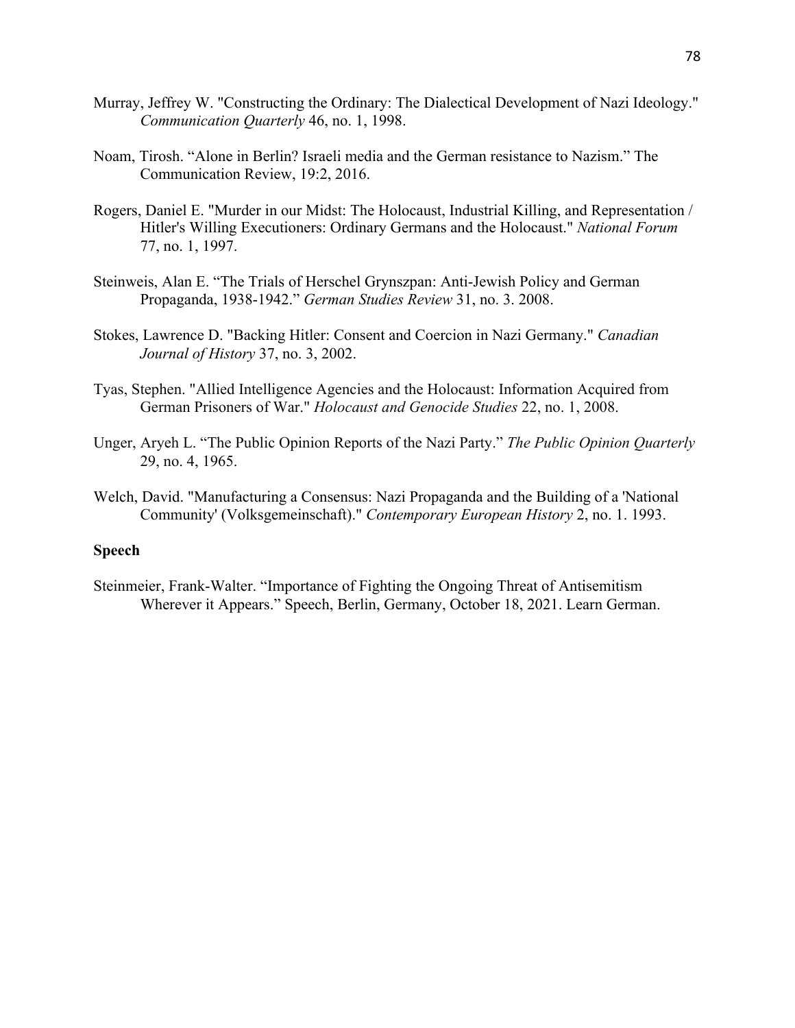Murray, Jeffrey W. "Constructing the Ordinary: The Dialectical Development of Nazi Ideology." *Communication Quarterly* 46, no. 1, 1998.

Noam, Tirosh. "Alone in Berlin? Israeli media and the German resistance to Nazism." The Communication Review, 19:2, 2016.

Rogers, Daniel E. "Murder in our Midst: The Holocaust, Industrial Killing, and Representation / Hitler's Willing Executioners: Ordinary Germans and the Holocaust." *National Forum* 77, no. 1, 1997.

Steinweis, Alan E. "The Trials of Herschel Grynszpan: Anti-Jewish Policy and German Propaganda, 1938-1942." *German Studies Review* 31, no. 3. 2008.

Stokes, Lawrence D. "Backing Hitler: Consent and Coercion in Nazi Germany." *Canadian Journal of History* 37, no. 3, 2002.

Tyas, Stephen. "Allied Intelligence Agencies and the Holocaust: Information Acquired from German Prisoners of War." *Holocaust and Genocide Studies* 22, no. 1, 2008.

Unger, Aryeh L. "The Public Opinion Reports of the Nazi Party." *The Public Opinion Quarterly* 29, no. 4, 1965.

Welch, David. "Manufacturing a Consensus: Nazi Propaganda and the Building of a 'National Community' (Volksgemeinschaft)." *Contemporary European History* 2, no. 1. 1993.

**Speech**

Steinmeier, Frank-Walter. "Importance of Fighting the Ongoing Threat of Antisemitism Wherever it Appears." Speech, Berlin, Germany, October 18, 2021. Learn German.